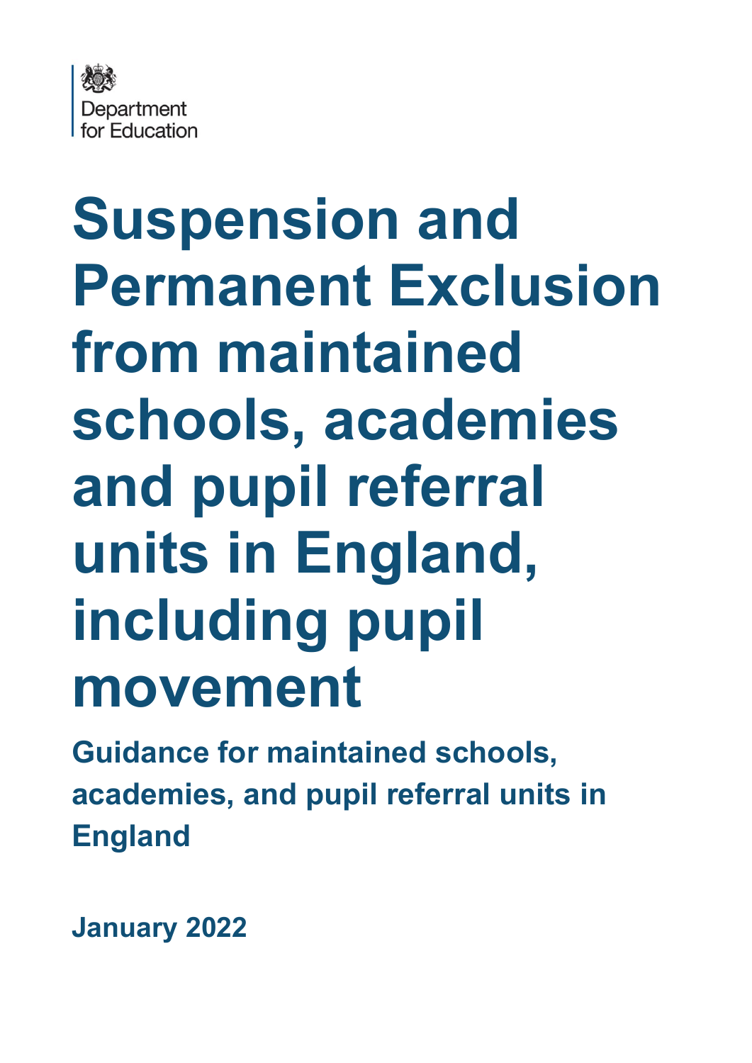Department for Education

# Suspension and Permanent Exclusion from maintained schools, academies and pupil referral units in England, including pupil movement

## Guidance for maintained schools, academies, and pupil referral units in England

**January 2022**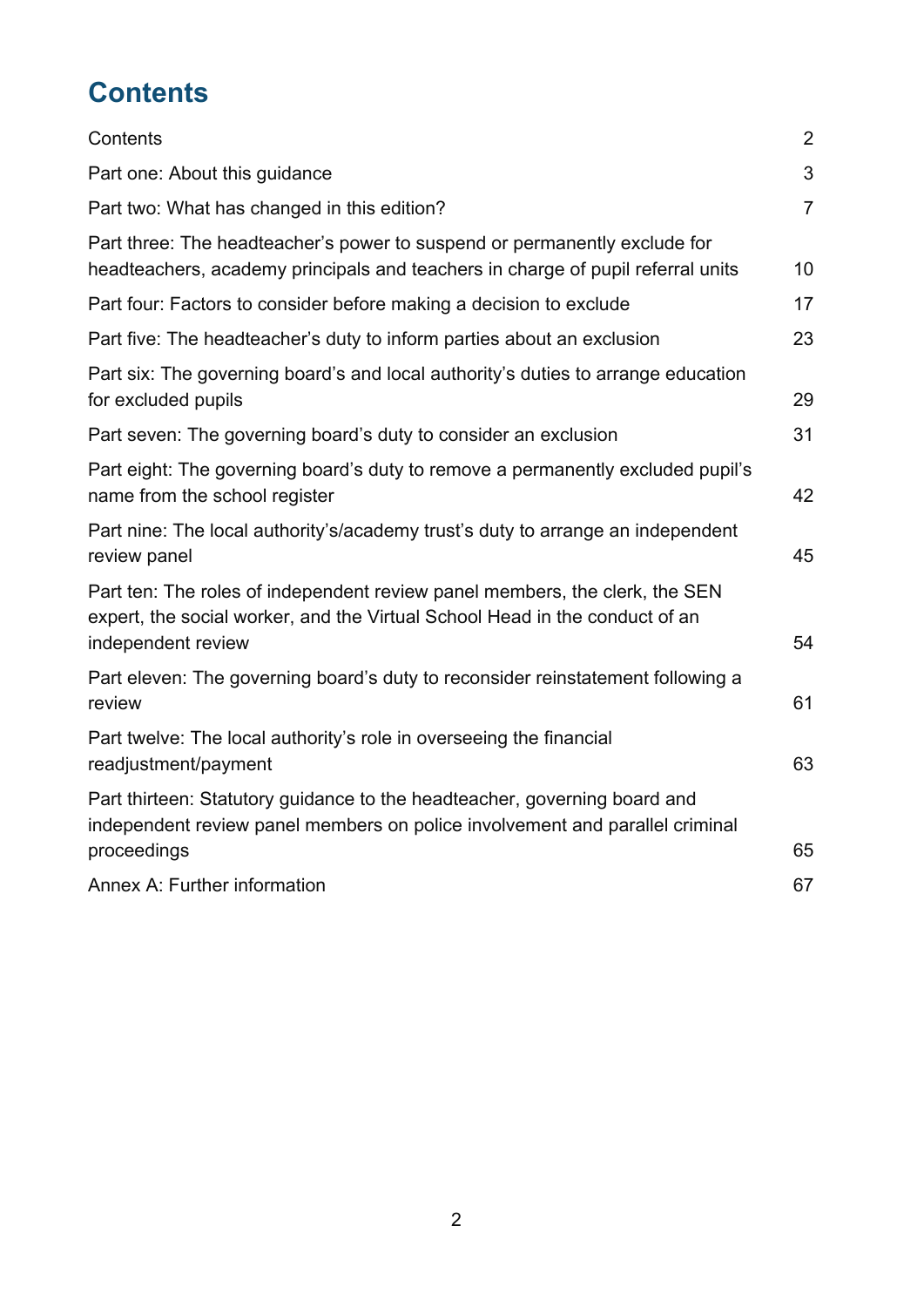# Contents

| | |
|---|---|
| Contents | 2 |
| Part one: About this guidance | 3 |
| Part two: What has changed in this edition? | 7 |
| Part three: The headteacher's power to suspend or permanently exclude for headteachers, academy principals and teachers in charge of pupil referral units | 10 |
| Part four: Factors to consider before making a decision to exclude | 17 |
| Part five: The headteacher's duty to inform parties about an exclusion | 23 |
| Part six: The governing board's and local authority's duties to arrange education for excluded pupils | 29 |
| Part seven: The governing board's duty to consider an exclusion | 31 |
| Part eight: The governing board's duty to remove a permanently excluded pupil's name from the school register | 42 |
| Part nine: The local authority's/academy trust's duty to arrange an independent review panel | 45 |
| Part ten: The roles of independent review panel members, the clerk, the SEN expert, the social worker, and the Virtual School Head in the conduct of an independent review | 54 |
| Part eleven: The governing board's duty to reconsider reinstatement following a review | 61 |
| Part twelve: The local authority's role in overseeing the financial readjustment/payment | 63 |
| Part thirteen: Statutory guidance to the headteacher, governing board and independent review panel members on police involvement and parallel criminal proceedings | 65 |
| Annex A: Further information | 67 |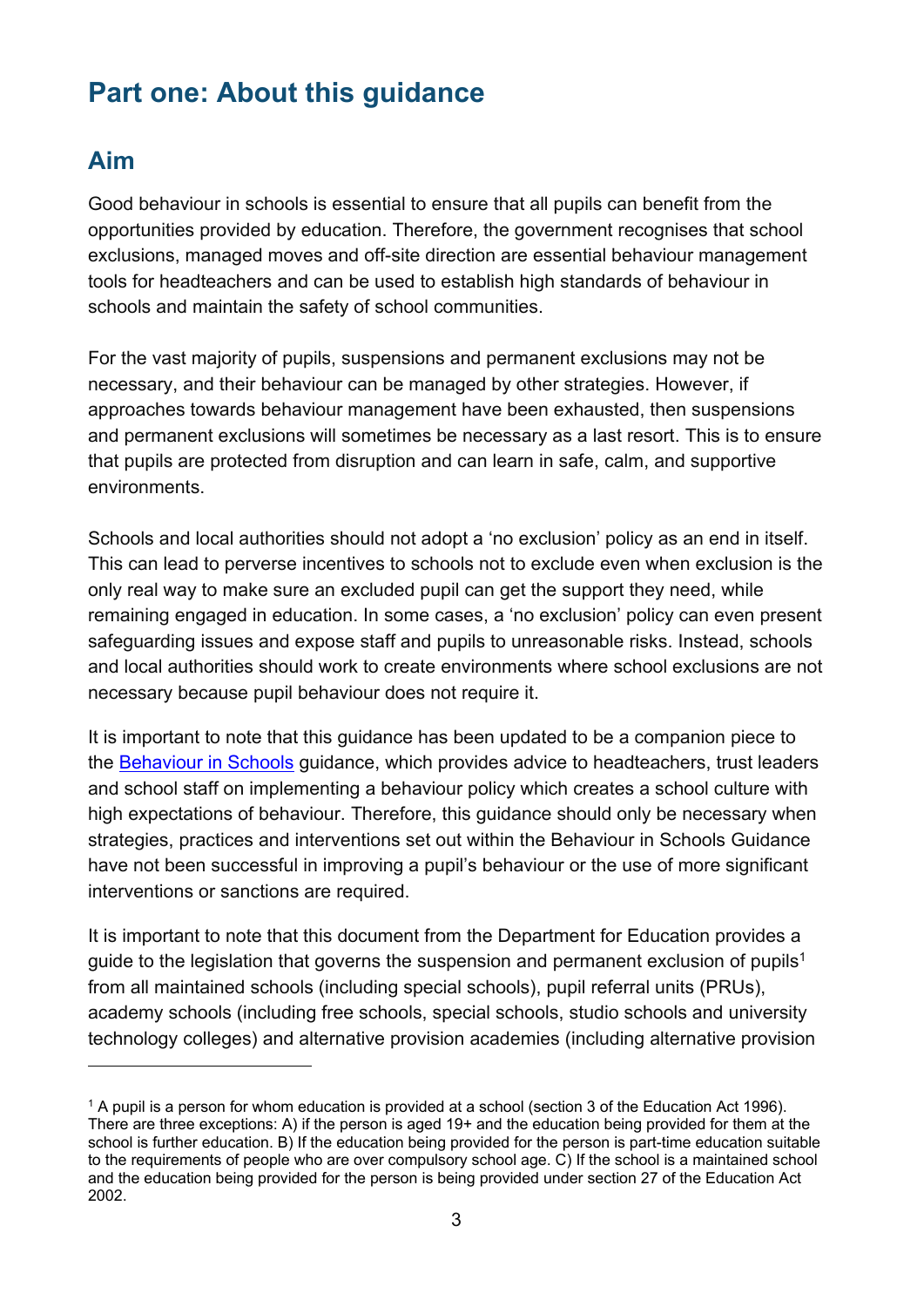# Part one: About this guidance

## Aim

Good behaviour in schools is essential to ensure that all pupils can benefit from the opportunities provided by education. Therefore, the government recognises that school exclusions, managed moves and off-site direction are essential behaviour management tools for headteachers and can be used to establish high standards of behaviour in schools and maintain the safety of school communities.

For the vast majority of pupils, suspensions and permanent exclusions may not be necessary, and their behaviour can be managed by other strategies. However, if approaches towards behaviour management have been exhausted, then suspensions and permanent exclusions will sometimes be necessary as a last resort. This is to ensure that pupils are protected from disruption and can learn in safe, calm, and supportive environments.

Schools and local authorities should not adopt a 'no exclusion' policy as an end in itself. This can lead to perverse incentives to schools not to exclude even when exclusion is the only real way to make sure an excluded pupil can get the support they need, while remaining engaged in education. In some cases, a 'no exclusion' policy can even present safeguarding issues and expose staff and pupils to unreasonable risks. Instead, schools and local authorities should work to create environments where school exclusions are not necessary because pupil behaviour does not require it.

It is important to note that this guidance has been updated to be a companion piece to the Behaviour in Schools guidance, which provides advice to headteachers, trust leaders and school staff on implementing a behaviour policy which creates a school culture with high expectations of behaviour. Therefore, this guidance should only be necessary when strategies, practices and interventions set out within the Behaviour in Schools Guidance have not been successful in improving a pupil's behaviour or the use of more significant interventions or sanctions are required.

It is important to note that this document from the Department for Education provides a guide to the legislation that governs the suspension and permanent exclusion of pupils[1] from all maintained schools (including special schools), pupil referral units (PRUs), academy schools (including free schools, special schools, studio schools and university technology colleges) and alternative provision academies (including alternative provision

---

[1] A pupil is a person for whom education is provided at a school (section 3 of the Education Act 1996). There are three exceptions: A) if the person is aged 19+ and the education being provided for them at the school is further education. B) If the education being provided for the person is part-time education suitable to the requirements of people who are over compulsory school age. C) If the school is a maintained school and the education being provided for the person is being provided under section 27 of the Education Act 2002.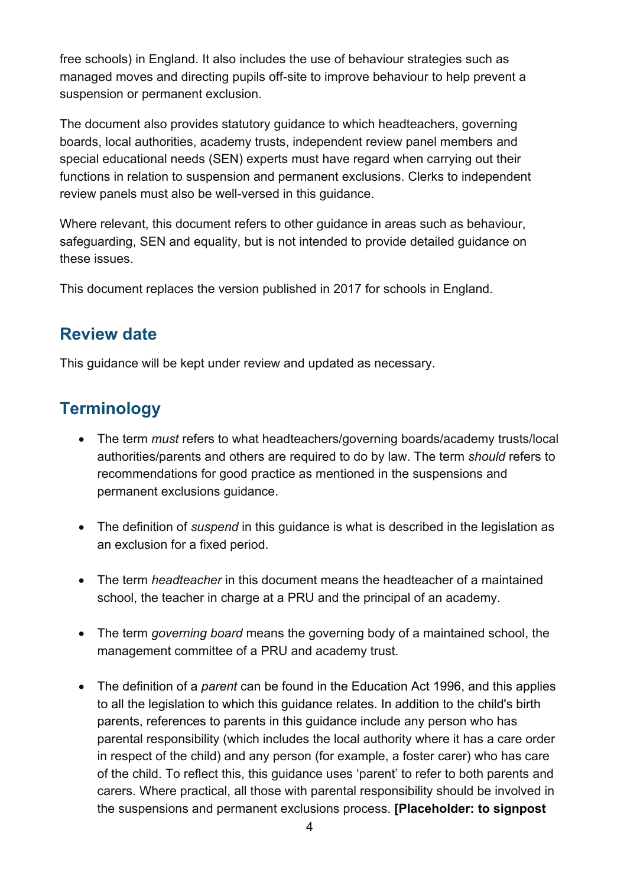free schools) in England. It also includes the use of behaviour strategies such as managed moves and directing pupils off-site to improve behaviour to help prevent a suspension or permanent exclusion.

The document also provides statutory guidance to which headteachers, governing boards, local authorities, academy trusts, independent review panel members and special educational needs (SEN) experts must have regard when carrying out their functions in relation to suspension and permanent exclusions. Clerks to independent review panels must also be well-versed in this guidance.

Where relevant, this document refers to other guidance in areas such as behaviour, safeguarding, SEN and equality, but is not intended to provide detailed guidance on these issues.

This document replaces the version published in 2017 for schools in England.

## Review date

This guidance will be kept under review and updated as necessary.

## Terminology

- The term *must* refers to what headteachers/governing boards/academy trusts/local authorities/parents and others are required to do by law. The term *should* refers to recommendations for good practice as mentioned in the suspensions and permanent exclusions guidance.

- The definition of *suspend* in this guidance is what is described in the legislation as an exclusion for a fixed period.

- The term *headteacher* in this document means the headteacher of a maintained school, the teacher in charge at a PRU and the principal of an academy.

- The term *governing board* means the governing body of a maintained school, the management committee of a PRU and academy trust.

- The definition of a *parent* can be found in the Education Act 1996, and this applies to all the legislation to which this guidance relates. In addition to the child's birth parents, references to parents in this guidance include any person who has parental responsibility (which includes the local authority where it has a care order in respect of the child) and any person (for example, a foster carer) who has care of the child. To reflect this, this guidance uses 'parent' to refer to both parents and carers. Where practical, all those with parental responsibility should be involved in the suspensions and permanent exclusions process. **[Placeholder: to signpost**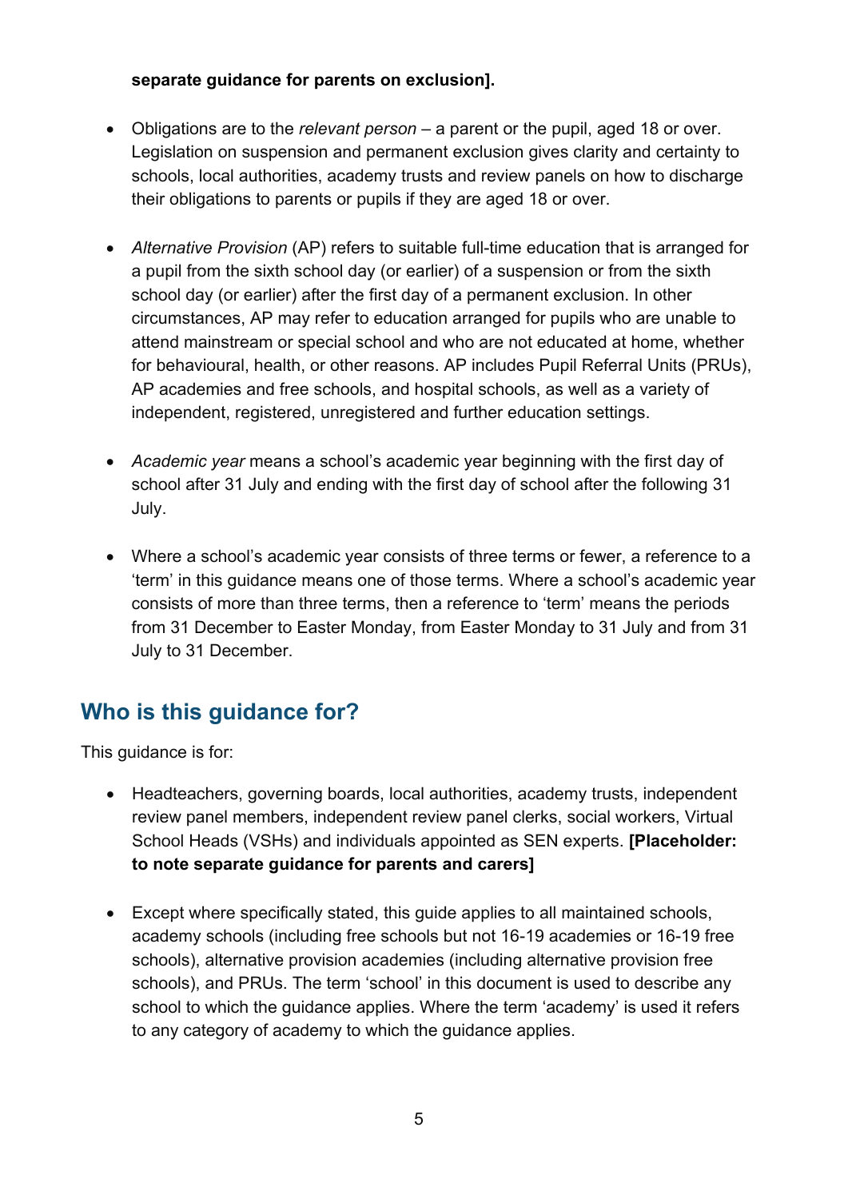**separate guidance for parents on exclusion].**

- Obligations are to the *relevant person* – a parent or the pupil, aged 18 or over. Legislation on suspension and permanent exclusion gives clarity and certainty to schools, local authorities, academy trusts and review panels on how to discharge their obligations to parents or pupils if they are aged 18 or over.

- *Alternative Provision* (AP) refers to suitable full-time education that is arranged for a pupil from the sixth school day (or earlier) of a suspension or from the sixth school day (or earlier) after the first day of a permanent exclusion. In other circumstances, AP may refer to education arranged for pupils who are unable to attend mainstream or special school and who are not educated at home, whether for behavioural, health, or other reasons. AP includes Pupil Referral Units (PRUs), AP academies and free schools, and hospital schools, as well as a variety of independent, registered, unregistered and further education settings.

- *Academic year* means a school's academic year beginning with the first day of school after 31 July and ending with the first day of school after the following 31 July.

- Where a school's academic year consists of three terms or fewer, a reference to a 'term' in this guidance means one of those terms. Where a school's academic year consists of more than three terms, then a reference to 'term' means the periods from 31 December to Easter Monday, from Easter Monday to 31 July and from 31 July to 31 December.

## Who is this guidance for?

This guidance is for:

- Headteachers, governing boards, local authorities, academy trusts, independent review panel members, independent review panel clerks, social workers, Virtual School Heads (VSHs) and individuals appointed as SEN experts. **[Placeholder: to note separate guidance for parents and carers]**

- Except where specifically stated, this guide applies to all maintained schools, academy schools (including free schools but not 16-19 academies or 16-19 free schools), alternative provision academies (including alternative provision free schools), and PRUs. The term 'school' in this document is used to describe any school to which the guidance applies. Where the term 'academy' is used it refers to any category of academy to which the guidance applies.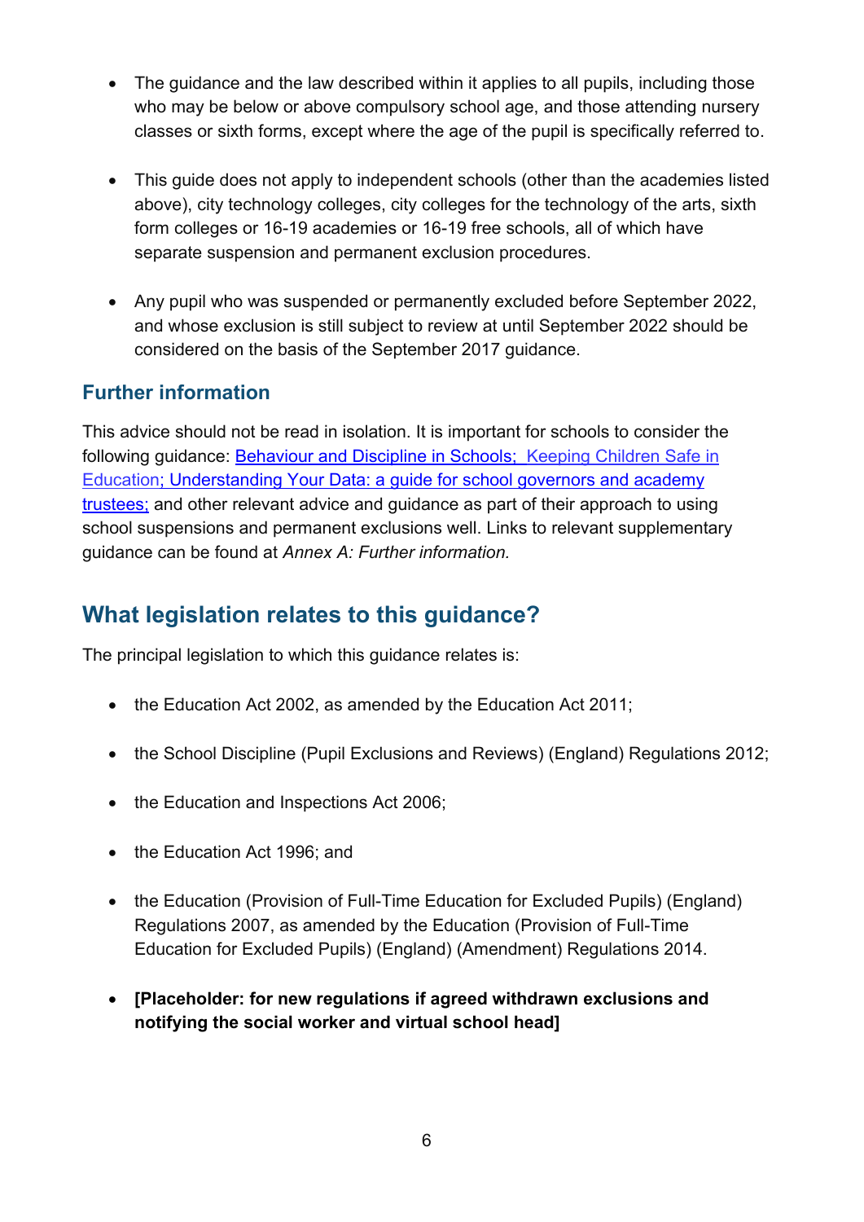- The guidance and the law described within it applies to all pupils, including those who may be below or above compulsory school age, and those attending nursery classes or sixth forms, except where the age of the pupil is specifically referred to.

- This guide does not apply to independent schools (other than the academies listed above), city technology colleges, city colleges for the technology of the arts, sixth form colleges or 16-19 academies or 16-19 free schools, all of which have separate suspension and permanent exclusion procedures.

- Any pupil who was suspended or permanently excluded before September 2022, and whose exclusion is still subject to review at until September 2022 should be considered on the basis of the September 2017 guidance.

### Further information

This advice should not be read in isolation. It is important for schools to consider the following guidance: Behaviour and Discipline in Schools; Keeping Children Safe in Education; Understanding Your Data: a guide for school governors and academy trustees; and other relevant advice and guidance as part of their approach to using school suspensions and permanent exclusions well. Links to relevant supplementary guidance can be found at *Annex A: Further information.*

## What legislation relates to this guidance?

The principal legislation to which this guidance relates is:

- the Education Act 2002, as amended by the Education Act 2011;

- the School Discipline (Pupil Exclusions and Reviews) (England) Regulations 2012;

- the Education and Inspections Act 2006;

- the Education Act 1996; and

- the Education (Provision of Full-Time Education for Excluded Pupils) (England) Regulations 2007, as amended by the Education (Provision of Full-Time Education for Excluded Pupils) (England) (Amendment) Regulations 2014.

- **[Placeholder: for new regulations if agreed withdrawn exclusions and notifying the social worker and virtual school head]**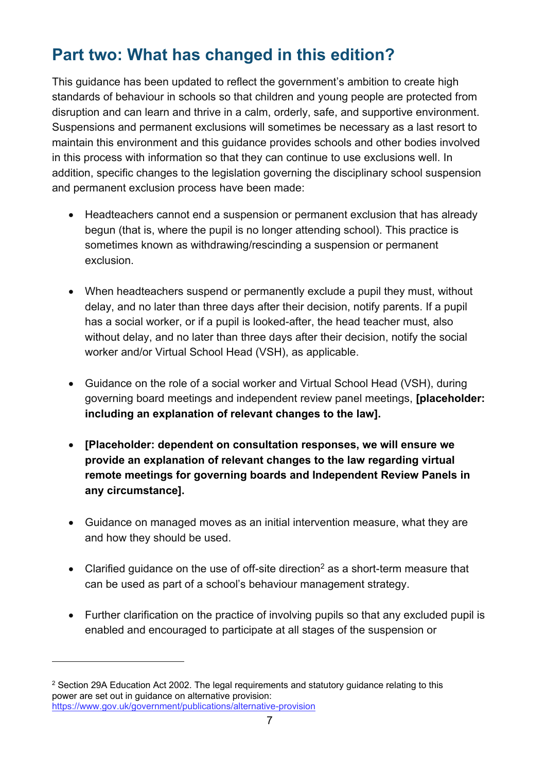## Part two: What has changed in this edition?

This guidance has been updated to reflect the government's ambition to create high standards of behaviour in schools so that children and young people are protected from disruption and can learn and thrive in a calm, orderly, safe, and supportive environment. Suspensions and permanent exclusions will sometimes be necessary as a last resort to maintain this environment and this guidance provides schools and other bodies involved in this process with information so that they can continue to use exclusions well. In addition, specific changes to the legislation governing the disciplinary school suspension and permanent exclusion process have been made:

- Headteachers cannot end a suspension or permanent exclusion that has already begun (that is, where the pupil is no longer attending school). This practice is sometimes known as withdrawing/rescinding a suspension or permanent exclusion.

- When headteachers suspend or permanently exclude a pupil they must, without delay, and no later than three days after their decision, notify parents. If a pupil has a social worker, or if a pupil is looked-after, the head teacher must, also without delay, and no later than three days after their decision, notify the social worker and/or Virtual School Head (VSH), as applicable.

- Guidance on the role of a social worker and Virtual School Head (VSH), during governing board meetings and independent review panel meetings, **[placeholder: including an explanation of relevant changes to the law].**

- **[Placeholder: dependent on consultation responses, we will ensure we provide an explanation of relevant changes to the law regarding virtual remote meetings for governing boards and Independent Review Panels in any circumstance].**

- Guidance on managed moves as an initial intervention measure, what they are and how they should be used.

- Clarified guidance on the use of off-site direction[2] as a short-term measure that can be used as part of a school's behaviour management strategy.

- Further clarification on the practice of involving pupils so that any excluded pupil is enabled and encouraged to participate at all stages of the suspension or

---

[2] Section 29A Education Act 2002. The legal requirements and statutory guidance relating to this power are set out in guidance on alternative provision: https://www.gov.uk/government/publications/alternative-provision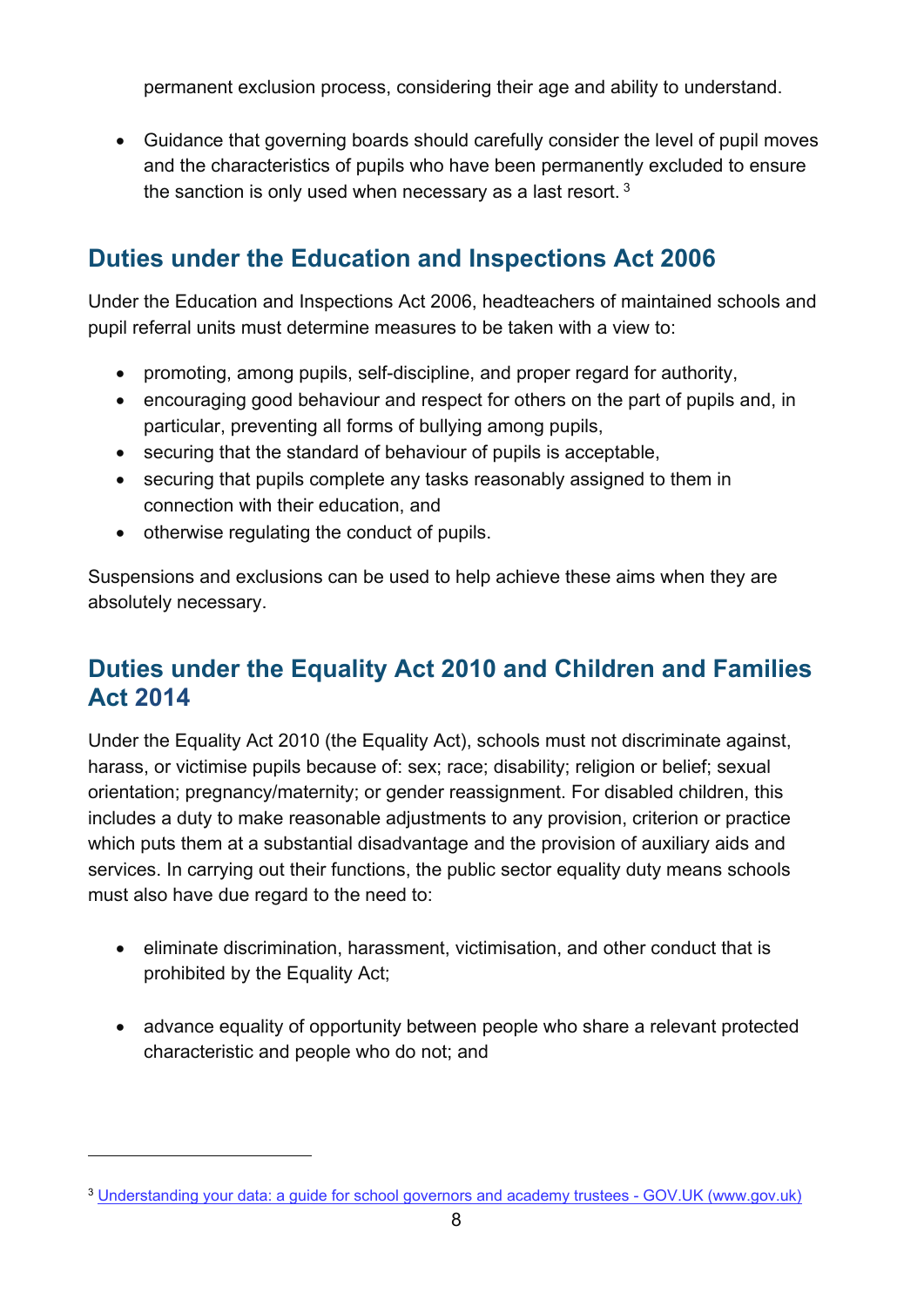permanent exclusion process, considering their age and ability to understand.

- Guidance that governing boards should carefully consider the level of pupil moves and the characteristics of pupils who have been permanently excluded to ensure the sanction is only used when necessary as a last resort. [3]

## Duties under the Education and Inspections Act 2006

Under the Education and Inspections Act 2006, headteachers of maintained schools and pupil referral units must determine measures to be taken with a view to:

- promoting, among pupils, self-discipline, and proper regard for authority,
- encouraging good behaviour and respect for others on the part of pupils and, in particular, preventing all forms of bullying among pupils,
- securing that the standard of behaviour of pupils is acceptable,
- securing that pupils complete any tasks reasonably assigned to them in connection with their education, and
- otherwise regulating the conduct of pupils.

Suspensions and exclusions can be used to help achieve these aims when they are absolutely necessary.

## Duties under the Equality Act 2010 and Children and Families Act 2014

Under the Equality Act 2010 (the Equality Act), schools must not discriminate against, harass, or victimise pupils because of: sex; race; disability; religion or belief; sexual orientation; pregnancy/maternity; or gender reassignment. For disabled children, this includes a duty to make reasonable adjustments to any provision, criterion or practice which puts them at a substantial disadvantage and the provision of auxiliary aids and services. In carrying out their functions, the public sector equality duty means schools must also have due regard to the need to:

- eliminate discrimination, harassment, victimisation, and other conduct that is prohibited by the Equality Act;
- advance equality of opportunity between people who share a relevant protected characteristic and people who do not; and

---

[3] Understanding your data: a guide for school governors and academy trustees - GOV.UK (www.gov.uk)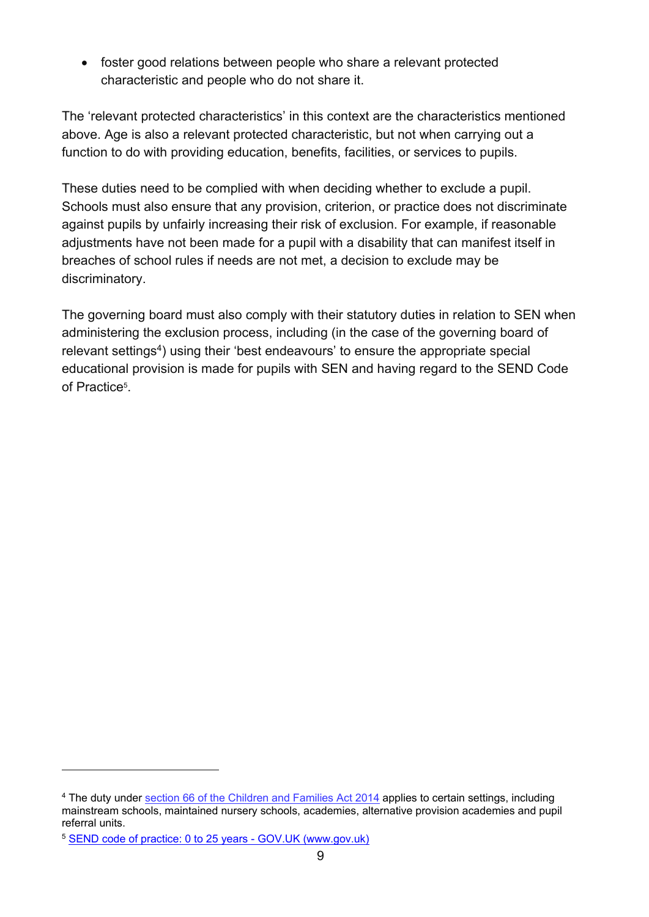- foster good relations between people who share a relevant protected characteristic and people who do not share it.

The 'relevant protected characteristics' in this context are the characteristics mentioned above. Age is also a relevant protected characteristic, but not when carrying out a function to do with providing education, benefits, facilities, or services to pupils.

These duties need to be complied with when deciding whether to exclude a pupil. Schools must also ensure that any provision, criterion, or practice does not discriminate against pupils by unfairly increasing their risk of exclusion. For example, if reasonable adjustments have not been made for a pupil with a disability that can manifest itself in breaches of school rules if needs are not met, a decision to exclude may be discriminatory.

The governing board must also comply with their statutory duties in relation to SEN when administering the exclusion process, including (in the case of the governing board of relevant settings[4]) using their 'best endeavours' to ensure the appropriate special educational provision is made for pupils with SEN and having regard to the SEND Code of Practice[5].

---

[4] The duty under section 66 of the Children and Families Act 2014 applies to certain settings, including mainstream schools, maintained nursery schools, academies, alternative provision academies and pupil referral units.

[5] SEND code of practice: 0 to 25 years - GOV.UK (www.gov.uk)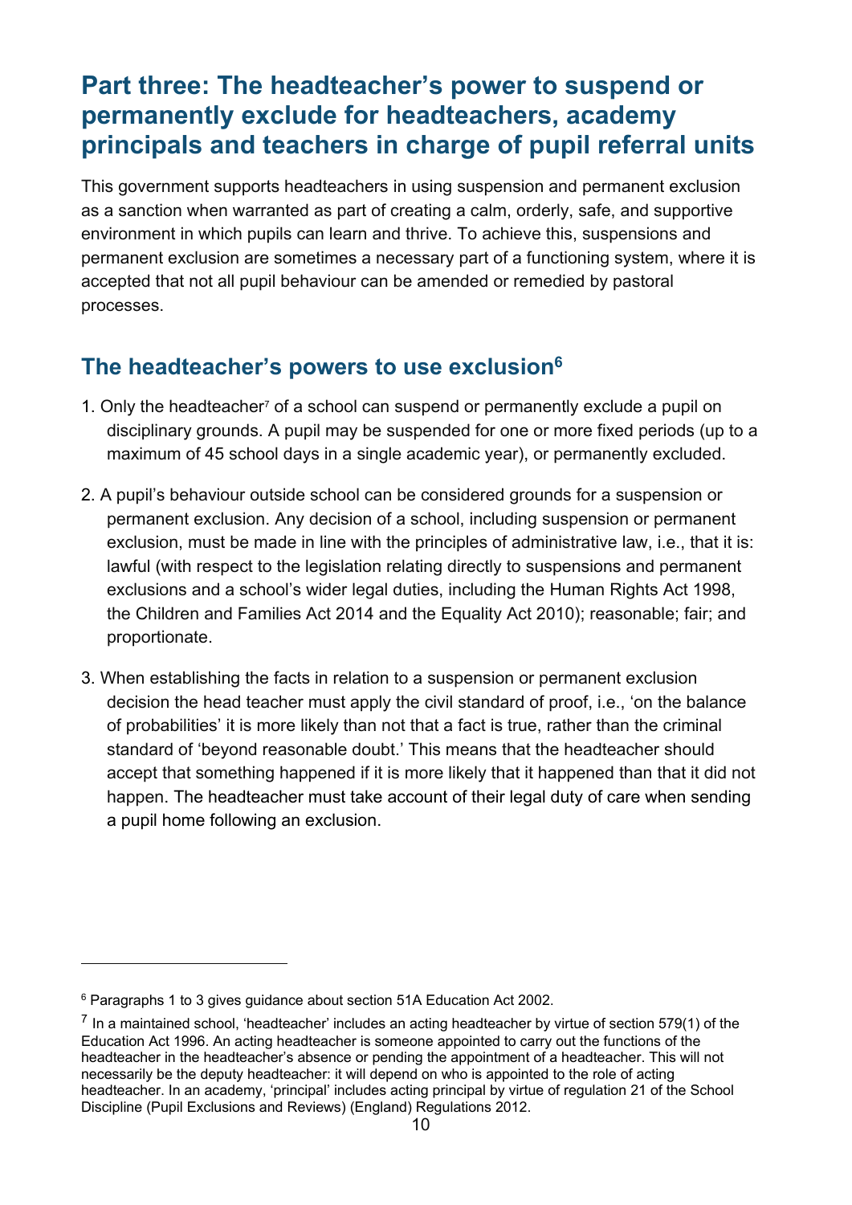# Part three: The headteacher's power to suspend or permanently exclude for headteachers, academy principals and teachers in charge of pupil referral units

This government supports headteachers in using suspension and permanent exclusion as a sanction when warranted as part of creating a calm, orderly, safe, and supportive environment in which pupils can learn and thrive. To achieve this, suspensions and permanent exclusion are sometimes a necessary part of a functioning system, where it is accepted that not all pupil behaviour can be amended or remedied by pastoral processes.

## The headteacher's powers to use exclusion[6]

1. Only the headteacher[7] of a school can suspend or permanently exclude a pupil on disciplinary grounds. A pupil may be suspended for one or more fixed periods (up to a maximum of 45 school days in a single academic year), or permanently excluded.

2. A pupil's behaviour outside school can be considered grounds for a suspension or permanent exclusion. Any decision of a school, including suspension or permanent exclusion, must be made in line with the principles of administrative law, i.e., that it is: lawful (with respect to the legislation relating directly to suspensions and permanent exclusions and a school's wider legal duties, including the Human Rights Act 1998, the Children and Families Act 2014 and the Equality Act 2010); reasonable; fair; and proportionate.

3. When establishing the facts in relation to a suspension or permanent exclusion decision the head teacher must apply the civil standard of proof, i.e., 'on the balance of probabilities' it is more likely than not that a fact is true, rather than the criminal standard of 'beyond reasonable doubt.' This means that the headteacher should accept that something happened if it is more likely that it happened than that it did not happen. The headteacher must take account of their legal duty of care when sending a pupil home following an exclusion.

---

[6] Paragraphs 1 to 3 gives guidance about section 51A Education Act 2002.

[7] In a maintained school, 'headteacher' includes an acting headteacher by virtue of section 579(1) of the Education Act 1996. An acting headteacher is someone appointed to carry out the functions of the headteacher in the headteacher's absence or pending the appointment of a headteacher. This will not necessarily be the deputy headteacher: it will depend on who is appointed to the role of acting headteacher. In an academy, 'principal' includes acting principal by virtue of regulation 21 of the School Discipline (Pupil Exclusions and Reviews) (England) Regulations 2012.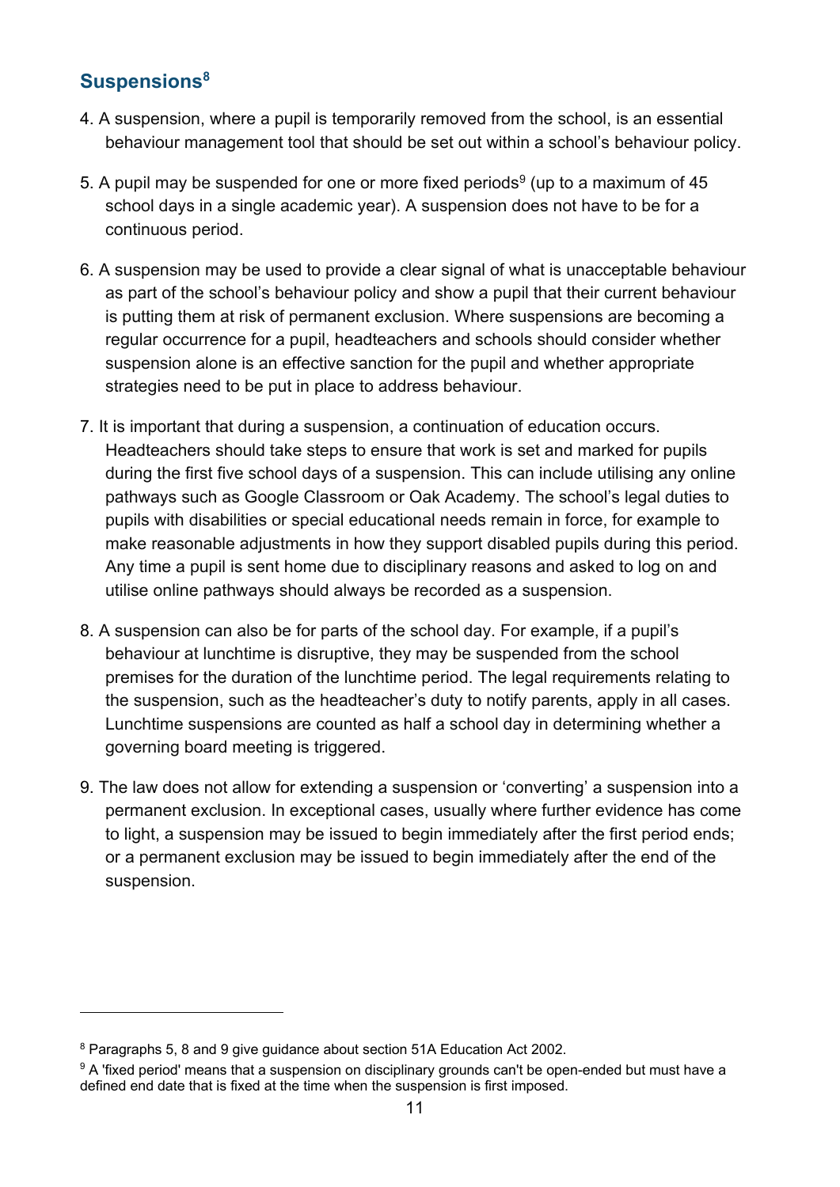## Suspensions[8]

4. A suspension, where a pupil is temporarily removed from the school, is an essential behaviour management tool that should be set out within a school's behaviour policy.

5. A pupil may be suspended for one or more fixed periods[9] (up to a maximum of 45 school days in a single academic year). A suspension does not have to be for a continuous period.

6. A suspension may be used to provide a clear signal of what is unacceptable behaviour as part of the school's behaviour policy and show a pupil that their current behaviour is putting them at risk of permanent exclusion. Where suspensions are becoming a regular occurrence for a pupil, headteachers and schools should consider whether suspension alone is an effective sanction for the pupil and whether appropriate strategies need to be put in place to address behaviour.

7. It is important that during a suspension, a continuation of education occurs. Headteachers should take steps to ensure that work is set and marked for pupils during the first five school days of a suspension. This can include utilising any online pathways such as Google Classroom or Oak Academy. The school's legal duties to pupils with disabilities or special educational needs remain in force, for example to make reasonable adjustments in how they support disabled pupils during this period. Any time a pupil is sent home due to disciplinary reasons and asked to log on and utilise online pathways should always be recorded as a suspension.

8. A suspension can also be for parts of the school day. For example, if a pupil's behaviour at lunchtime is disruptive, they may be suspended from the school premises for the duration of the lunchtime period. The legal requirements relating to the suspension, such as the headteacher's duty to notify parents, apply in all cases. Lunchtime suspensions are counted as half a school day in determining whether a governing board meeting is triggered.

9. The law does not allow for extending a suspension or 'converting' a suspension into a permanent exclusion. In exceptional cases, usually where further evidence has come to light, a suspension may be issued to begin immediately after the first period ends; or a permanent exclusion may be issued to begin immediately after the end of the suspension.

---

[8] Paragraphs 5, 8 and 9 give guidance about section 51A Education Act 2002.

[9] A 'fixed period' means that a suspension on disciplinary grounds can't be open-ended but must have a defined end date that is fixed at the time when the suspension is first imposed.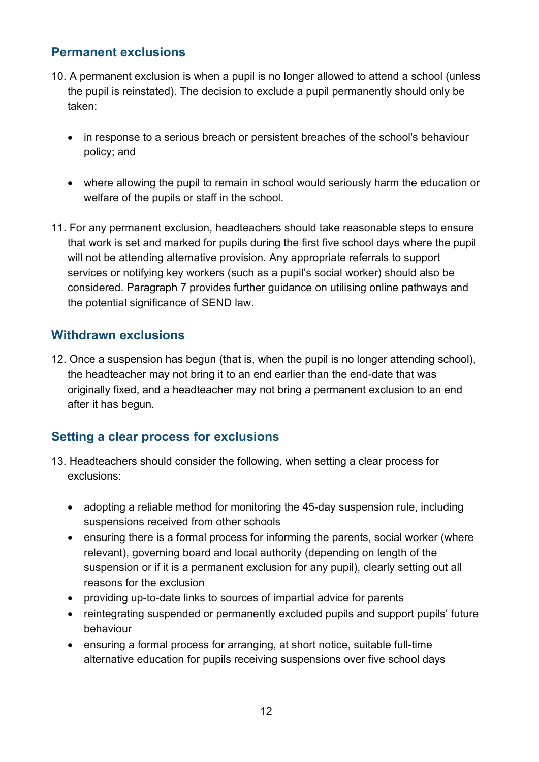## Permanent exclusions

10. A permanent exclusion is when a pupil is no longer allowed to attend a school (unless the pupil is reinstated). The decision to exclude a pupil permanently should only be taken:

    - in response to a serious breach or persistent breaches of the school's behaviour policy; and

    - where allowing the pupil to remain in school would seriously harm the education or welfare of the pupils or staff in the school.

11. For any permanent exclusion, headteachers should take reasonable steps to ensure that work is set and marked for pupils during the first five school days where the pupil will not be attending alternative provision. Any appropriate referrals to support services or notifying key workers (such as a pupil's social worker) should also be considered. Paragraph 7 provides further guidance on utilising online pathways and the potential significance of SEND law.

## Withdrawn exclusions

12. Once a suspension has begun (that is, when the pupil is no longer attending school), the headteacher may not bring it to an end earlier than the end-date that was originally fixed, and a headteacher may not bring a permanent exclusion to an end after it has begun.

## Setting a clear process for exclusions

13. Headteachers should consider the following, when setting a clear process for exclusions:

    - adopting a reliable method for monitoring the 45-day suspension rule, including suspensions received from other schools
    - ensuring there is a formal process for informing the parents, social worker (where relevant), governing board and local authority (depending on length of the suspension or if it is a permanent exclusion for any pupil), clearly setting out all reasons for the exclusion
    - providing up-to-date links to sources of impartial advice for parents
    - reintegrating suspended or permanently excluded pupils and support pupils' future behaviour
    - ensuring a formal process for arranging, at short notice, suitable full-time alternative education for pupils receiving suspensions over five school days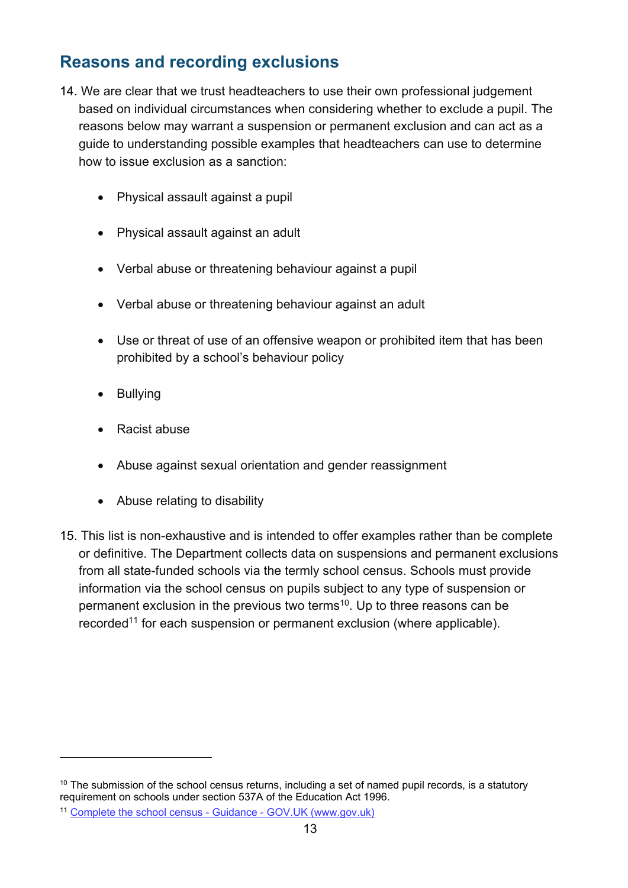## Reasons and recording exclusions

14. We are clear that we trust headteachers to use their own professional judgement based on individual circumstances when considering whether to exclude a pupil. The reasons below may warrant a suspension or permanent exclusion and can act as a guide to understanding possible examples that headteachers can use to determine how to issue exclusion as a sanction:

    - Physical assault against a pupil
    - Physical assault against an adult
    - Verbal abuse or threatening behaviour against a pupil
    - Verbal abuse or threatening behaviour against an adult
    - Use or threat of use of an offensive weapon or prohibited item that has been prohibited by a school's behaviour policy
    - Bullying
    - Racist abuse
    - Abuse against sexual orientation and gender reassignment
    - Abuse relating to disability

15. This list is non-exhaustive and is intended to offer examples rather than be complete or definitive. The Department collects data on suspensions and permanent exclusions from all state-funded schools via the termly school census. Schools must provide information via the school census on pupils subject to any type of suspension or permanent exclusion in the previous two terms[10]. Up to three reasons can be recorded[11] for each suspension or permanent exclusion (where applicable).

---

[10] The submission of the school census returns, including a set of named pupil records, is a statutory requirement on schools under section 537A of the Education Act 1996.

[11] [Complete the school census - Guidance - GOV.UK (www.gov.uk)](https://www.gov.uk)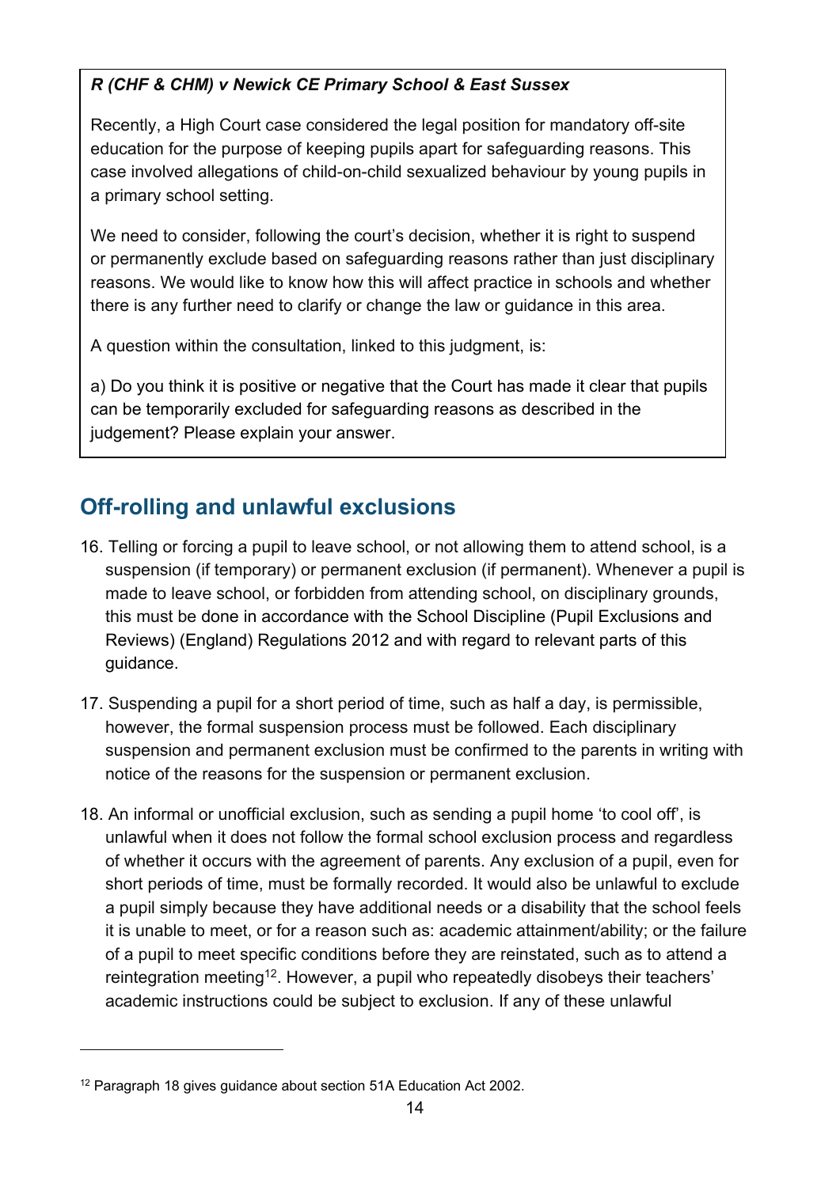***R (CHF & CHM) v Newick CE Primary School & East Sussex***

Recently, a High Court case considered the legal position for mandatory off-site education for the purpose of keeping pupils apart for safeguarding reasons. This case involved allegations of child-on-child sexualized behaviour by young pupils in a primary school setting.

We need to consider, following the court's decision, whether it is right to suspend or permanently exclude based on safeguarding reasons rather than just disciplinary reasons. We would like to know how this will affect practice in schools and whether there is any further need to clarify or change the law or guidance in this area.

A question within the consultation, linked to this judgment, is:

a) Do you think it is positive or negative that the Court has made it clear that pupils can be temporarily excluded for safeguarding reasons as described in the judgement? Please explain your answer.

## Off-rolling and unlawful exclusions

16. Telling or forcing a pupil to leave school, or not allowing them to attend school, is a suspension (if temporary) or permanent exclusion (if permanent). Whenever a pupil is made to leave school, or forbidden from attending school, on disciplinary grounds, this must be done in accordance with the School Discipline (Pupil Exclusions and Reviews) (England) Regulations 2012 and with regard to relevant parts of this guidance.

17. Suspending a pupil for a short period of time, such as half a day, is permissible, however, the formal suspension process must be followed. Each disciplinary suspension and permanent exclusion must be confirmed to the parents in writing with notice of the reasons for the suspension or permanent exclusion.

18. An informal or unofficial exclusion, such as sending a pupil home 'to cool off', is unlawful when it does not follow the formal school exclusion process and regardless of whether it occurs with the agreement of parents. Any exclusion of a pupil, even for short periods of time, must be formally recorded. It would also be unlawful to exclude a pupil simply because they have additional needs or a disability that the school feels it is unable to meet, or for a reason such as: academic attainment/ability; or the failure of a pupil to meet specific conditions before they are reinstated, such as to attend a reintegration meeting[12]. However, a pupil who repeatedly disobeys their teachers' academic instructions could be subject to exclusion. If any of these unlawful

[12] Paragraph 18 gives guidance about section 51A Education Act 2002.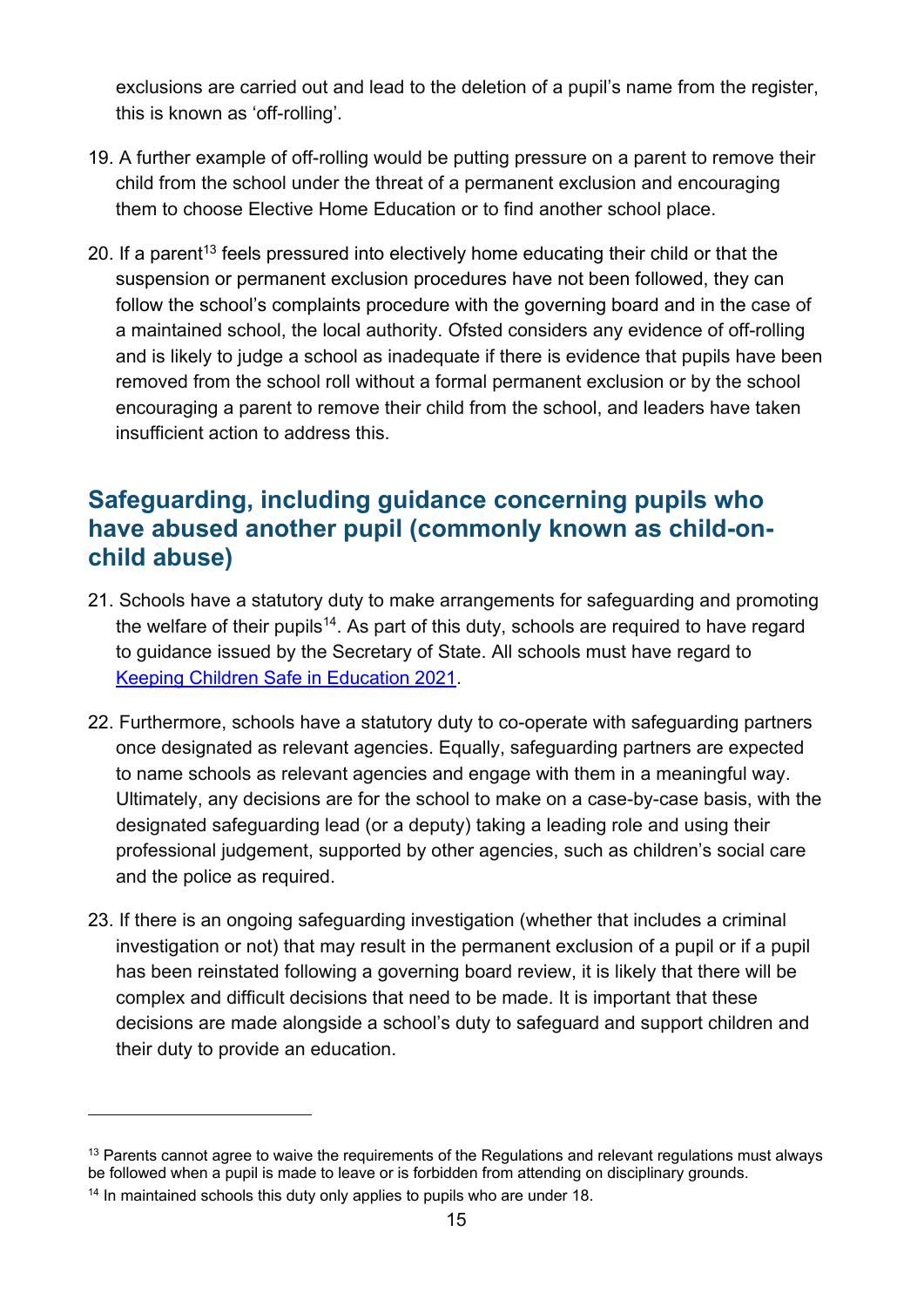exclusions are carried out and lead to the deletion of a pupil's name from the register, this is known as 'off-rolling'.

19. A further example of off-rolling would be putting pressure on a parent to remove their child from the school under the threat of a permanent exclusion and encouraging them to choose Elective Home Education or to find another school place.

20. If a parent[13] feels pressured into electively home educating their child or that the suspension or permanent exclusion procedures have not been followed, they can follow the school's complaints procedure with the governing board and in the case of a maintained school, the local authority. Ofsted considers any evidence of off-rolling and is likely to judge a school as inadequate if there is evidence that pupils have been removed from the school roll without a formal permanent exclusion or by the school encouraging a parent to remove their child from the school, and leaders have taken insufficient action to address this.

## Safeguarding, including guidance concerning pupils who have abused another pupil (commonly known as child-on-child abuse)

21. Schools have a statutory duty to make arrangements for safeguarding and promoting the welfare of their pupils[14]. As part of this duty, schools are required to have regard to guidance issued by the Secretary of State. All schools must have regard to Keeping Children Safe in Education 2021.

22. Furthermore, schools have a statutory duty to co-operate with safeguarding partners once designated as relevant agencies. Equally, safeguarding partners are expected to name schools as relevant agencies and engage with them in a meaningful way. Ultimately, any decisions are for the school to make on a case-by-case basis, with the designated safeguarding lead (or a deputy) taking a leading role and using their professional judgement, supported by other agencies, such as children's social care and the police as required.

23. If there is an ongoing safeguarding investigation (whether that includes a criminal investigation or not) that may result in the permanent exclusion of a pupil or if a pupil has been reinstated following a governing board review, it is likely that there will be complex and difficult decisions that need to be made. It is important that these decisions are made alongside a school's duty to safeguard and support children and their duty to provide an education.

---

[13] Parents cannot agree to waive the requirements of the Regulations and relevant regulations must always be followed when a pupil is made to leave or is forbidden from attending on disciplinary grounds.

[14] In maintained schools this duty only applies to pupils who are under 18.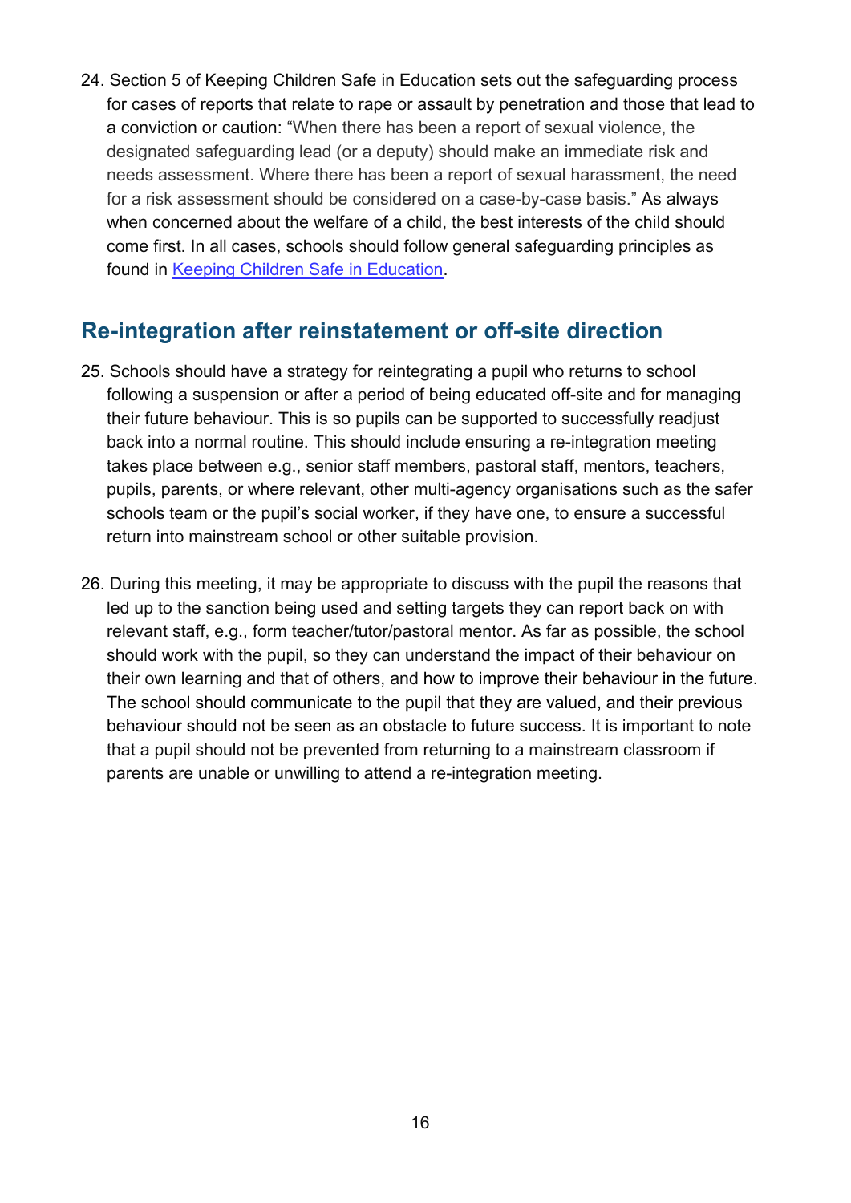24. Section 5 of Keeping Children Safe in Education sets out the safeguarding process for cases of reports that relate to rape or assault by penetration and those that lead to a conviction or caution: "When there has been a report of sexual violence, the designated safeguarding lead (or a deputy) should make an immediate risk and needs assessment. Where there has been a report of sexual harassment, the need for a risk assessment should be considered on a case-by-case basis." As always when concerned about the welfare of a child, the best interests of the child should come first. In all cases, schools should follow general safeguarding principles as found in [Keeping Children Safe in Education](#).

## Re-integration after reinstatement or off-site direction

25. Schools should have a strategy for reintegrating a pupil who returns to school following a suspension or after a period of being educated off-site and for managing their future behaviour. This is so pupils can be supported to successfully readjust back into a normal routine. This should include ensuring a re-integration meeting takes place between e.g., senior staff members, pastoral staff, mentors, teachers, pupils, parents, or where relevant, other multi-agency organisations such as the safer schools team or the pupil's social worker, if they have one, to ensure a successful return into mainstream school or other suitable provision.

26. During this meeting, it may be appropriate to discuss with the pupil the reasons that led up to the sanction being used and setting targets they can report back on with relevant staff, e.g., form teacher/tutor/pastoral mentor. As far as possible, the school should work with the pupil, so they can understand the impact of their behaviour on their own learning and that of others, and how to improve their behaviour in the future. The school should communicate to the pupil that they are valued, and their previous behaviour should not be seen as an obstacle to future success. It is important to note that a pupil should not be prevented from returning to a mainstream classroom if parents are unable or unwilling to attend a re-integration meeting.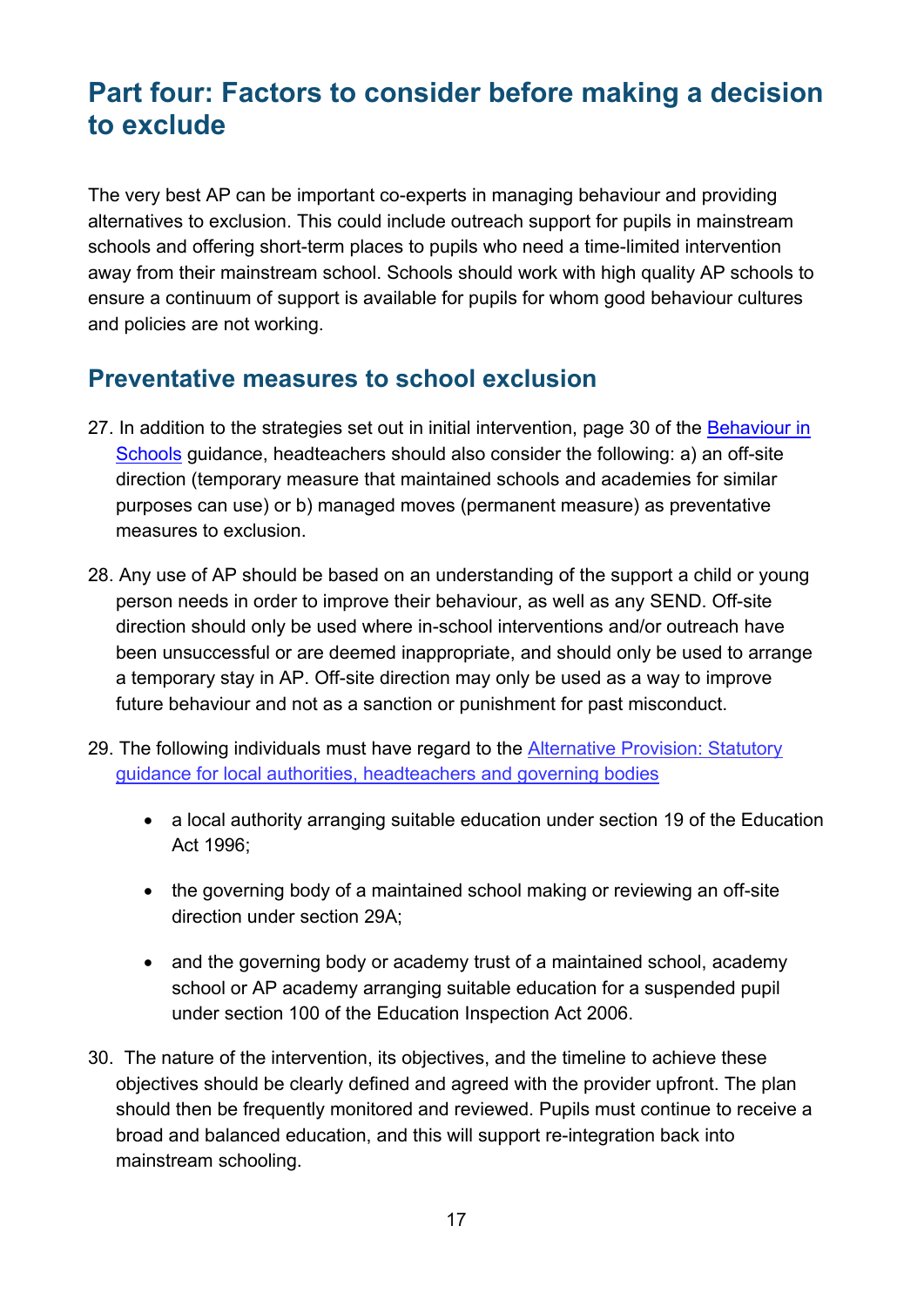# Part four: Factors to consider before making a decision to exclude

The very best AP can be important co-experts in managing behaviour and providing alternatives to exclusion. This could include outreach support for pupils in mainstream schools and offering short-term places to pupils who need a time-limited intervention away from their mainstream school. Schools should work with high quality AP schools to ensure a continuum of support is available for pupils for whom good behaviour cultures and policies are not working.

## Preventative measures to school exclusion

27. In addition to the strategies set out in initial intervention, page 30 of the [Behaviour in Schools](#) guidance, headteachers should also consider the following: a) an off-site direction (temporary measure that maintained schools and academies for similar purposes can use) or b) managed moves (permanent measure) as preventative measures to exclusion.

28. Any use of AP should be based on an understanding of the support a child or young person needs in order to improve their behaviour, as well as any SEND. Off-site direction should only be used where in-school interventions and/or outreach have been unsuccessful or are deemed inappropriate, and should only be used to arrange a temporary stay in AP. Off-site direction may only be used as a way to improve future behaviour and not as a sanction or punishment for past misconduct.

29. The following individuals must have regard to the [Alternative Provision: Statutory guidance for local authorities, headteachers and governing bodies](#)

    - a local authority arranging suitable education under section 19 of the Education Act 1996;
    - the governing body of a maintained school making or reviewing an off-site direction under section 29A;
    - and the governing body or academy trust of a maintained school, academy school or AP academy arranging suitable education for a suspended pupil under section 100 of the Education Inspection Act 2006.

30. The nature of the intervention, its objectives, and the timeline to achieve these objectives should be clearly defined and agreed with the provider upfront. The plan should then be frequently monitored and reviewed. Pupils must continue to receive a broad and balanced education, and this will support re-integration back into mainstream schooling.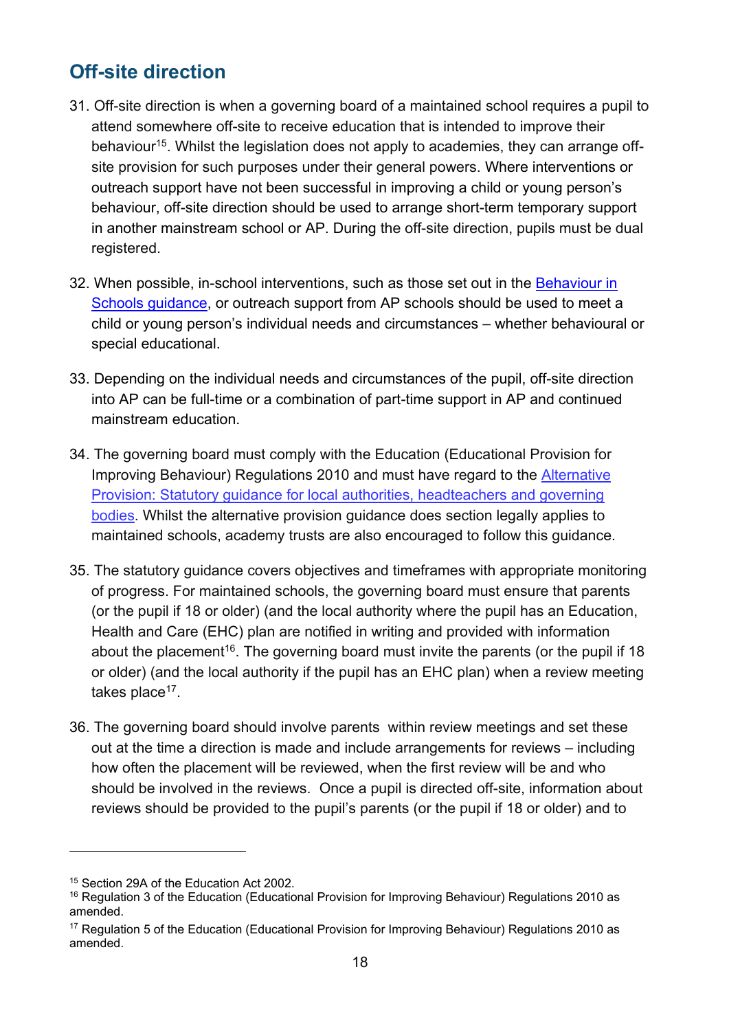## Off-site direction

31. Off-site direction is when a governing board of a maintained school requires a pupil to attend somewhere off-site to receive education that is intended to improve their behaviour[15]. Whilst the legislation does not apply to academies, they can arrange off-site provision for such purposes under their general powers. Where interventions or outreach support have not been successful in improving a child or young person's behaviour, off-site direction should be used to arrange short-term temporary support in another mainstream school or AP. During the off-site direction, pupils must be dual registered.

32. When possible, in-school interventions, such as those set out in the [Behaviour in Schools guidance](), or outreach support from AP schools should be used to meet a child or young person's individual needs and circumstances – whether behavioural or special educational.

33. Depending on the individual needs and circumstances of the pupil, off-site direction into AP can be full-time or a combination of part-time support in AP and continued mainstream education.

34. The governing board must comply with the Education (Educational Provision for Improving Behaviour) Regulations 2010 and must have regard to the [Alternative Provision: Statutory guidance for local authorities, headteachers and governing bodies](). Whilst the alternative provision guidance does section legally applies to maintained schools, academy trusts are also encouraged to follow this guidance.

35. The statutory guidance covers objectives and timeframes with appropriate monitoring of progress. For maintained schools, the governing board must ensure that parents (or the pupil if 18 or older) (and the local authority where the pupil has an Education, Health and Care (EHC) plan are notified in writing and provided with information about the placement[16]. The governing board must invite the parents (or the pupil if 18 or older) (and the local authority if the pupil has an EHC plan) when a review meeting takes place[17].

36. The governing board should involve parents within review meetings and set these out at the time a direction is made and include arrangements for reviews – including how often the placement will be reviewed, when the first review will be and who should be involved in the reviews. Once a pupil is directed off-site, information about reviews should be provided to the pupil's parents (or the pupil if 18 or older) and to

---

[15] Section 29A of the Education Act 2002.

[16] Regulation 3 of the Education (Educational Provision for Improving Behaviour) Regulations 2010 as amended.

[17] Regulation 5 of the Education (Educational Provision for Improving Behaviour) Regulations 2010 as amended.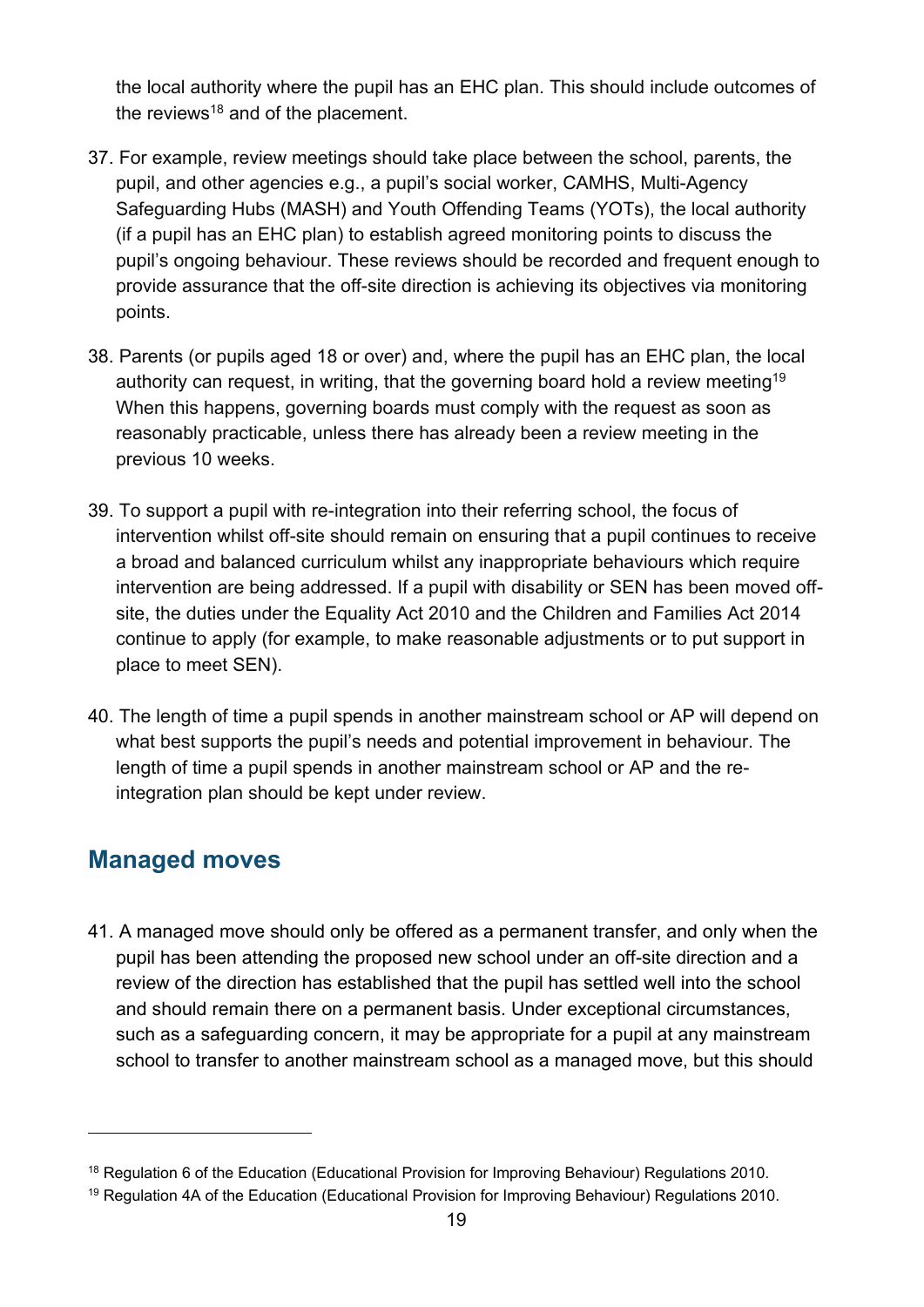the local authority where the pupil has an EHC plan. This should include outcomes of the reviews[18] and of the placement.

37. For example, review meetings should take place between the school, parents, the pupil, and other agencies e.g., a pupil's social worker, CAMHS, Multi-Agency Safeguarding Hubs (MASH) and Youth Offending Teams (YOTs), the local authority (if a pupil has an EHC plan) to establish agreed monitoring points to discuss the pupil's ongoing behaviour. These reviews should be recorded and frequent enough to provide assurance that the off-site direction is achieving its objectives via monitoring points.

38. Parents (or pupils aged 18 or over) and, where the pupil has an EHC plan, the local authority can request, in writing, that the governing board hold a review meeting[19] When this happens, governing boards must comply with the request as soon as reasonably practicable, unless there has already been a review meeting in the previous 10 weeks.

39. To support a pupil with re-integration into their referring school, the focus of intervention whilst off-site should remain on ensuring that a pupil continues to receive a broad and balanced curriculum whilst any inappropriate behaviours which require intervention are being addressed. If a pupil with disability or SEN has been moved off-site, the duties under the Equality Act 2010 and the Children and Families Act 2014 continue to apply (for example, to make reasonable adjustments or to put support in place to meet SEN).

40. The length of time a pupil spends in another mainstream school or AP will depend on what best supports the pupil's needs and potential improvement in behaviour. The length of time a pupil spends in another mainstream school or AP and the re-integration plan should be kept under review.

## Managed moves

41. A managed move should only be offered as a permanent transfer, and only when the pupil has been attending the proposed new school under an off-site direction and a review of the direction has established that the pupil has settled well into the school and should remain there on a permanent basis. Under exceptional circumstances, such as a safeguarding concern, it may be appropriate for a pupil at any mainstream school to transfer to another mainstream school as a managed move, but this should

---

[18] Regulation 6 of the Education (Educational Provision for Improving Behaviour) Regulations 2010.

[19] Regulation 4A of the Education (Educational Provision for Improving Behaviour) Regulations 2010.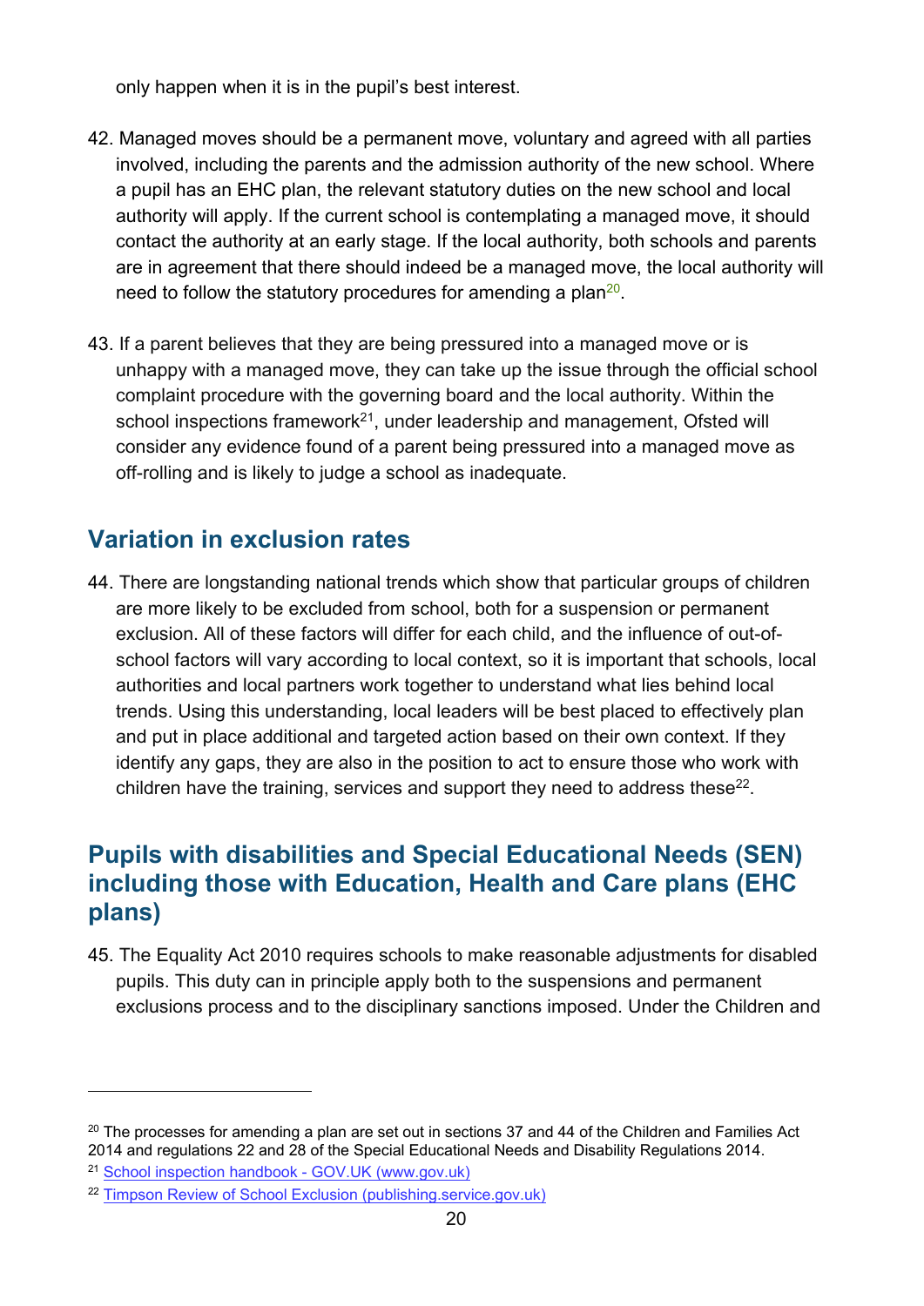only happen when it is in the pupil's best interest.

42. Managed moves should be a permanent move, voluntary and agreed with all parties involved, including the parents and the admission authority of the new school. Where a pupil has an EHC plan, the relevant statutory duties on the new school and local authority will apply. If the current school is contemplating a managed move, it should contact the authority at an early stage. If the local authority, both schools and parents are in agreement that there should indeed be a managed move, the local authority will need to follow the statutory procedures for amending a plan[20].

43. If a parent believes that they are being pressured into a managed move or is unhappy with a managed move, they can take up the issue through the official school complaint procedure with the governing board and the local authority. Within the school inspections framework[21], under leadership and management, Ofsted will consider any evidence found of a parent being pressured into a managed move as off-rolling and is likely to judge a school as inadequate.

## Variation in exclusion rates

44. There are longstanding national trends which show that particular groups of children are more likely to be excluded from school, both for a suspension or permanent exclusion. All of these factors will differ for each child, and the influence of out-of-school factors will vary according to local context, so it is important that schools, local authorities and local partners work together to understand what lies behind local trends. Using this understanding, local leaders will be best placed to effectively plan and put in place additional and targeted action based on their own context. If they identify any gaps, they are also in the position to act to ensure those who work with children have the training, services and support they need to address these[22].

## Pupils with disabilities and Special Educational Needs (SEN) including those with Education, Health and Care plans (EHC plans)

45. The Equality Act 2010 requires schools to make reasonable adjustments for disabled pupils. This duty can in principle apply both to the suspensions and permanent exclusions process and to the disciplinary sanctions imposed. Under the Children and

---

[20] The processes for amending a plan are set out in sections 37 and 44 of the Children and Families Act 2014 and regulations 22 and 28 of the Special Educational Needs and Disability Regulations 2014.

[21] School inspection handbook - GOV.UK (www.gov.uk)

[22] Timpson Review of School Exclusion (publishing.service.gov.uk)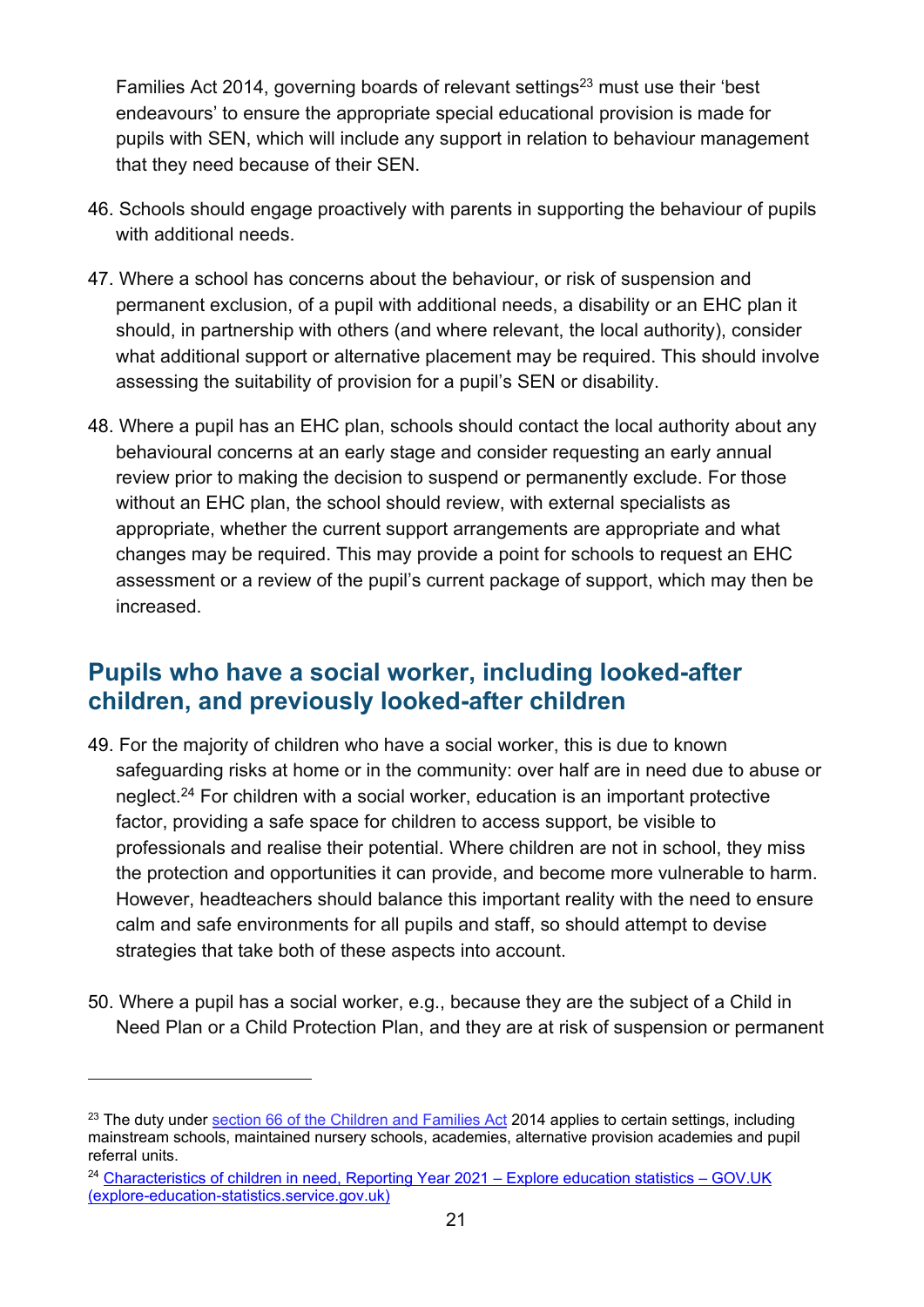Families Act 2014, governing boards of relevant settings[23] must use their 'best endeavours' to ensure the appropriate special educational provision is made for pupils with SEN, which will include any support in relation to behaviour management that they need because of their SEN.

46. Schools should engage proactively with parents in supporting the behaviour of pupils with additional needs.

47. Where a school has concerns about the behaviour, or risk of suspension and permanent exclusion, of a pupil with additional needs, a disability or an EHC plan it should, in partnership with others (and where relevant, the local authority), consider what additional support or alternative placement may be required. This should involve assessing the suitability of provision for a pupil's SEN or disability.

48. Where a pupil has an EHC plan, schools should contact the local authority about any behavioural concerns at an early stage and consider requesting an early annual review prior to making the decision to suspend or permanently exclude. For those without an EHC plan, the school should review, with external specialists as appropriate, whether the current support arrangements are appropriate and what changes may be required. This may provide a point for schools to request an EHC assessment or a review of the pupil's current package of support, which may then be increased.

## Pupils who have a social worker, including looked-after children, and previously looked-after children

49. For the majority of children who have a social worker, this is due to known safeguarding risks at home or in the community: over half are in need due to abuse or neglect.[24] For children with a social worker, education is an important protective factor, providing a safe space for children to access support, be visible to professionals and realise their potential. Where children are not in school, they miss the protection and opportunities it can provide, and become more vulnerable to harm. However, headteachers should balance this important reality with the need to ensure calm and safe environments for all pupils and staff, so should attempt to devise strategies that take both of these aspects into account.

50. Where a pupil has a social worker, e.g., because they are the subject of a Child in Need Plan or a Child Protection Plan, and they are at risk of suspension or permanent

---

[23] The duty under section 66 of the Children and Families Act 2014 applies to certain settings, including mainstream schools, maintained nursery schools, academies, alternative provision academies and pupil referral units.

[24] Characteristics of children in need, Reporting Year 2021 – Explore education statistics – GOV.UK (explore-education-statistics.service.gov.uk)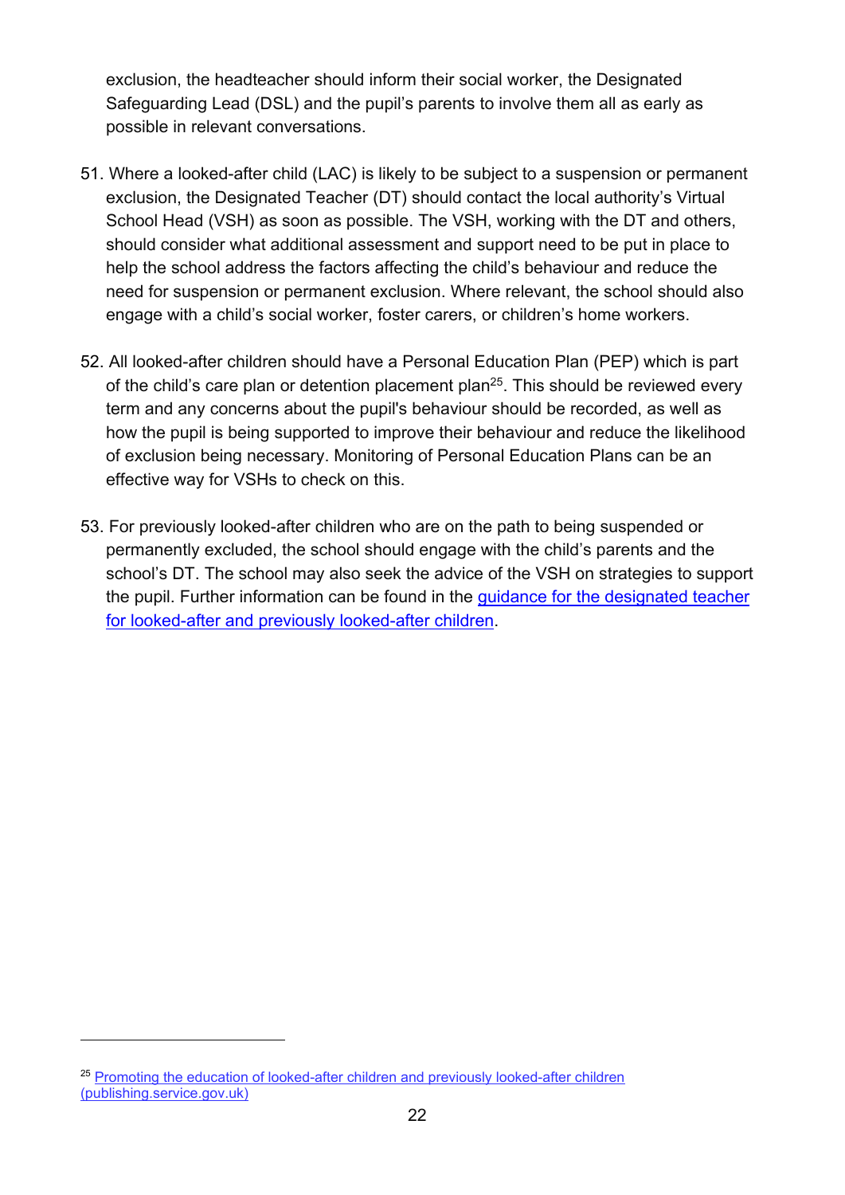exclusion, the headteacher should inform their social worker, the Designated Safeguarding Lead (DSL) and the pupil's parents to involve them all as early as possible in relevant conversations.

51. Where a looked-after child (LAC) is likely to be subject to a suspension or permanent exclusion, the Designated Teacher (DT) should contact the local authority's Virtual School Head (VSH) as soon as possible. The VSH, working with the DT and others, should consider what additional assessment and support need to be put in place to help the school address the factors affecting the child's behaviour and reduce the need for suspension or permanent exclusion. Where relevant, the school should also engage with a child's social worker, foster carers, or children's home workers.

52. All looked-after children should have a Personal Education Plan (PEP) which is part of the child's care plan or detention placement plan[25]. This should be reviewed every term and any concerns about the pupil's behaviour should be recorded, as well as how the pupil is being supported to improve their behaviour and reduce the likelihood of exclusion being necessary. Monitoring of Personal Education Plans can be an effective way for VSHs to check on this.

53. For previously looked-after children who are on the path to being suspended or permanently excluded, the school should engage with the child's parents and the school's DT. The school may also seek the advice of the VSH on strategies to support the pupil. Further information can be found in the guidance for the designated teacher for looked-after and previously looked-after children.

---

[25] Promoting the education of looked-after children and previously looked-after children (publishing.service.gov.uk)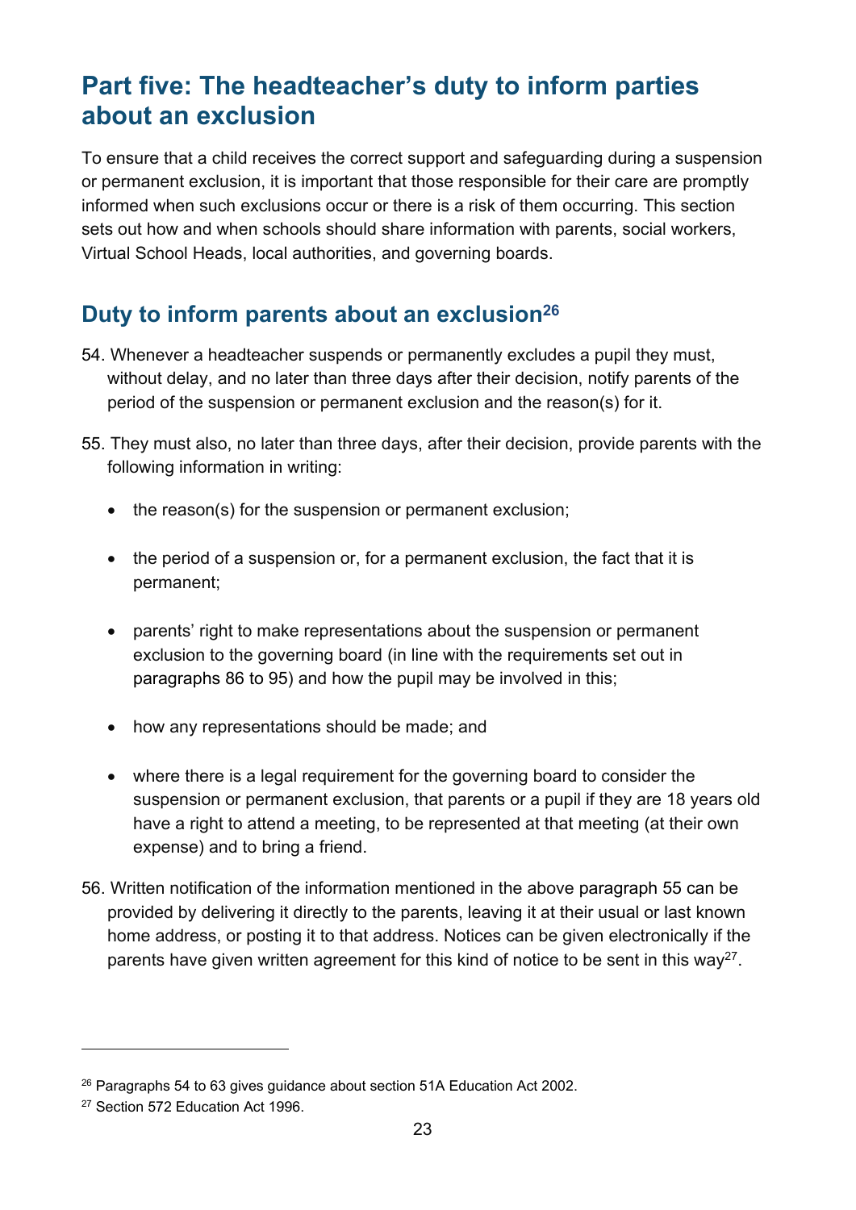# Part five: The headteacher's duty to inform parties about an exclusion

To ensure that a child receives the correct support and safeguarding during a suspension or permanent exclusion, it is important that those responsible for their care are promptly informed when such exclusions occur or there is a risk of them occurring. This section sets out how and when schools should share information with parents, social workers, Virtual School Heads, local authorities, and governing boards.

## Duty to inform parents about an exclusion[26]

54. Whenever a headteacher suspends or permanently excludes a pupil they must, without delay, and no later than three days after their decision, notify parents of the period of the suspension or permanent exclusion and the reason(s) for it.

55. They must also, no later than three days, after their decision, provide parents with the following information in writing:

   - the reason(s) for the suspension or permanent exclusion;
   - the period of a suspension or, for a permanent exclusion, the fact that it is permanent;
   - parents' right to make representations about the suspension or permanent exclusion to the governing board (in line with the requirements set out in paragraphs 86 to 95) and how the pupil may be involved in this;
   - how any representations should be made; and
   - where there is a legal requirement for the governing board to consider the suspension or permanent exclusion, that parents or a pupil if they are 18 years old have a right to attend a meeting, to be represented at that meeting (at their own expense) and to bring a friend.

56. Written notification of the information mentioned in the above paragraph 55 can be provided by delivering it directly to the parents, leaving it at their usual or last known home address, or posting it to that address. Notices can be given electronically if the parents have given written agreement for this kind of notice to be sent in this way[27].

---

[26] Paragraphs 54 to 63 gives guidance about section 51A Education Act 2002.

[27] Section 572 Education Act 1996.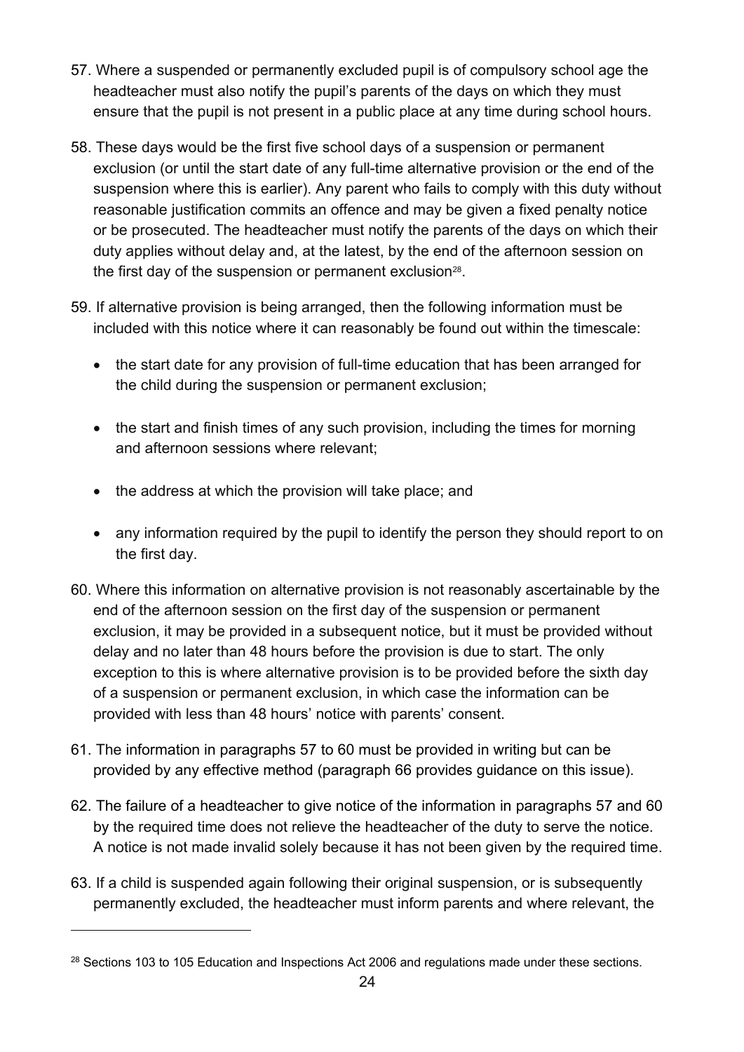57. Where a suspended or permanently excluded pupil is of compulsory school age the headteacher must also notify the pupil's parents of the days on which they must ensure that the pupil is not present in a public place at any time during school hours.

58. These days would be the first five school days of a suspension or permanent exclusion (or until the start date of any full-time alternative provision or the end of the suspension where this is earlier). Any parent who fails to comply with this duty without reasonable justification commits an offence and may be given a fixed penalty notice or be prosecuted. The headteacher must notify the parents of the days on which their duty applies without delay and, at the latest, by the end of the afternoon session on the first day of the suspension or permanent exclusion[28].

59. If alternative provision is being arranged, then the following information must be included with this notice where it can reasonably be found out within the timescale:

   - the start date for any provision of full-time education that has been arranged for the child during the suspension or permanent exclusion;
   - the start and finish times of any such provision, including the times for morning and afternoon sessions where relevant;
   - the address at which the provision will take place; and
   - any information required by the pupil to identify the person they should report to on the first day.

60. Where this information on alternative provision is not reasonably ascertainable by the end of the afternoon session on the first day of the suspension or permanent exclusion, it may be provided in a subsequent notice, but it must be provided without delay and no later than 48 hours before the provision is due to start. The only exception to this is where alternative provision is to be provided before the sixth day of a suspension or permanent exclusion, in which case the information can be provided with less than 48 hours' notice with parents' consent.

61. The information in paragraphs 57 to 60 must be provided in writing but can be provided by any effective method (paragraph 66 provides guidance on this issue).

62. The failure of a headteacher to give notice of the information in paragraphs 57 and 60 by the required time does not relieve the headteacher of the duty to serve the notice. A notice is not made invalid solely because it has not been given by the required time.

63. If a child is suspended again following their original suspension, or is subsequently permanently excluded, the headteacher must inform parents and where relevant, the

---

[28] Sections 103 to 105 Education and Inspections Act 2006 and regulations made under these sections.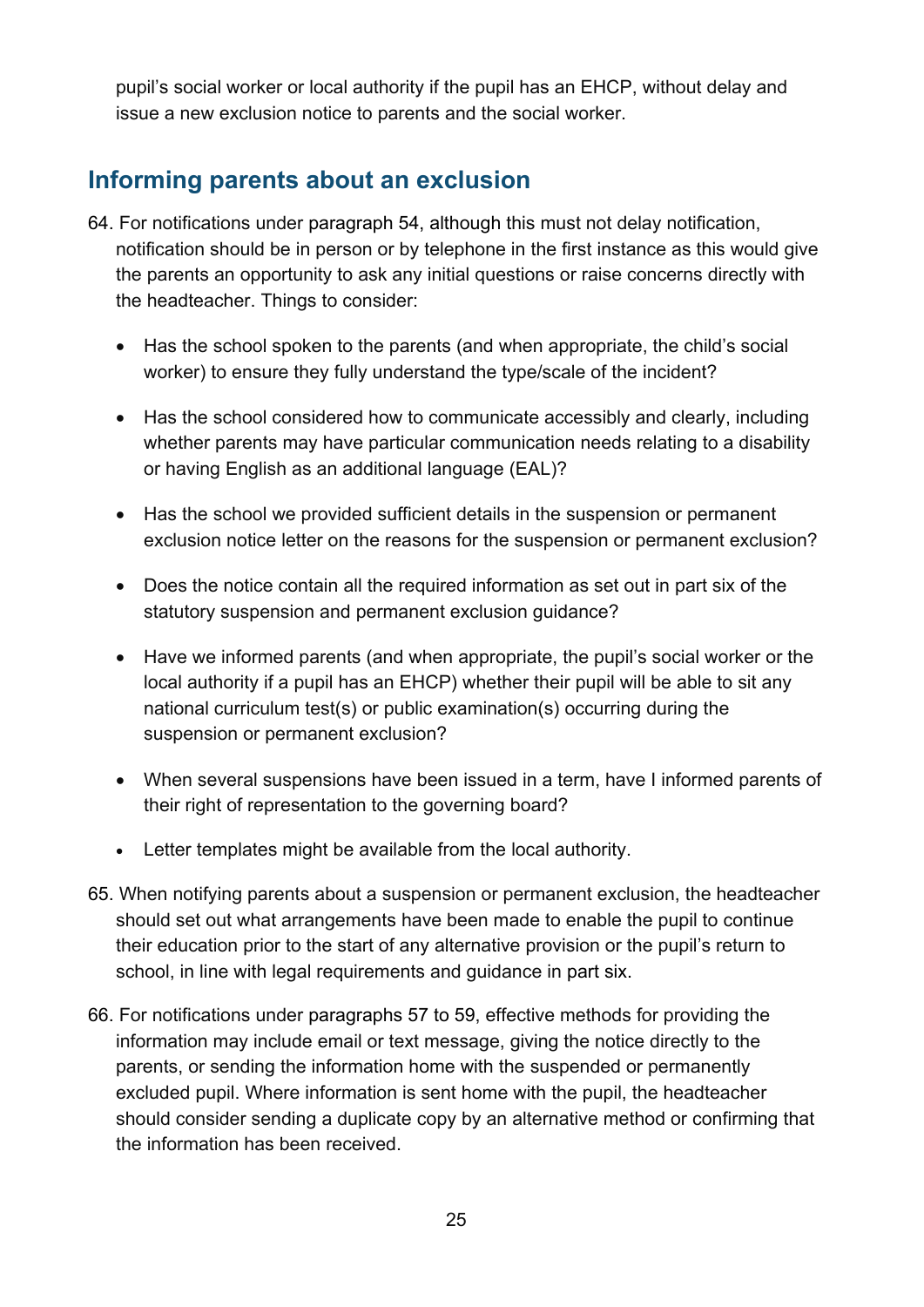pupil's social worker or local authority if the pupil has an EHCP, without delay and issue a new exclusion notice to parents and the social worker.

## Informing parents about an exclusion

64. For notifications under paragraph 54, although this must not delay notification, notification should be in person or by telephone in the first instance as this would give the parents an opportunity to ask any initial questions or raise concerns directly with the headteacher. Things to consider:

    - Has the school spoken to the parents (and when appropriate, the child's social worker) to ensure they fully understand the type/scale of the incident?
    - Has the school considered how to communicate accessibly and clearly, including whether parents may have particular communication needs relating to a disability or having English as an additional language (EAL)?
    - Has the school we provided sufficient details in the suspension or permanent exclusion notice letter on the reasons for the suspension or permanent exclusion?
    - Does the notice contain all the required information as set out in part six of the statutory suspension and permanent exclusion guidance?
    - Have we informed parents (and when appropriate, the pupil's social worker or the local authority if a pupil has an EHCP) whether their pupil will be able to sit any national curriculum test(s) or public examination(s) occurring during the suspension or permanent exclusion?
    - When several suspensions have been issued in a term, have I informed parents of their right of representation to the governing board?
    - Letter templates might be available from the local authority.

65. When notifying parents about a suspension or permanent exclusion, the headteacher should set out what arrangements have been made to enable the pupil to continue their education prior to the start of any alternative provision or the pupil's return to school, in line with legal requirements and guidance in part six.

66. For notifications under paragraphs 57 to 59, effective methods for providing the information may include email or text message, giving the notice directly to the parents, or sending the information home with the suspended or permanently excluded pupil. Where information is sent home with the pupil, the headteacher should consider sending a duplicate copy by an alternative method or confirming that the information has been received.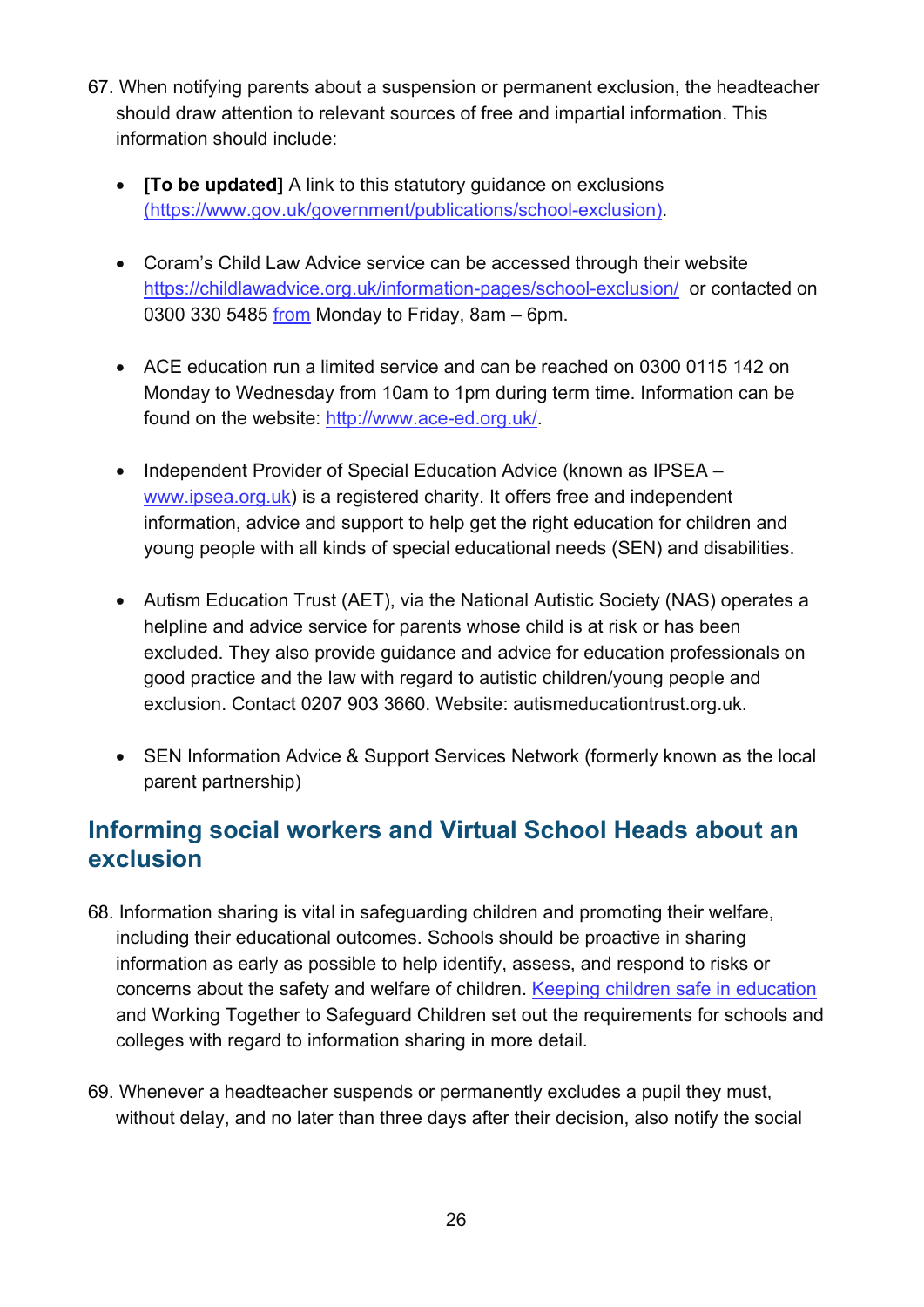67. When notifying parents about a suspension or permanent exclusion, the headteacher should draw attention to relevant sources of free and impartial information. This information should include:

- **[To be updated]** A link to this statutory guidance on exclusions [(https://www.gov.uk/government/publications/school-exclusion)](https://www.gov.uk/government/publications/school-exclusion).

- Coram's Child Law Advice service can be accessed through their website [https://childlawadvice.org.uk/information-pages/school-exclusion/](https://childlawadvice.org.uk/information-pages/school-exclusion/) or contacted on 0300 330 5485 from Monday to Friday, 8am – 6pm.

- ACE education run a limited service and can be reached on 0300 0115 142 on Monday to Wednesday from 10am to 1pm during term time. Information can be found on the website: [http://www.ace-ed.org.uk/](http://www.ace-ed.org.uk/).

- Independent Provider of Special Education Advice (known as IPSEA – [www.ipsea.org.uk](http://www.ipsea.org.uk)) is a registered charity. It offers free and independent information, advice and support to help get the right education for children and young people with all kinds of special educational needs (SEN) and disabilities.

- Autism Education Trust (AET), via the National Autistic Society (NAS) operates a helpline and advice service for parents whose child is at risk or has been excluded. They also provide guidance and advice for education professionals on good practice and the law with regard to autistic children/young people and exclusion. Contact 0207 903 3660. Website: autismeducationtrust.org.uk.

- SEN Information Advice & Support Services Network (formerly known as the local parent partnership)

## Informing social workers and Virtual School Heads about an exclusion

68. Information sharing is vital in safeguarding children and promoting their welfare, including their educational outcomes. Schools should be proactive in sharing information as early as possible to help identify, assess, and respond to risks or concerns about the safety and welfare of children. Keeping children safe in education and Working Together to Safeguard Children set out the requirements for schools and colleges with regard to information sharing in more detail.

69. Whenever a headteacher suspends or permanently excludes a pupil they must, without delay, and no later than three days after their decision, also notify the social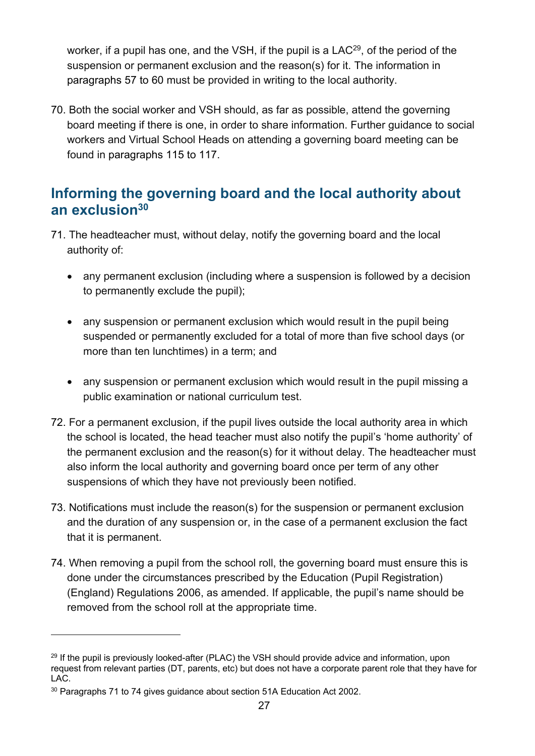worker, if a pupil has one, and the VSH, if the pupil is a LAC[29], of the period of the suspension or permanent exclusion and the reason(s) for it. The information in paragraphs 57 to 60 must be provided in writing to the local authority.

70. Both the social worker and VSH should, as far as possible, attend the governing board meeting if there is one, in order to share information. Further guidance to social workers and Virtual School Heads on attending a governing board meeting can be found in paragraphs 115 to 117.

## Informing the governing board and the local authority about an exclusion[30]

71. The headteacher must, without delay, notify the governing board and the local authority of:

    - any permanent exclusion (including where a suspension is followed by a decision to permanently exclude the pupil);

    - any suspension or permanent exclusion which would result in the pupil being suspended or permanently excluded for a total of more than five school days (or more than ten lunchtimes) in a term; and

    - any suspension or permanent exclusion which would result in the pupil missing a public examination or national curriculum test.

72. For a permanent exclusion, if the pupil lives outside the local authority area in which the school is located, the head teacher must also notify the pupil's 'home authority' of the permanent exclusion and the reason(s) for it without delay. The headteacher must also inform the local authority and governing board once per term of any other suspensions of which they have not previously been notified.

73. Notifications must include the reason(s) for the suspension or permanent exclusion and the duration of any suspension or, in the case of a permanent exclusion the fact that it is permanent.

74. When removing a pupil from the school roll, the governing board must ensure this is done under the circumstances prescribed by the Education (Pupil Registration) (England) Regulations 2006, as amended. If applicable, the pupil's name should be removed from the school roll at the appropriate time.

---

[29] If the pupil is previously looked-after (PLAC) the VSH should provide advice and information, upon request from relevant parties (DT, parents, etc) but does not have a corporate parent role that they have for LAC.

[30] Paragraphs 71 to 74 gives guidance about section 51A Education Act 2002.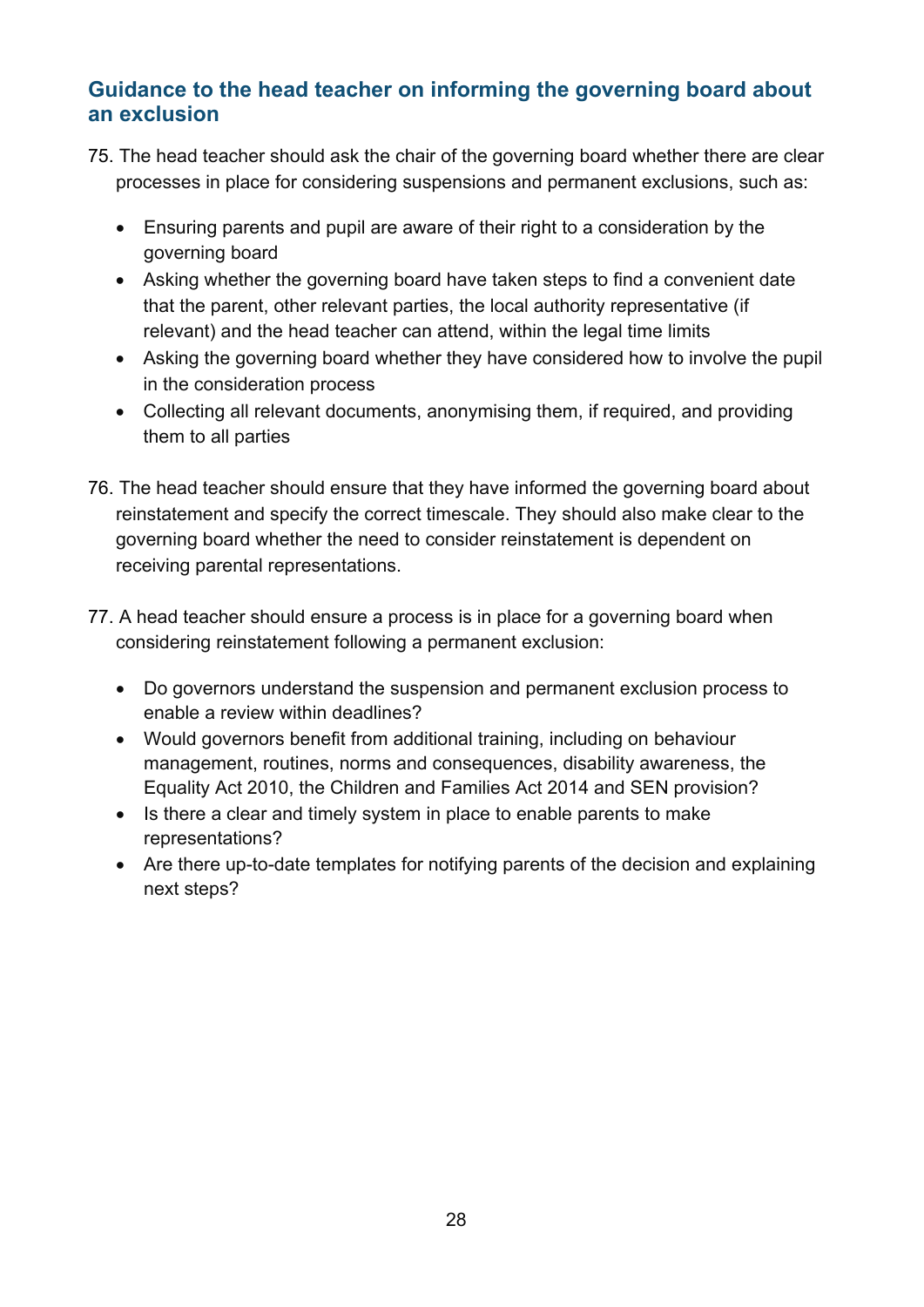## Guidance to the head teacher on informing the governing board about an exclusion

75. The head teacher should ask the chair of the governing board whether there are clear processes in place for considering suspensions and permanent exclusions, such as:

    - Ensuring parents and pupil are aware of their right to a consideration by the governing board
    - Asking whether the governing board have taken steps to find a convenient date that the parent, other relevant parties, the local authority representative (if relevant) and the head teacher can attend, within the legal time limits
    - Asking the governing board whether they have considered how to involve the pupil in the consideration process
    - Collecting all relevant documents, anonymising them, if required, and providing them to all parties

76. The head teacher should ensure that they have informed the governing board about reinstatement and specify the correct timescale. They should also make clear to the governing board whether the need to consider reinstatement is dependent on receiving parental representations.

77. A head teacher should ensure a process is in place for a governing board when considering reinstatement following a permanent exclusion:

    - Do governors understand the suspension and permanent exclusion process to enable a review within deadlines?
    - Would governors benefit from additional training, including on behaviour management, routines, norms and consequences, disability awareness, the Equality Act 2010, the Children and Families Act 2014 and SEN provision?
    - Is there a clear and timely system in place to enable parents to make representations?
    - Are there up-to-date templates for notifying parents of the decision and explaining next steps?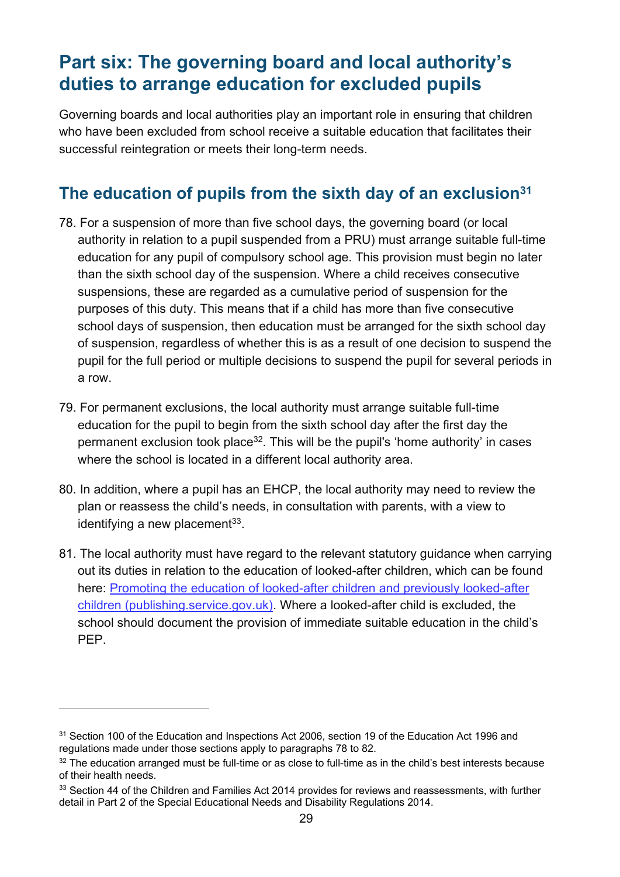# Part six: The governing board and local authority's duties to arrange education for excluded pupils

Governing boards and local authorities play an important role in ensuring that children who have been excluded from school receive a suitable education that facilitates their successful reintegration or meets their long-term needs.

## The education of pupils from the sixth day of an exclusion[31]

78. For a suspension of more than five school days, the governing board (or local authority in relation to a pupil suspended from a PRU) must arrange suitable full-time education for any pupil of compulsory school age. This provision must begin no later than the sixth school day of the suspension. Where a child receives consecutive suspensions, these are regarded as a cumulative period of suspension for the purposes of this duty. This means that if a child has more than five consecutive school days of suspension, then education must be arranged for the sixth school day of suspension, regardless of whether this is as a result of one decision to suspend the pupil for the full period or multiple decisions to suspend the pupil for several periods in a row.

79. For permanent exclusions, the local authority must arrange suitable full-time education for the pupil to begin from the sixth school day after the first day the permanent exclusion took place[32]. This will be the pupil's 'home authority' in cases where the school is located in a different local authority area.

80. In addition, where a pupil has an EHCP, the local authority may need to review the plan or reassess the child's needs, in consultation with parents, with a view to identifying a new placement[33].

81. The local authority must have regard to the relevant statutory guidance when carrying out its duties in relation to the education of looked-after children, which can be found here: [Promoting the education of looked-after children and previously looked-after children (publishing.service.gov.uk)](). Where a looked-after child is excluded, the school should document the provision of immediate suitable education in the child's PEP.

---

[31] Section 100 of the Education and Inspections Act 2006, section 19 of the Education Act 1996 and regulations made under those sections apply to paragraphs 78 to 82.

[32] The education arranged must be full-time or as close to full-time as in the child's best interests because of their health needs.

[33] Section 44 of the Children and Families Act 2014 provides for reviews and reassessments, with further detail in Part 2 of the Special Educational Needs and Disability Regulations 2014.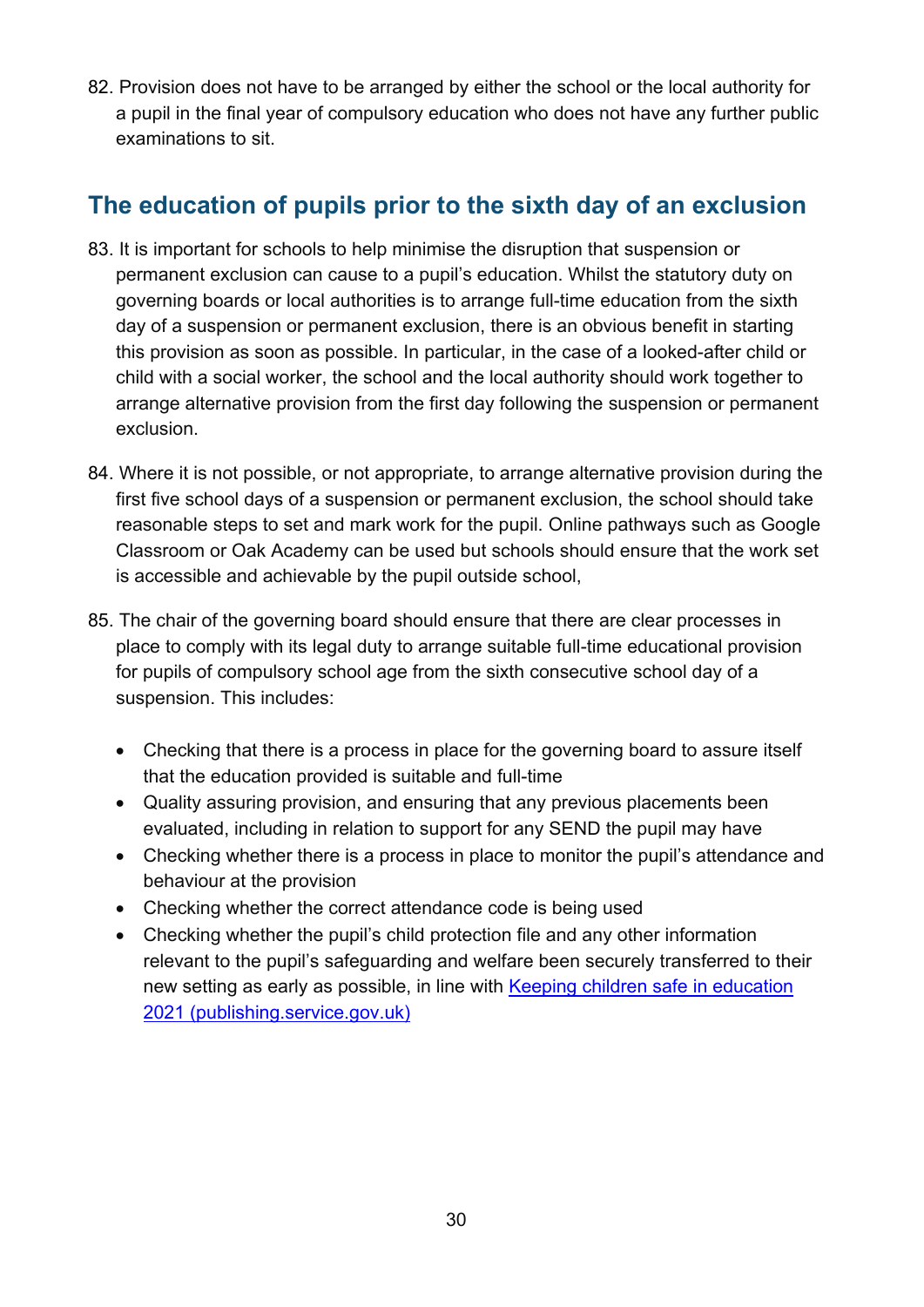82. Provision does not have to be arranged by either the school or the local authority for a pupil in the final year of compulsory education who does not have any further public examinations to sit.

## The education of pupils prior to the sixth day of an exclusion

83. It is important for schools to help minimise the disruption that suspension or permanent exclusion can cause to a pupil's education. Whilst the statutory duty on governing boards or local authorities is to arrange full-time education from the sixth day of a suspension or permanent exclusion, there is an obvious benefit in starting this provision as soon as possible. In particular, in the case of a looked-after child or child with a social worker, the school and the local authority should work together to arrange alternative provision from the first day following the suspension or permanent exclusion.

84. Where it is not possible, or not appropriate, to arrange alternative provision during the first five school days of a suspension or permanent exclusion, the school should take reasonable steps to set and mark work for the pupil. Online pathways such as Google Classroom or Oak Academy can be used but schools should ensure that the work set is accessible and achievable by the pupil outside school,

85. The chair of the governing board should ensure that there are clear processes in place to comply with its legal duty to arrange suitable full-time educational provision for pupils of compulsory school age from the sixth consecutive school day of a suspension. This includes:

   - Checking that there is a process in place for the governing board to assure itself that the education provided is suitable and full-time
   - Quality assuring provision, and ensuring that any previous placements been evaluated, including in relation to support for any SEND the pupil may have
   - Checking whether there is a process in place to monitor the pupil's attendance and behaviour at the provision
   - Checking whether the correct attendance code is being used
   - Checking whether the pupil's child protection file and any other information relevant to the pupil's safeguarding and welfare been securely transferred to their new setting as early as possible, in line with [Keeping children safe in education 2021 (publishing.service.gov.uk)]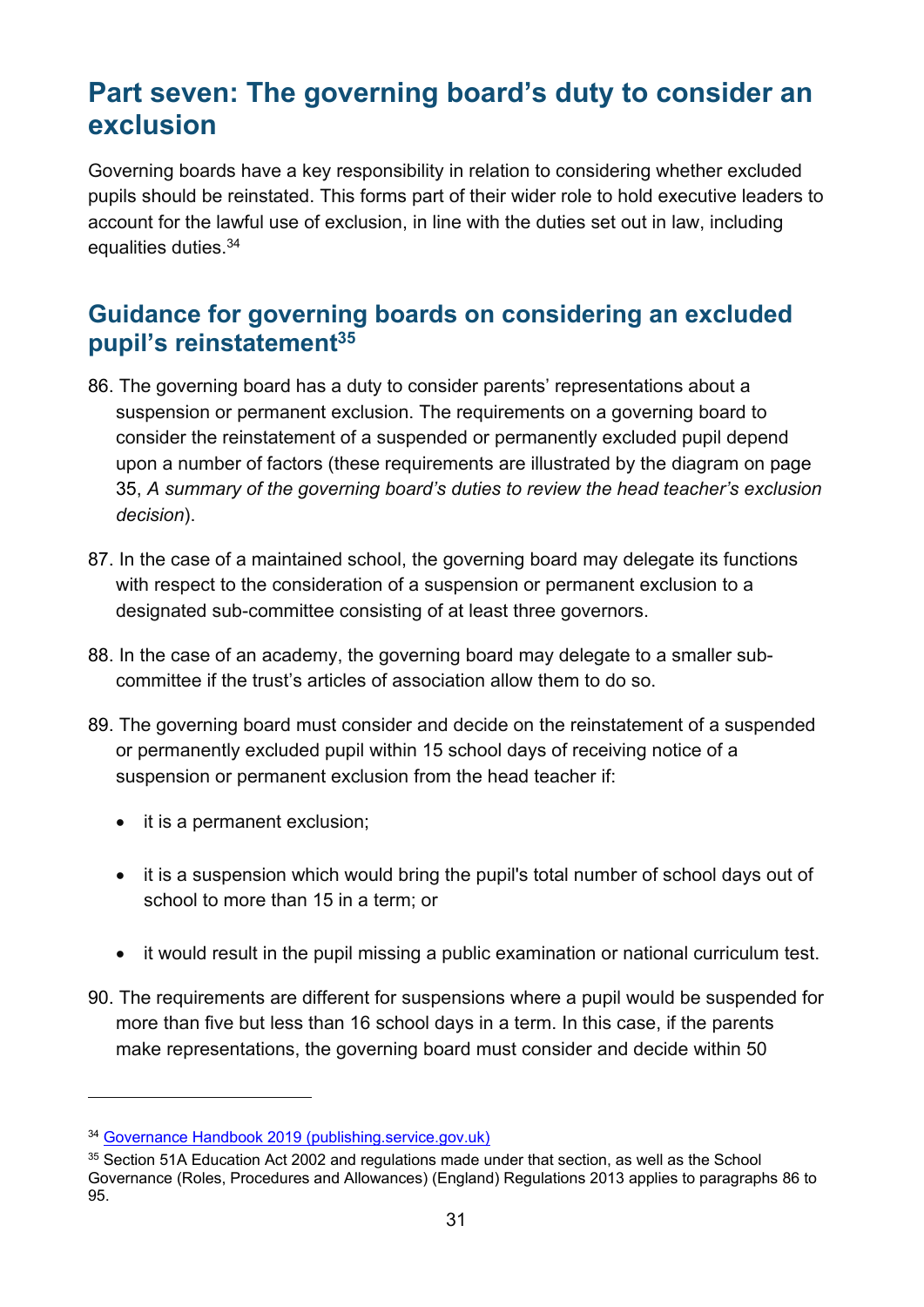# Part seven: The governing board's duty to consider an exclusion

Governing boards have a key responsibility in relation to considering whether excluded pupils should be reinstated. This forms part of their wider role to hold executive leaders to account for the lawful use of exclusion, in line with the duties set out in law, including equalities duties.[34]

## Guidance for governing boards on considering an excluded pupil's reinstatement[35]

86. The governing board has a duty to consider parents' representations about a suspension or permanent exclusion. The requirements on a governing board to consider the reinstatement of a suspended or permanently excluded pupil depend upon a number of factors (these requirements are illustrated by the diagram on page 35, *A summary of the governing board's duties to review the head teacher's exclusion decision*).

87. In the case of a maintained school, the governing board may delegate its functions with respect to the consideration of a suspension or permanent exclusion to a designated sub-committee consisting of at least three governors.

88. In the case of an academy, the governing board may delegate to a smaller sub-committee if the trust's articles of association allow them to do so.

89. The governing board must consider and decide on the reinstatement of a suspended or permanently excluded pupil within 15 school days of receiving notice of a suspension or permanent exclusion from the head teacher if:

    - it is a permanent exclusion;
    - it is a suspension which would bring the pupil's total number of school days out of school to more than 15 in a term; or
    - it would result in the pupil missing a public examination or national curriculum test.

90. The requirements are different for suspensions where a pupil would be suspended for more than five but less than 16 school days in a term. In this case, if the parents make representations, the governing board must consider and decide within 50

---

[34] [Governance Handbook 2019 (publishing.service.gov.uk)]

[35] Section 51A Education Act 2002 and regulations made under that section, as well as the School Governance (Roles, Procedures and Allowances) (England) Regulations 2013 applies to paragraphs 86 to 95.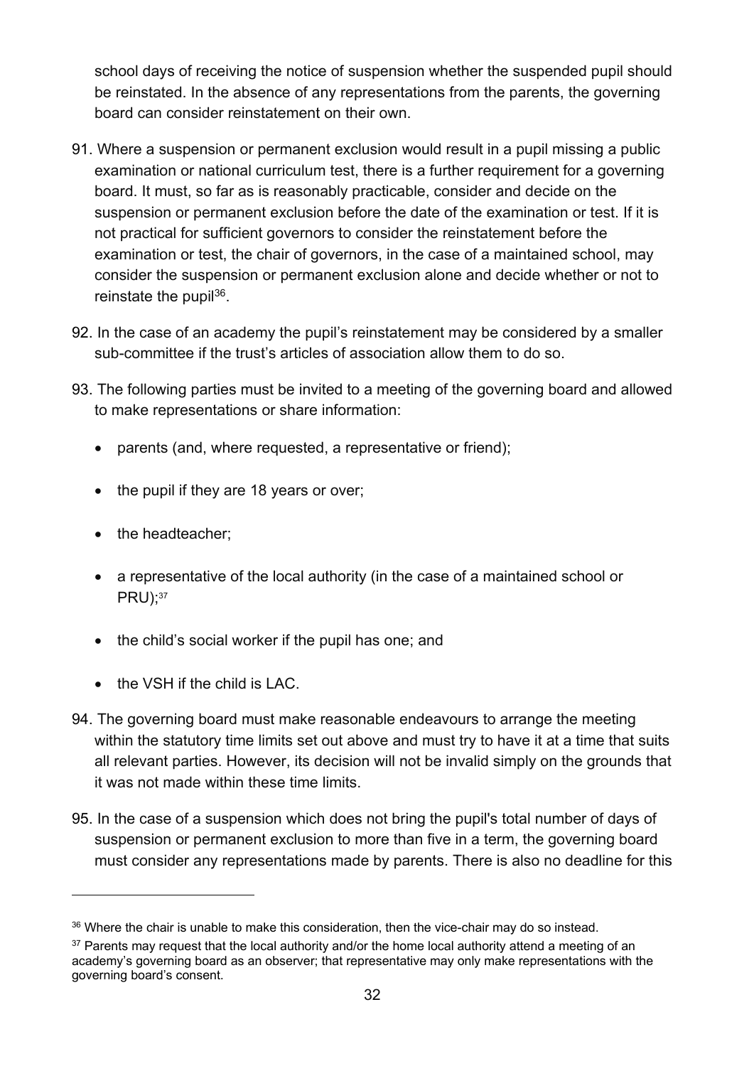school days of receiving the notice of suspension whether the suspended pupil should be reinstated. In the absence of any representations from the parents, the governing board can consider reinstatement on their own.

91. Where a suspension or permanent exclusion would result in a pupil missing a public examination or national curriculum test, there is a further requirement for a governing board. It must, so far as is reasonably practicable, consider and decide on the suspension or permanent exclusion before the date of the examination or test. If it is not practical for sufficient governors to consider the reinstatement before the examination or test, the chair of governors, in the case of a maintained school, may consider the suspension or permanent exclusion alone and decide whether or not to reinstate the pupil[36].

92. In the case of an academy the pupil's reinstatement may be considered by a smaller sub-committee if the trust's articles of association allow them to do so.

93. The following parties must be invited to a meeting of the governing board and allowed to make representations or share information:

    - parents (and, where requested, a representative or friend);
    - the pupil if they are 18 years or over;
    - the headteacher;
    - a representative of the local authority (in the case of a maintained school or PRU);[37]
    - the child's social worker if the pupil has one; and
    - the VSH if the child is LAC.

94. The governing board must make reasonable endeavours to arrange the meeting within the statutory time limits set out above and must try to have it at a time that suits all relevant parties. However, its decision will not be invalid simply on the grounds that it was not made within these time limits.

95. In the case of a suspension which does not bring the pupil's total number of days of suspension or permanent exclusion to more than five in a term, the governing board must consider any representations made by parents. There is also no deadline for this

---

[36] Where the chair is unable to make this consideration, then the vice-chair may do so instead.

[37] Parents may request that the local authority and/or the home local authority attend a meeting of an academy's governing board as an observer; that representative may only make representations with the governing board's consent.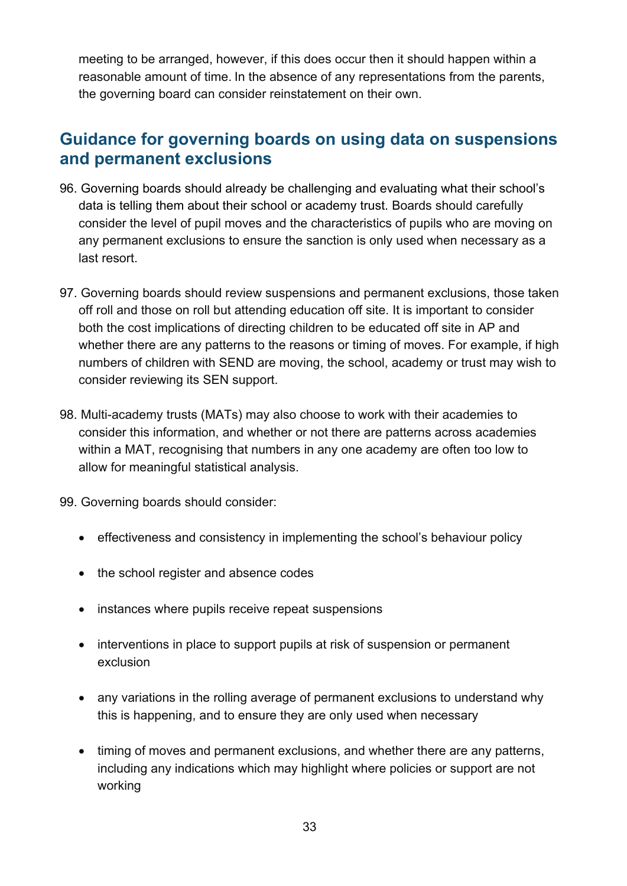meeting to be arranged, however, if this does occur then it should happen within a reasonable amount of time. In the absence of any representations from the parents, the governing board can consider reinstatement on their own.

## Guidance for governing boards on using data on suspensions and permanent exclusions

96. Governing boards should already be challenging and evaluating what their school's data is telling them about their school or academy trust. Boards should carefully consider the level of pupil moves and the characteristics of pupils who are moving on any permanent exclusions to ensure the sanction is only used when necessary as a last resort.

97. Governing boards should review suspensions and permanent exclusions, those taken off roll and those on roll but attending education off site. It is important to consider both the cost implications of directing children to be educated off site in AP and whether there are any patterns to the reasons or timing of moves. For example, if high numbers of children with SEND are moving, the school, academy or trust may wish to consider reviewing its SEN support.

98. Multi-academy trusts (MATs) may also choose to work with their academies to consider this information, and whether or not there are patterns across academies within a MAT, recognising that numbers in any one academy are often too low to allow for meaningful statistical analysis.

99. Governing boards should consider:

- effectiveness and consistency in implementing the school's behaviour policy
- the school register and absence codes
- instances where pupils receive repeat suspensions
- interventions in place to support pupils at risk of suspension or permanent exclusion
- any variations in the rolling average of permanent exclusions to understand why this is happening, and to ensure they are only used when necessary
- timing of moves and permanent exclusions, and whether there are any patterns, including any indications which may highlight where policies or support are not working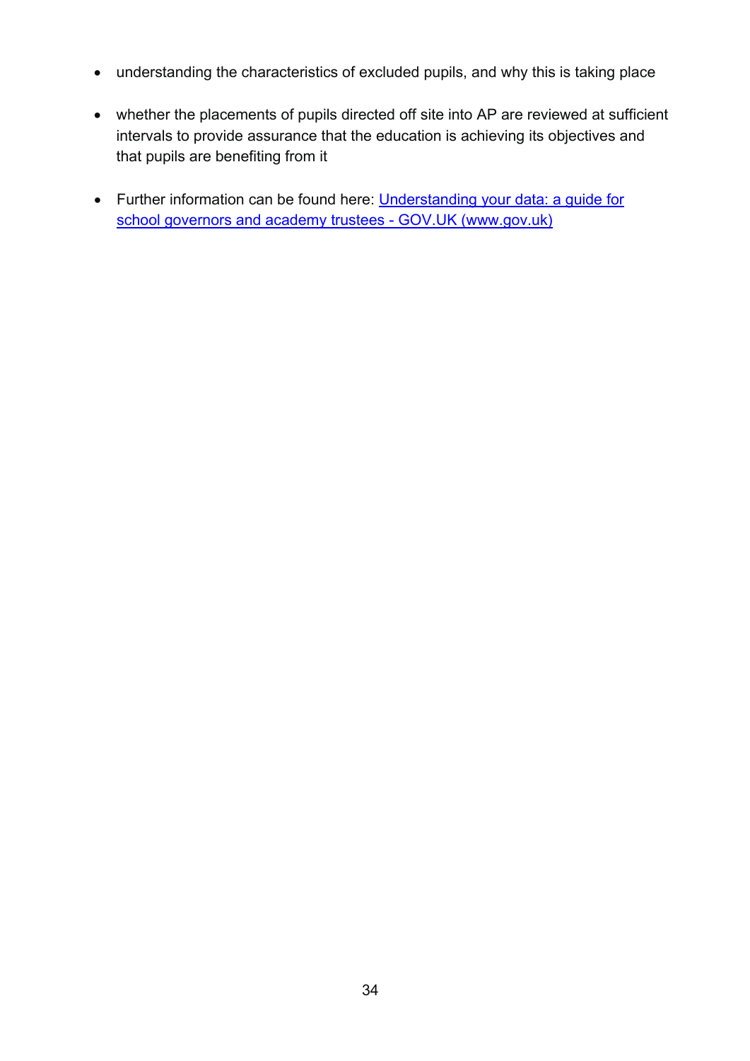- understanding the characteristics of excluded pupils, and why this is taking place
- whether the placements of pupils directed off site into AP are reviewed at sufficient intervals to provide assurance that the education is achieving its objectives and that pupils are benefiting from it
- Further information can be found here: [Understanding your data: a guide for school governors and academy trustees - GOV.UK (www.gov.uk)]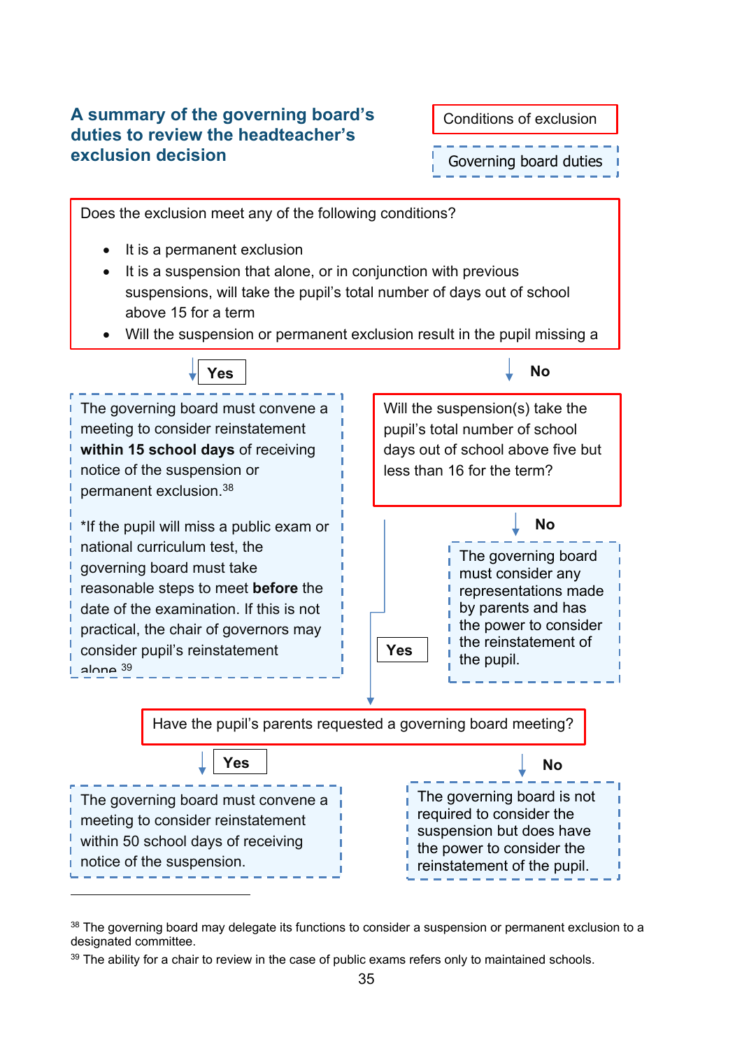### A summary of the governing board's duties to review the headteacher's exclusion decision

Conditions of exclusion

Governing board duties

Does the exclusion meet any of the following conditions?

- It is a permanent exclusion
- It is a suspension that alone, or in conjunction with previous suspensions, will take the pupil's total number of days out of school above 15 for a term
- Will the suspension or permanent exclusion result in the pupil missing a

**Yes**

The governing board must convene a meeting to consider reinstatement **within 15 school days** of receiving notice of the suspension or permanent exclusion.[38]

*If the pupil will miss a public exam or national curriculum test, the governing board must take reasonable steps to meet **before** the date of the examination. If this is not practical, the chair of governors may consider pupil's reinstatement alone [39]

**No**

Will the suspension(s) take the pupil's total number of school days out of school above five but less than 16 for the term?

**No**

The governing board must consider any representations made by parents and has the power to consider the reinstatement of the pupil.

**Yes**

Have the pupil's parents requested a governing board meeting?

**Yes**

The governing board must convene a meeting to consider reinstatement within 50 school days of receiving notice of the suspension.

**No**

The governing board is not required to consider the suspension but does have the power to consider the reinstatement of the pupil.

---

[38] The governing board may delegate its functions to consider a suspension or permanent exclusion to a designated committee.

[39] The ability for a chair to review in the case of public exams refers only to maintained schools.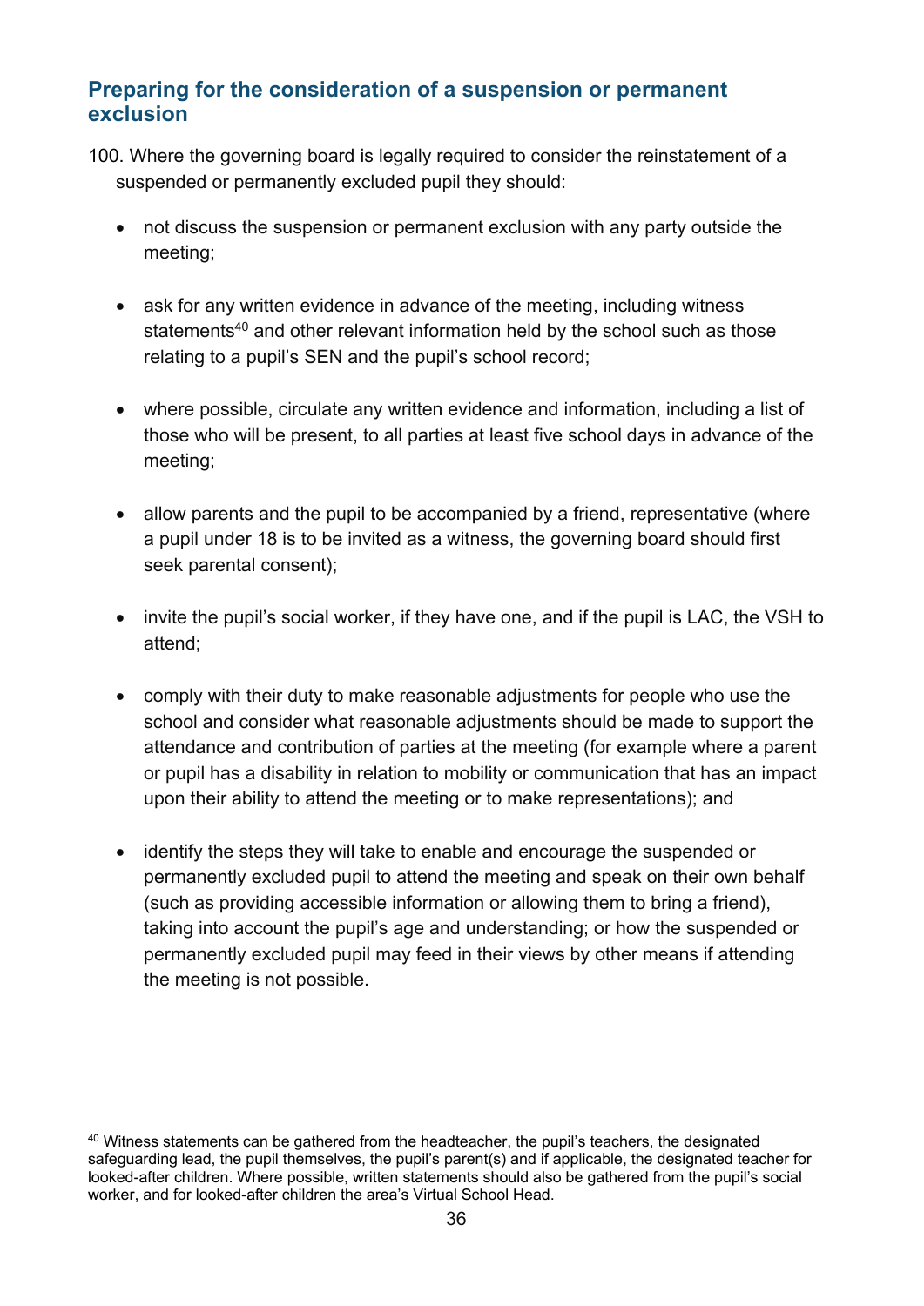## Preparing for the consideration of a suspension or permanent exclusion

100. Where the governing board is legally required to consider the reinstatement of a suspended or permanently excluded pupil they should:

- not discuss the suspension or permanent exclusion with any party outside the meeting;
- ask for any written evidence in advance of the meeting, including witness statements[40] and other relevant information held by the school such as those relating to a pupil's SEN and the pupil's school record;
- where possible, circulate any written evidence and information, including a list of those who will be present, to all parties at least five school days in advance of the meeting;
- allow parents and the pupil to be accompanied by a friend, representative (where a pupil under 18 is to be invited as a witness, the governing board should first seek parental consent);
- invite the pupil's social worker, if they have one, and if the pupil is LAC, the VSH to attend;
- comply with their duty to make reasonable adjustments for people who use the school and consider what reasonable adjustments should be made to support the attendance and contribution of parties at the meeting (for example where a parent or pupil has a disability in relation to mobility or communication that has an impact upon their ability to attend the meeting or to make representations); and
- identify the steps they will take to enable and encourage the suspended or permanently excluded pupil to attend the meeting and speak on their own behalf (such as providing accessible information or allowing them to bring a friend), taking into account the pupil's age and understanding; or how the suspended or permanently excluded pupil may feed in their views by other means if attending the meeting is not possible.

[40] Witness statements can be gathered from the headteacher, the pupil's teachers, the designated safeguarding lead, the pupil themselves, the pupil's parent(s) and if applicable, the designated teacher for looked-after children. Where possible, written statements should also be gathered from the pupil's social worker, and for looked-after children the area's Virtual School Head.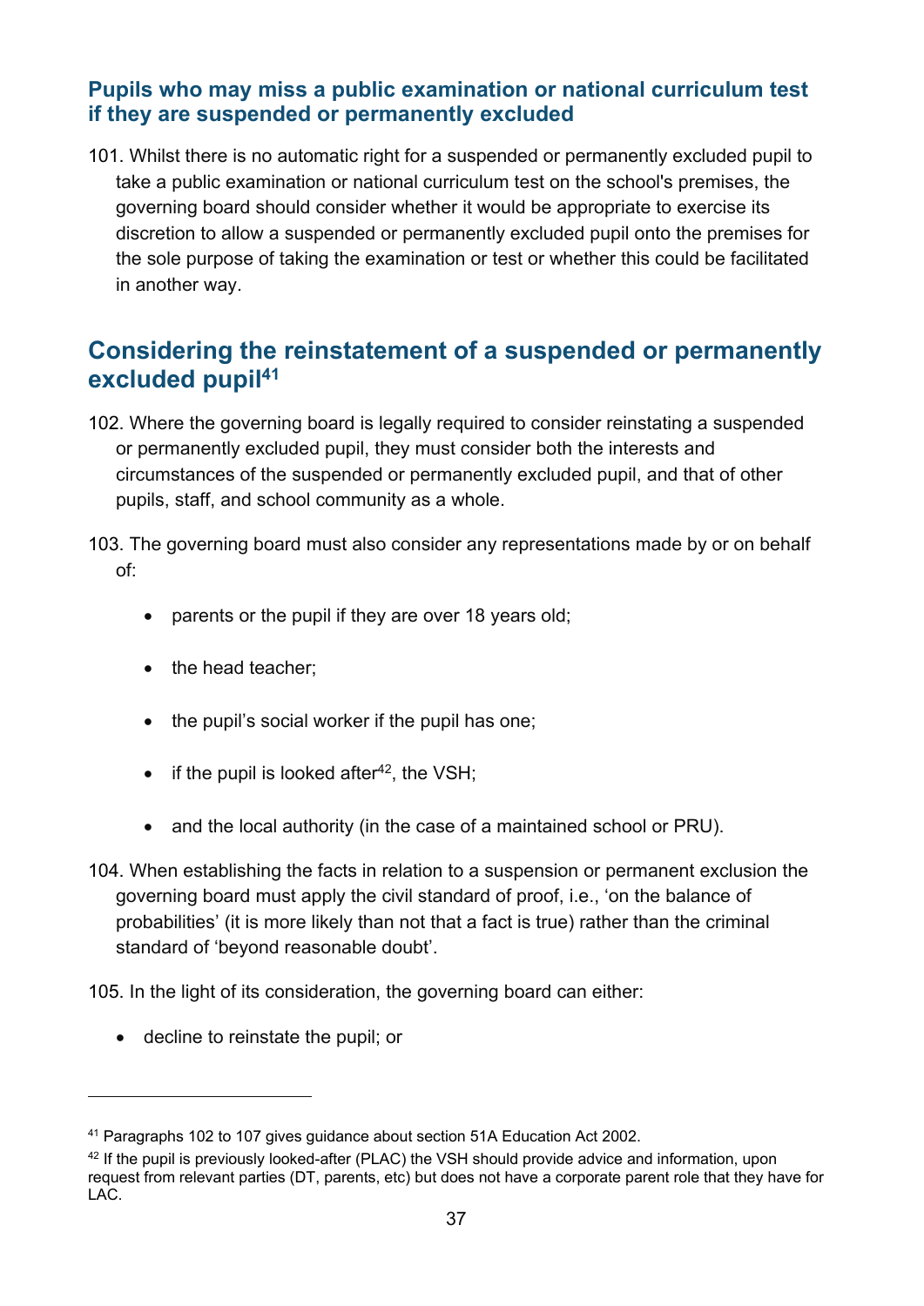### Pupils who may miss a public examination or national curriculum test if they are suspended or permanently excluded

101. Whilst there is no automatic right for a suspended or permanently excluded pupil to take a public examination or national curriculum test on the school's premises, the governing board should consider whether it would be appropriate to exercise its discretion to allow a suspended or permanently excluded pupil onto the premises for the sole purpose of taking the examination or test or whether this could be facilitated in another way.

## Considering the reinstatement of a suspended or permanently excluded pupil[41]

102. Where the governing board is legally required to consider reinstating a suspended or permanently excluded pupil, they must consider both the interests and circumstances of the suspended or permanently excluded pupil, and that of other pupils, staff, and school community as a whole.

103. The governing board must also consider any representations made by or on behalf of:

- parents or the pupil if they are over 18 years old;
- the head teacher;
- the pupil's social worker if the pupil has one;
- if the pupil is looked after[42], the VSH;
- and the local authority (in the case of a maintained school or PRU).

104. When establishing the facts in relation to a suspension or permanent exclusion the governing board must apply the civil standard of proof, i.e., 'on the balance of probabilities' (it is more likely than not that a fact is true) rather than the criminal standard of 'beyond reasonable doubt'.

105. In the light of its consideration, the governing board can either:

- decline to reinstate the pupil; or

---

[41] Paragraphs 102 to 107 gives guidance about section 51A Education Act 2002.

[42] If the pupil is previously looked-after (PLAC) the VSH should provide advice and information, upon request from relevant parties (DT, parents, etc) but does not have a corporate parent role that they have for LAC.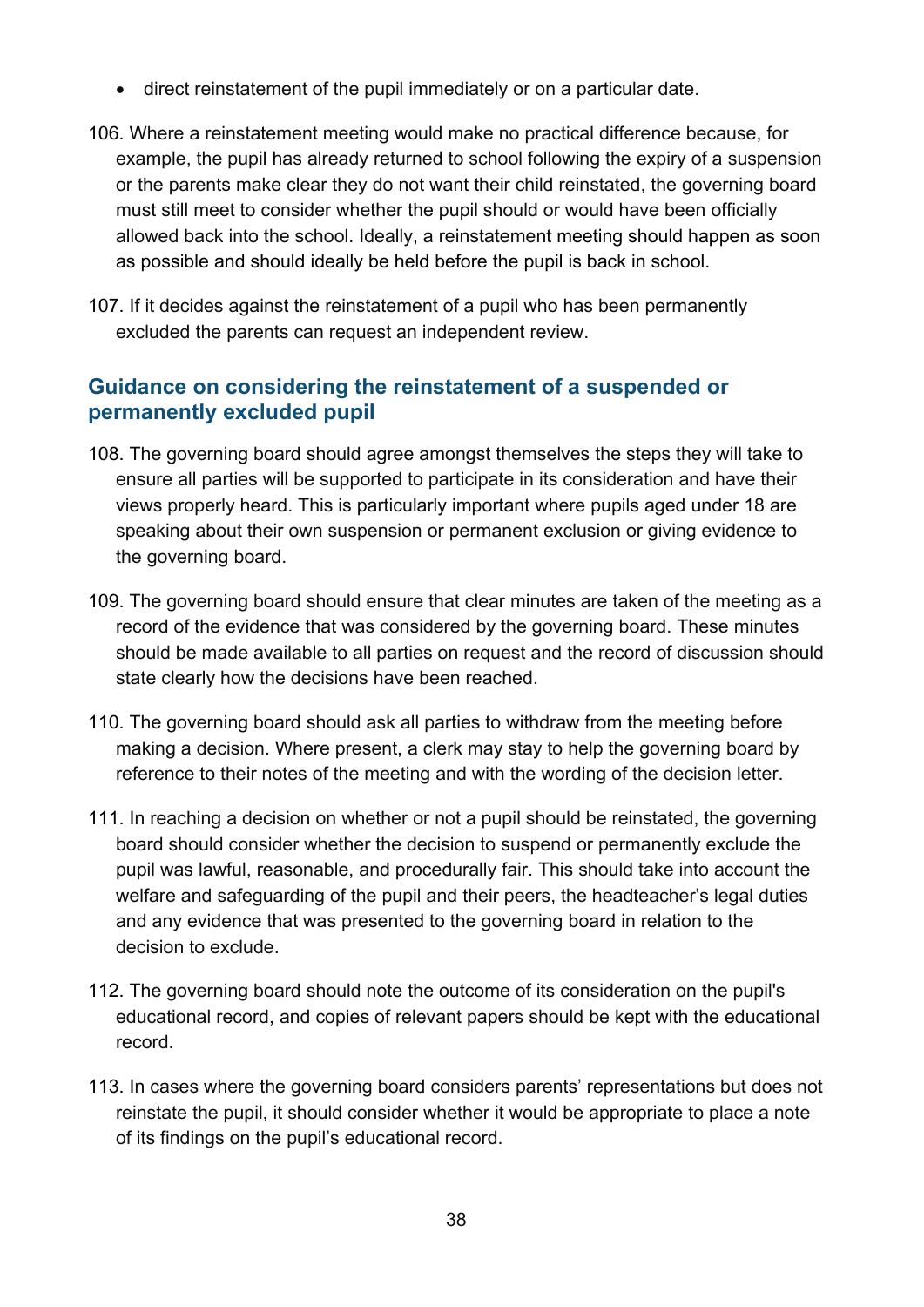- direct reinstatement of the pupil immediately or on a particular date.

106. Where a reinstatement meeting would make no practical difference because, for example, the pupil has already returned to school following the expiry of a suspension or the parents make clear they do not want their child reinstated, the governing board must still meet to consider whether the pupil should or would have been officially allowed back into the school. Ideally, a reinstatement meeting should happen as soon as possible and should ideally be held before the pupil is back in school.

107. If it decides against the reinstatement of a pupil who has been permanently excluded the parents can request an independent review.

## Guidance on considering the reinstatement of a suspended or permanently excluded pupil

108. The governing board should agree amongst themselves the steps they will take to ensure all parties will be supported to participate in its consideration and have their views properly heard. This is particularly important where pupils aged under 18 are speaking about their own suspension or permanent exclusion or giving evidence to the governing board.

109. The governing board should ensure that clear minutes are taken of the meeting as a record of the evidence that was considered by the governing board. These minutes should be made available to all parties on request and the record of discussion should state clearly how the decisions have been reached.

110. The governing board should ask all parties to withdraw from the meeting before making a decision. Where present, a clerk may stay to help the governing board by reference to their notes of the meeting and with the wording of the decision letter.

111. In reaching a decision on whether or not a pupil should be reinstated, the governing board should consider whether the decision to suspend or permanently exclude the pupil was lawful, reasonable, and procedurally fair. This should take into account the welfare and safeguarding of the pupil and their peers, the headteacher's legal duties and any evidence that was presented to the governing board in relation to the decision to exclude.

112. The governing board should note the outcome of its consideration on the pupil's educational record, and copies of relevant papers should be kept with the educational record.

113. In cases where the governing board considers parents' representations but does not reinstate the pupil, it should consider whether it would be appropriate to place a note of its findings on the pupil's educational record.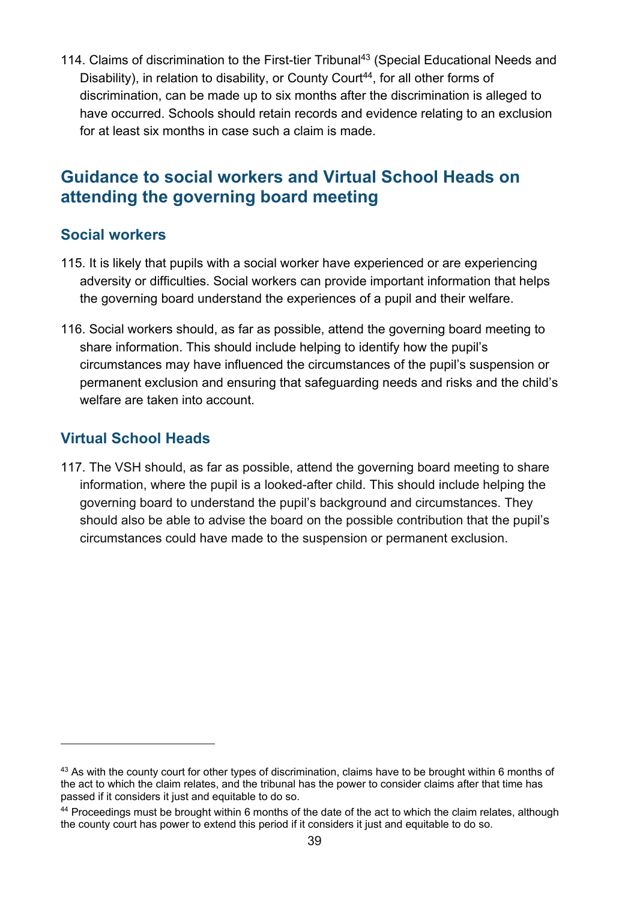114. Claims of discrimination to the First-tier Tribunal[43] (Special Educational Needs and Disability), in relation to disability, or County Court[44], for all other forms of discrimination, can be made up to six months after the discrimination is alleged to have occurred. Schools should retain records and evidence relating to an exclusion for at least six months in case such a claim is made.

## Guidance to social workers and Virtual School Heads on attending the governing board meeting

### Social workers

115. It is likely that pupils with a social worker have experienced or are experiencing adversity or difficulties. Social workers can provide important information that helps the governing board understand the experiences of a pupil and their welfare.

116. Social workers should, as far as possible, attend the governing board meeting to share information. This should include helping to identify how the pupil's circumstances may have influenced the circumstances of the pupil's suspension or permanent exclusion and ensuring that safeguarding needs and risks and the child's welfare are taken into account.

### Virtual School Heads

117. The VSH should, as far as possible, attend the governing board meeting to share information, where the pupil is a looked-after child. This should include helping the governing board to understand the pupil's background and circumstances. They should also be able to advise the board on the possible contribution that the pupil's circumstances could have made to the suspension or permanent exclusion.

---

[43] As with the county court for other types of discrimination, claims have to be brought within 6 months of the act to which the claim relates, and the tribunal has the power to consider claims after that time has passed if it considers it just and equitable to do so.

[44] Proceedings must be brought within 6 months of the date of the act to which the claim relates, although the county court has power to extend this period if it considers it just and equitable to do so.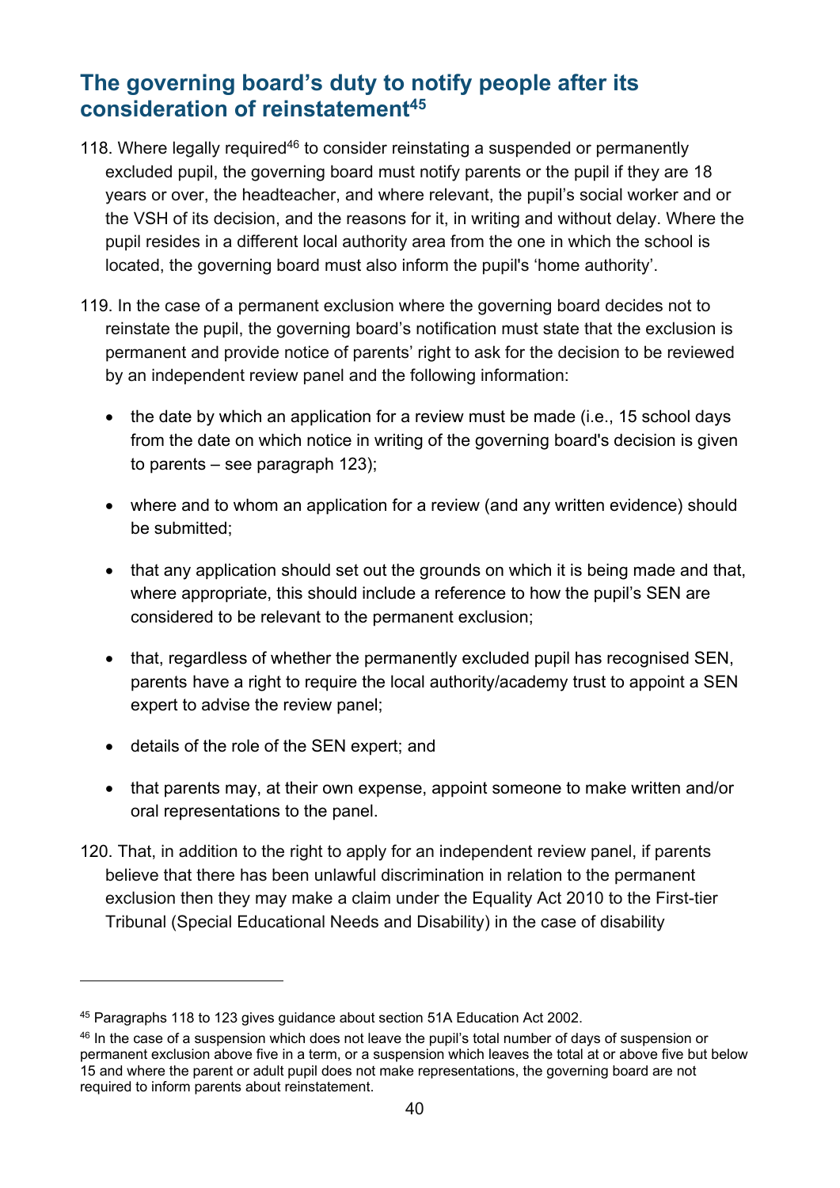## The governing board's duty to notify people after its consideration of reinstatement[45]

118. Where legally required[46] to consider reinstating a suspended or permanently excluded pupil, the governing board must notify parents or the pupil if they are 18 years or over, the headteacher, and where relevant, the pupil's social worker and or the VSH of its decision, and the reasons for it, in writing and without delay. Where the pupil resides in a different local authority area from the one in which the school is located, the governing board must also inform the pupil's 'home authority'.

119. In the case of a permanent exclusion where the governing board decides not to reinstate the pupil, the governing board's notification must state that the exclusion is permanent and provide notice of parents' right to ask for the decision to be reviewed by an independent review panel and the following information:

- the date by which an application for a review must be made (i.e., 15 school days from the date on which notice in writing of the governing board's decision is given to parents – see paragraph 123);
- where and to whom an application for a review (and any written evidence) should be submitted;
- that any application should set out the grounds on which it is being made and that, where appropriate, this should include a reference to how the pupil's SEN are considered to be relevant to the permanent exclusion;
- that, regardless of whether the permanently excluded pupil has recognised SEN, parents have a right to require the local authority/academy trust to appoint a SEN expert to advise the review panel;
- details of the role of the SEN expert; and
- that parents may, at their own expense, appoint someone to make written and/or oral representations to the panel.

120. That, in addition to the right to apply for an independent review panel, if parents believe that there has been unlawful discrimination in relation to the permanent exclusion then they may make a claim under the Equality Act 2010 to the First-tier Tribunal (Special Educational Needs and Disability) in the case of disability

---

[45] Paragraphs 118 to 123 gives guidance about section 51A Education Act 2002.

[46] In the case of a suspension which does not leave the pupil's total number of days of suspension or permanent exclusion above five in a term, or a suspension which leaves the total at or above five but below 15 and where the parent or adult pupil does not make representations, the governing board are not required to inform parents about reinstatement.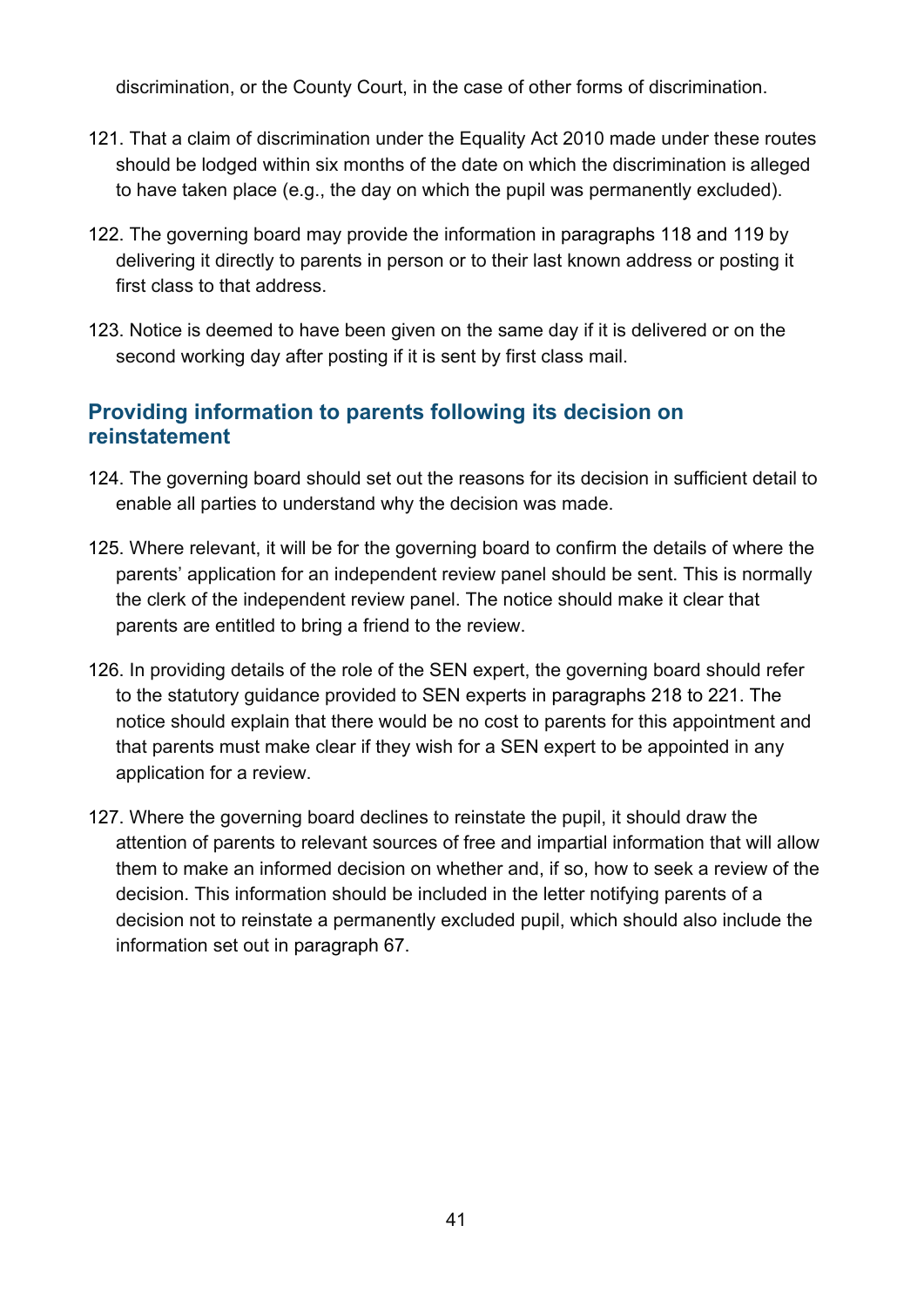discrimination, or the County Court, in the case of other forms of discrimination.

121. That a claim of discrimination under the Equality Act 2010 made under these routes should be lodged within six months of the date on which the discrimination is alleged to have taken place (e.g., the day on which the pupil was permanently excluded).

122. The governing board may provide the information in paragraphs 118 and 119 by delivering it directly to parents in person or to their last known address or posting it first class to that address.

123. Notice is deemed to have been given on the same day if it is delivered or on the second working day after posting if it is sent by first class mail.

## Providing information to parents following its decision on reinstatement

124. The governing board should set out the reasons for its decision in sufficient detail to enable all parties to understand why the decision was made.

125. Where relevant, it will be for the governing board to confirm the details of where the parents' application for an independent review panel should be sent. This is normally the clerk of the independent review panel. The notice should make it clear that parents are entitled to bring a friend to the review.

126. In providing details of the role of the SEN expert, the governing board should refer to the statutory guidance provided to SEN experts in paragraphs 218 to 221. The notice should explain that there would be no cost to parents for this appointment and that parents must make clear if they wish for a SEN expert to be appointed in any application for a review.

127. Where the governing board declines to reinstate the pupil, it should draw the attention of parents to relevant sources of free and impartial information that will allow them to make an informed decision on whether and, if so, how to seek a review of the decision. This information should be included in the letter notifying parents of a decision not to reinstate a permanently excluded pupil, which should also include the information set out in paragraph 67.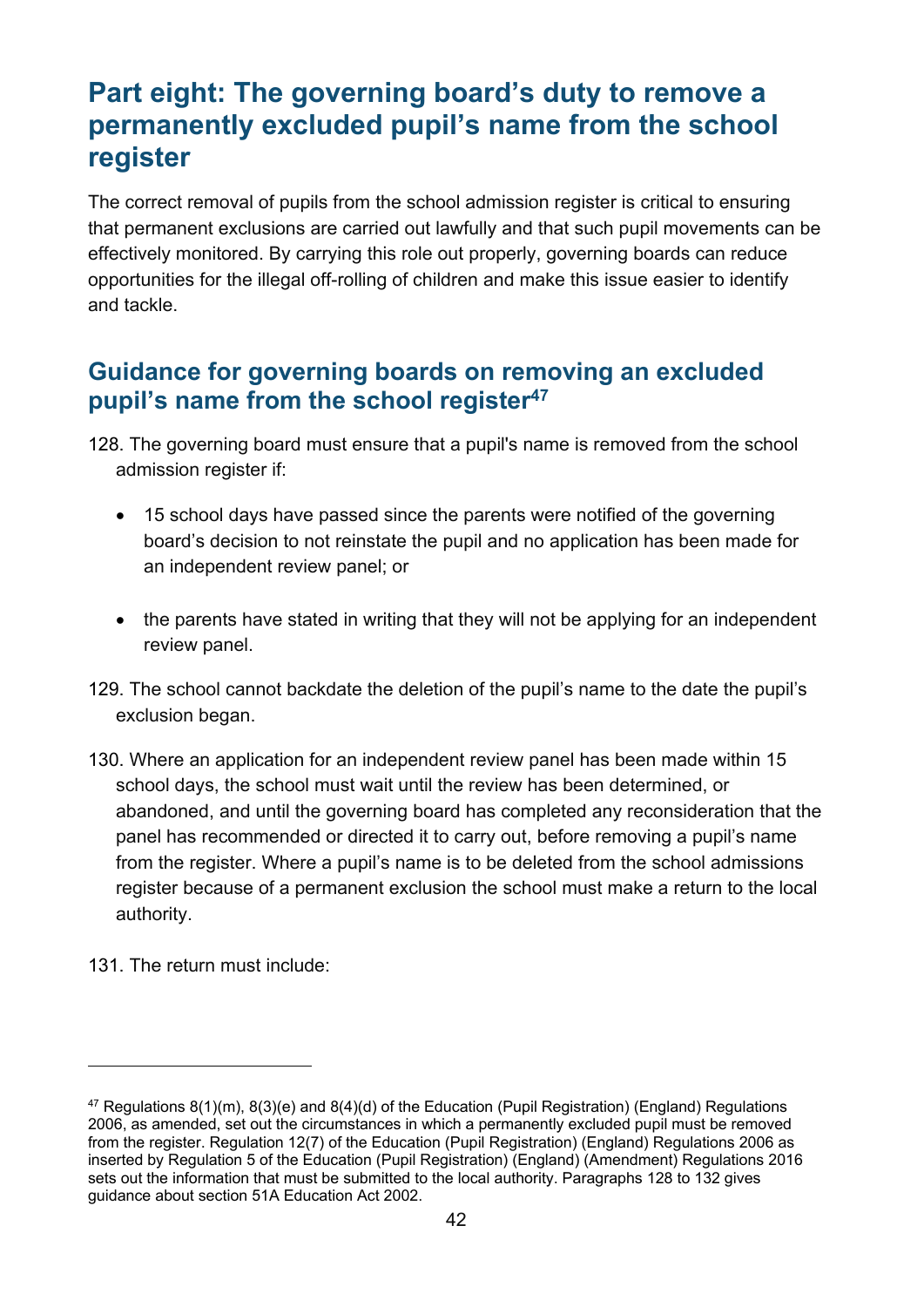# Part eight: The governing board's duty to remove a permanently excluded pupil's name from the school register

The correct removal of pupils from the school admission register is critical to ensuring that permanent exclusions are carried out lawfully and that such pupil movements can be effectively monitored. By carrying this role out properly, governing boards can reduce opportunities for the illegal off-rolling of children and make this issue easier to identify and tackle.

## Guidance for governing boards on removing an excluded pupil's name from the school register[47]

128. The governing board must ensure that a pupil's name is removed from the school admission register if:

- 15 school days have passed since the parents were notified of the governing board's decision to not reinstate the pupil and no application has been made for an independent review panel; or
- the parents have stated in writing that they will not be applying for an independent review panel.

129. The school cannot backdate the deletion of the pupil's name to the date the pupil's exclusion began.

130. Where an application for an independent review panel has been made within 15 school days, the school must wait until the review has been determined, or abandoned, and until the governing board has completed any reconsideration that the panel has recommended or directed it to carry out, before removing a pupil's name from the register. Where a pupil's name is to be deleted from the school admissions register because of a permanent exclusion the school must make a return to the local authority.

131. The return must include:

---

[47] Regulations 8(1)(m), 8(3)(e) and 8(4)(d) of the Education (Pupil Registration) (England) Regulations 2006, as amended, set out the circumstances in which a permanently excluded pupil must be removed from the register. Regulation 12(7) of the Education (Pupil Registration) (England) Regulations 2006 as inserted by Regulation 5 of the Education (Pupil Registration) (England) (Amendment) Regulations 2016 sets out the information that must be submitted to the local authority. Paragraphs 128 to 132 gives guidance about section 51A Education Act 2002.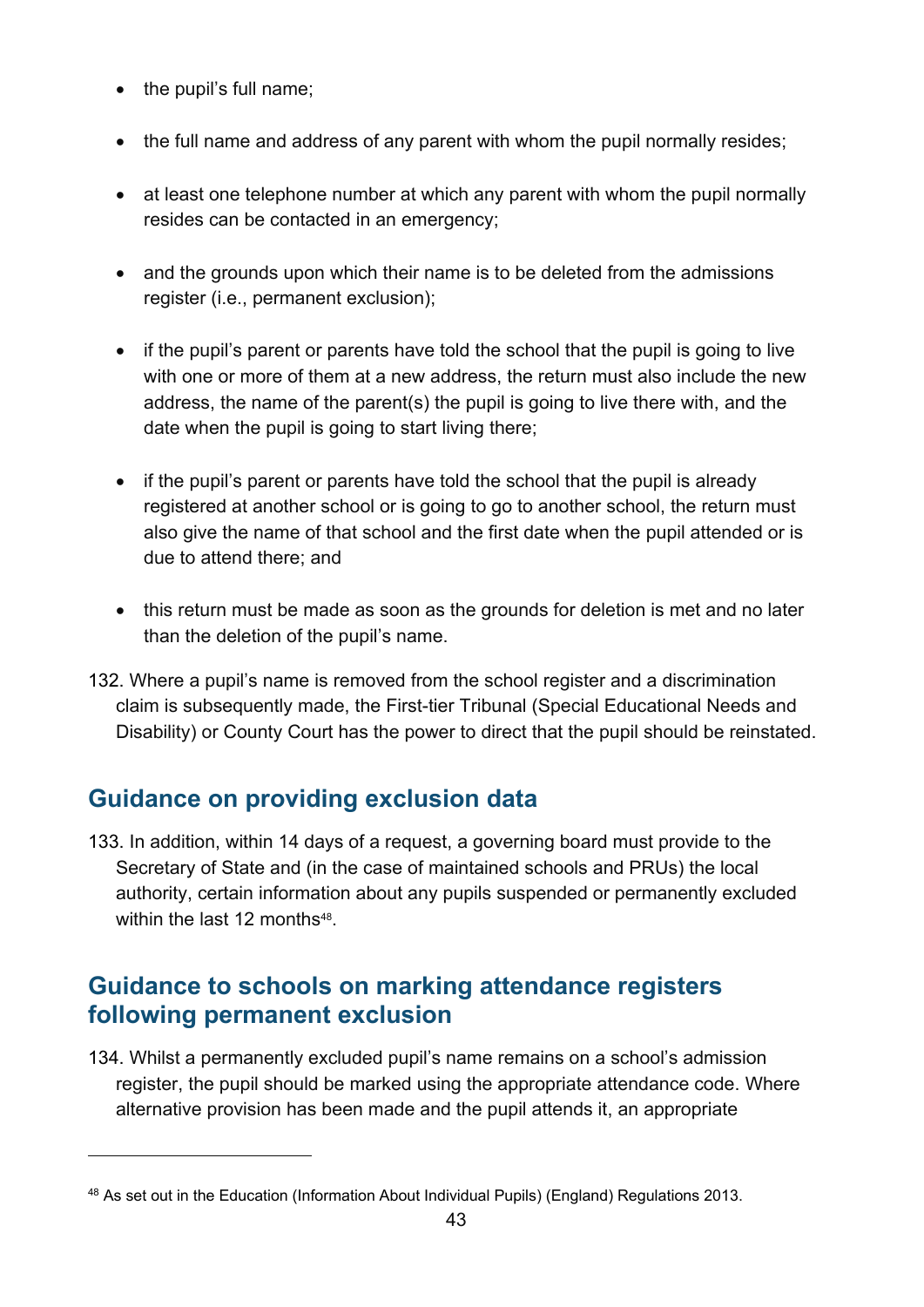- the pupil's full name;
- the full name and address of any parent with whom the pupil normally resides;
- at least one telephone number at which any parent with whom the pupil normally resides can be contacted in an emergency;
- and the grounds upon which their name is to be deleted from the admissions register (i.e., permanent exclusion);
- if the pupil's parent or parents have told the school that the pupil is going to live with one or more of them at a new address, the return must also include the new address, the name of the parent(s) the pupil is going to live there with, and the date when the pupil is going to start living there;
- if the pupil's parent or parents have told the school that the pupil is already registered at another school or is going to go to another school, the return must also give the name of that school and the first date when the pupil attended or is due to attend there; and
- this return must be made as soon as the grounds for deletion is met and no later than the deletion of the pupil's name.

132. Where a pupil's name is removed from the school register and a discrimination claim is subsequently made, the First-tier Tribunal (Special Educational Needs and Disability) or County Court has the power to direct that the pupil should be reinstated.

## Guidance on providing exclusion data

133. In addition, within 14 days of a request, a governing board must provide to the Secretary of State and (in the case of maintained schools and PRUs) the local authority, certain information about any pupils suspended or permanently excluded within the last 12 months[48].

## Guidance to schools on marking attendance registers following permanent exclusion

134. Whilst a permanently excluded pupil's name remains on a school's admission register, the pupil should be marked using the appropriate attendance code. Where alternative provision has been made and the pupil attends it, an appropriate

[48] As set out in the Education (Information About Individual Pupils) (England) Regulations 2013.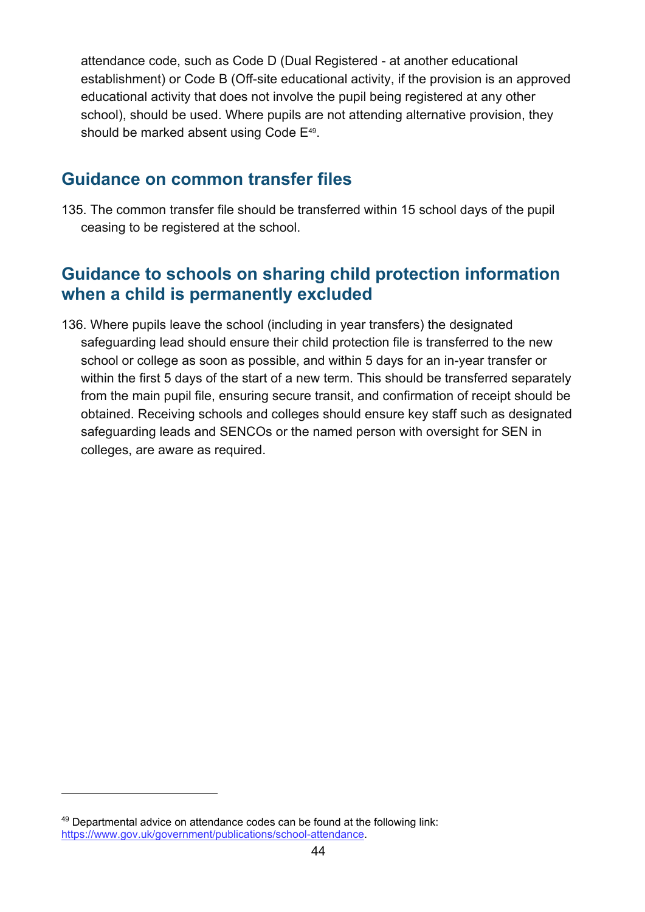attendance code, such as Code D (Dual Registered - at another educational establishment) or Code B (Off-site educational activity, if the provision is an approved educational activity that does not involve the pupil being registered at any other school), should be used. Where pupils are not attending alternative provision, they should be marked absent using Code E[49].

## Guidance on common transfer files

135. The common transfer file should be transferred within 15 school days of the pupil ceasing to be registered at the school.

## Guidance to schools on sharing child protection information when a child is permanently excluded

136. Where pupils leave the school (including in year transfers) the designated safeguarding lead should ensure their child protection file is transferred to the new school or college as soon as possible, and within 5 days for an in-year transfer or within the first 5 days of the start of a new term. This should be transferred separately from the main pupil file, ensuring secure transit, and confirmation of receipt should be obtained. Receiving schools and colleges should ensure key staff such as designated safeguarding leads and SENCOs or the named person with oversight for SEN in colleges, are aware as required.

---

[49] Departmental advice on attendance codes can be found at the following link: https://www.gov.uk/government/publications/school-attendance.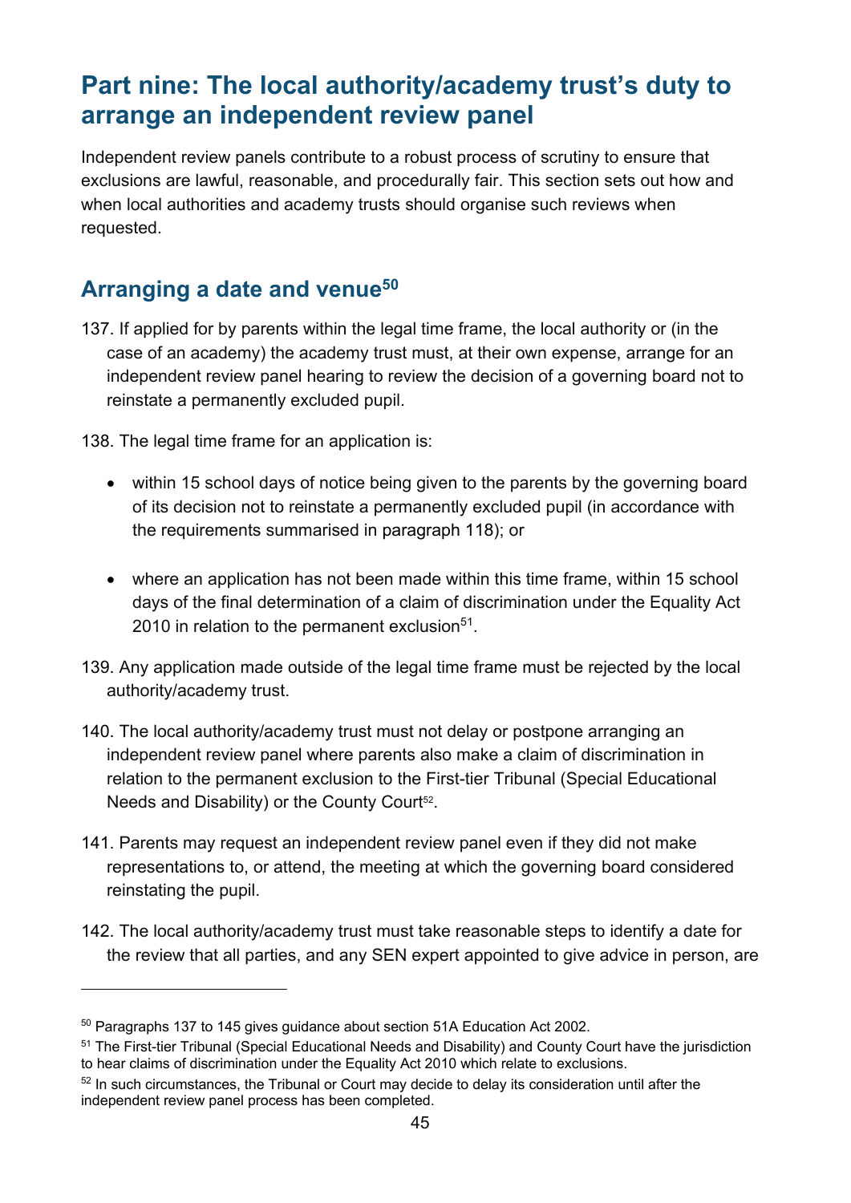## Part nine: The local authority/academy trust's duty to arrange an independent review panel

Independent review panels contribute to a robust process of scrutiny to ensure that exclusions are lawful, reasonable, and procedurally fair. This section sets out how and when local authorities and academy trusts should organise such reviews when requested.

### Arranging a date and venue[50]

137. If applied for by parents within the legal time frame, the local authority or (in the case of an academy) the academy trust must, at their own expense, arrange for an independent review panel hearing to review the decision of a governing board not to reinstate a permanently excluded pupil.

138. The legal time frame for an application is:

- within 15 school days of notice being given to the parents by the governing board of its decision not to reinstate a permanently excluded pupil (in accordance with the requirements summarised in paragraph 118); or

- where an application has not been made within this time frame, within 15 school days of the final determination of a claim of discrimination under the Equality Act 2010 in relation to the permanent exclusion[51].

139. Any application made outside of the legal time frame must be rejected by the local authority/academy trust.

140. The local authority/academy trust must not delay or postpone arranging an independent review panel where parents also make a claim of discrimination in relation to the permanent exclusion to the First-tier Tribunal (Special Educational Needs and Disability) or the County Court[52].

141. Parents may request an independent review panel even if they did not make representations to, or attend, the meeting at which the governing board considered reinstating the pupil.

142. The local authority/academy trust must take reasonable steps to identify a date for the review that all parties, and any SEN expert appointed to give advice in person, are

---

[50] Paragraphs 137 to 145 gives guidance about section 51A Education Act 2002.

[51] The First-tier Tribunal (Special Educational Needs and Disability) and County Court have the jurisdiction to hear claims of discrimination under the Equality Act 2010 which relate to exclusions.

[52] In such circumstances, the Tribunal or Court may decide to delay its consideration until after the independent review panel process has been completed.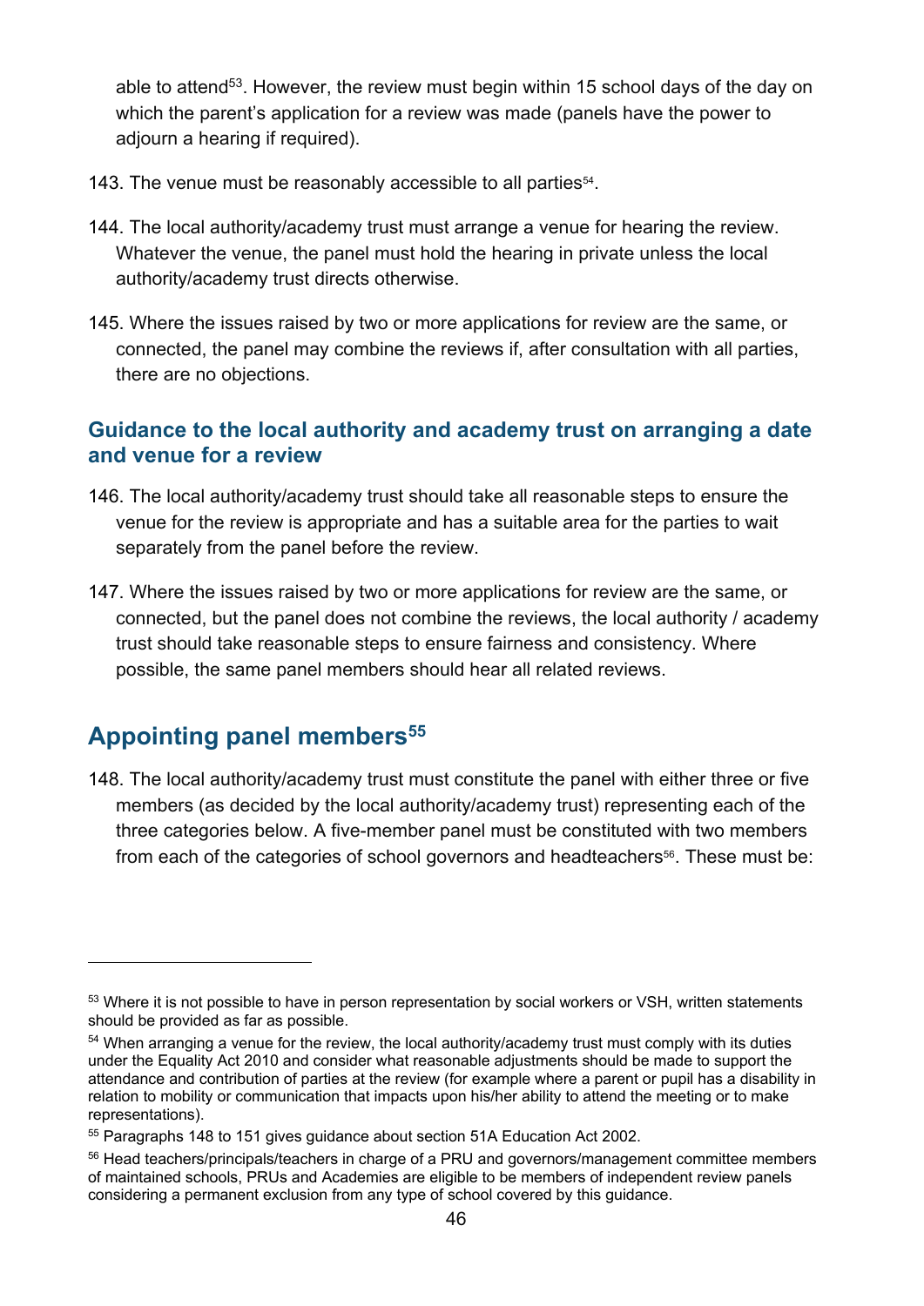able to attend[53]. However, the review must begin within 15 school days of the day on which the parent's application for a review was made (panels have the power to adjourn a hearing if required).

143. The venue must be reasonably accessible to all parties[54].

144. The local authority/academy trust must arrange a venue for hearing the review. Whatever the venue, the panel must hold the hearing in private unless the local authority/academy trust directs otherwise.

145. Where the issues raised by two or more applications for review are the same, or connected, the panel may combine the reviews if, after consultation with all parties, there are no objections.

### Guidance to the local authority and academy trust on arranging a date and venue for a review

146. The local authority/academy trust should take all reasonable steps to ensure the venue for the review is appropriate and has a suitable area for the parties to wait separately from the panel before the review.

147. Where the issues raised by two or more applications for review are the same, or connected, but the panel does not combine the reviews, the local authority / academy trust should take reasonable steps to ensure fairness and consistency. Where possible, the same panel members should hear all related reviews.

## Appointing panel members[55]

148. The local authority/academy trust must constitute the panel with either three or five members (as decided by the local authority/academy trust) representing each of the three categories below. A five-member panel must be constituted with two members from each of the categories of school governors and headteachers[56]. These must be:

---

[53] Where it is not possible to have in person representation by social workers or VSH, written statements should be provided as far as possible.

[54] When arranging a venue for the review, the local authority/academy trust must comply with its duties under the Equality Act 2010 and consider what reasonable adjustments should be made to support the attendance and contribution of parties at the review (for example where a parent or pupil has a disability in relation to mobility or communication that impacts upon his/her ability to attend the meeting or to make representations).

[55] Paragraphs 148 to 151 gives guidance about section 51A Education Act 2002.

[56] Head teachers/principals/teachers in charge of a PRU and governors/management committee members of maintained schools, PRUs and Academies are eligible to be members of independent review panels considering a permanent exclusion from any type of school covered by this guidance.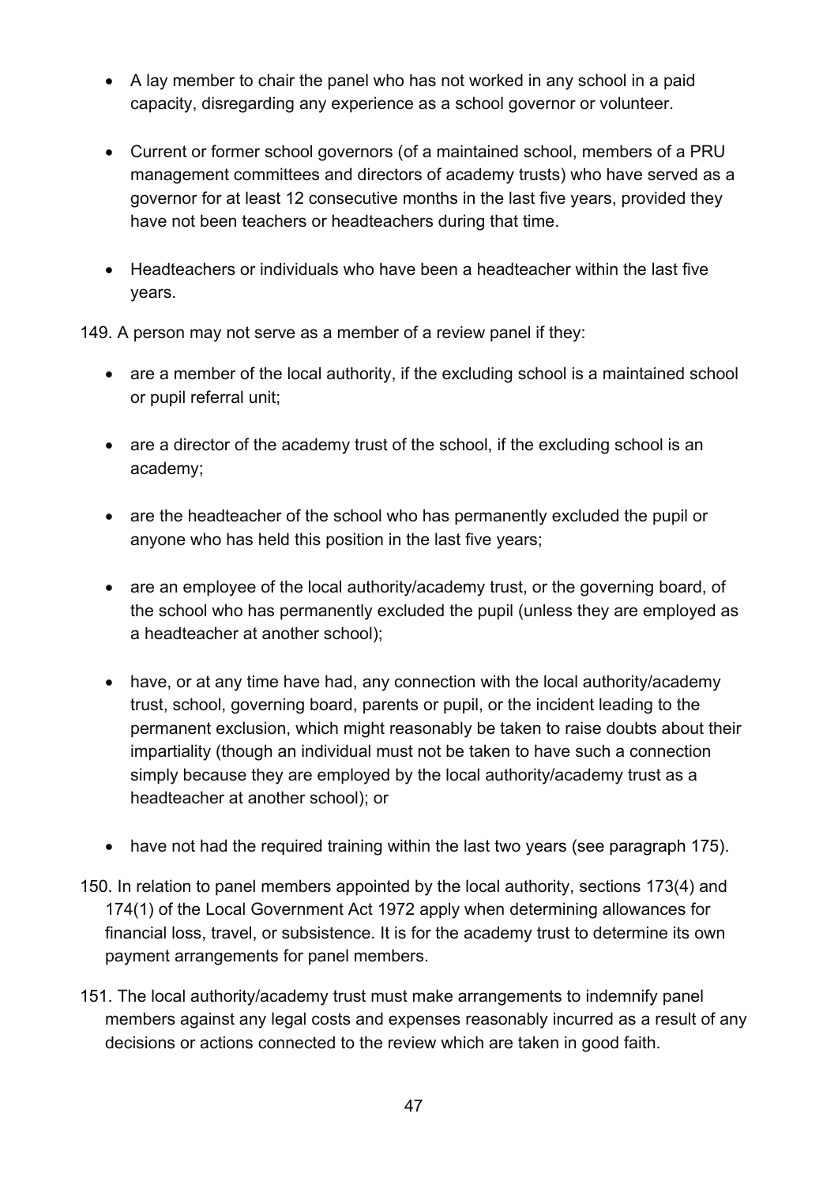- A lay member to chair the panel who has not worked in any school in a paid capacity, disregarding any experience as a school governor or volunteer.

- Current or former school governors (of a maintained school, members of a PRU management committees and directors of academy trusts) who have served as a governor for at least 12 consecutive months in the last five years, provided they have not been teachers or headteachers during that time.

- Headteachers or individuals who have been a headteacher within the last five years.

149. A person may not serve as a member of a review panel if they:

- are a member of the local authority, if the excluding school is a maintained school or pupil referral unit;

- are a director of the academy trust of the school, if the excluding school is an academy;

- are the headteacher of the school who has permanently excluded the pupil or anyone who has held this position in the last five years;

- are an employee of the local authority/academy trust, or the governing board, of the school who has permanently excluded the pupil (unless they are employed as a headteacher at another school);

- have, or at any time have had, any connection with the local authority/academy trust, school, governing board, parents or pupil, or the incident leading to the permanent exclusion, which might reasonably be taken to raise doubts about their impartiality (though an individual must not be taken to have such a connection simply because they are employed by the local authority/academy trust as a headteacher at another school); or

- have not had the required training within the last two years (see paragraph 175).

150. In relation to panel members appointed by the local authority, sections 173(4) and 174(1) of the Local Government Act 1972 apply when determining allowances for financial loss, travel, or subsistence. It is for the academy trust to determine its own payment arrangements for panel members.

151. The local authority/academy trust must make arrangements to indemnify panel members against any legal costs and expenses reasonably incurred as a result of any decisions or actions connected to the review which are taken in good faith.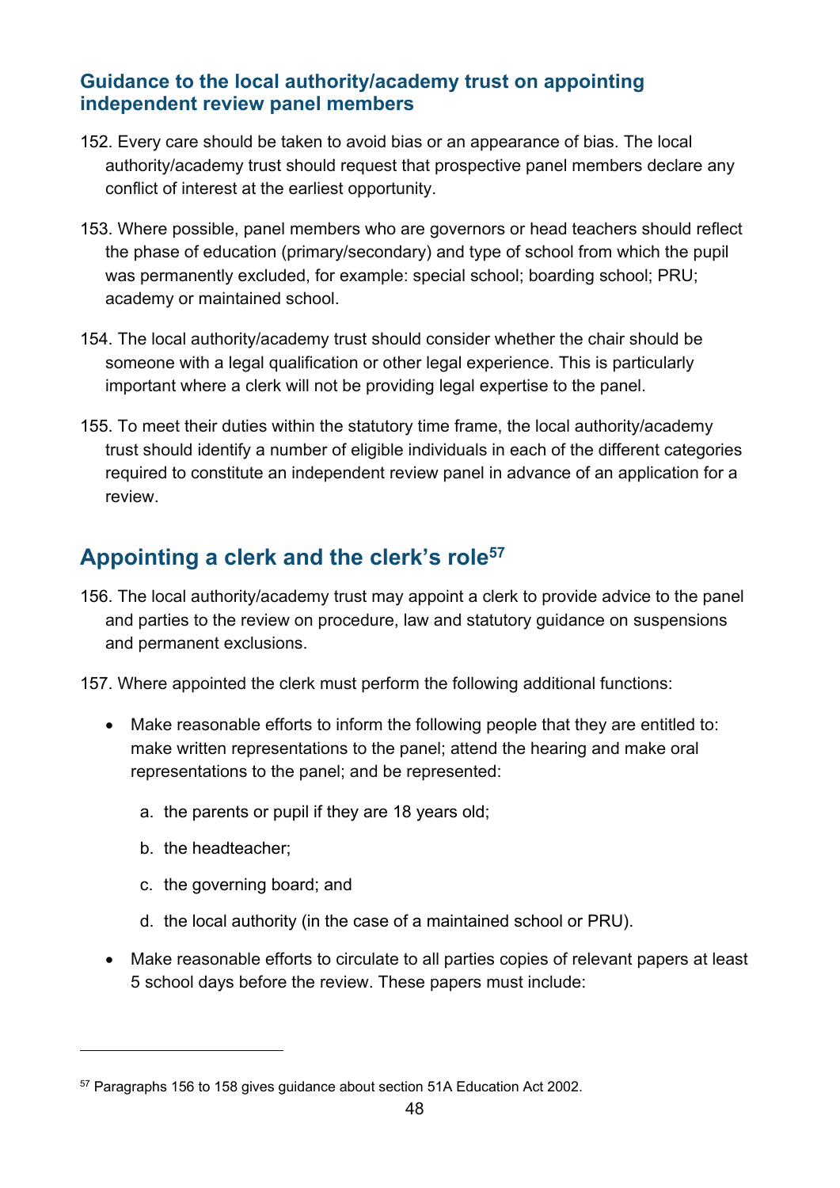### Guidance to the local authority/academy trust on appointing independent review panel members

152. Every care should be taken to avoid bias or an appearance of bias. The local authority/academy trust should request that prospective panel members declare any conflict of interest at the earliest opportunity.

153. Where possible, panel members who are governors or head teachers should reflect the phase of education (primary/secondary) and type of school from which the pupil was permanently excluded, for example: special school; boarding school; PRU; academy or maintained school.

154. The local authority/academy trust should consider whether the chair should be someone with a legal qualification or other legal experience. This is particularly important where a clerk will not be providing legal expertise to the panel.

155. To meet their duties within the statutory time frame, the local authority/academy trust should identify a number of eligible individuals in each of the different categories required to constitute an independent review panel in advance of an application for a review.

## Appointing a clerk and the clerk's role[57]

156. The local authority/academy trust may appoint a clerk to provide advice to the panel and parties to the review on procedure, law and statutory guidance on suspensions and permanent exclusions.

157. Where appointed the clerk must perform the following additional functions:

- Make reasonable efforts to inform the following people that they are entitled to: make written representations to the panel; attend the hearing and make oral representations to the panel; and be represented:
  a. the parents or pupil if they are 18 years old;
  b. the headteacher;
  c. the governing board; and
  d. the local authority (in the case of a maintained school or PRU).
- Make reasonable efforts to circulate to all parties copies of relevant papers at least 5 school days before the review. These papers must include:

[57] Paragraphs 156 to 158 gives guidance about section 51A Education Act 2002.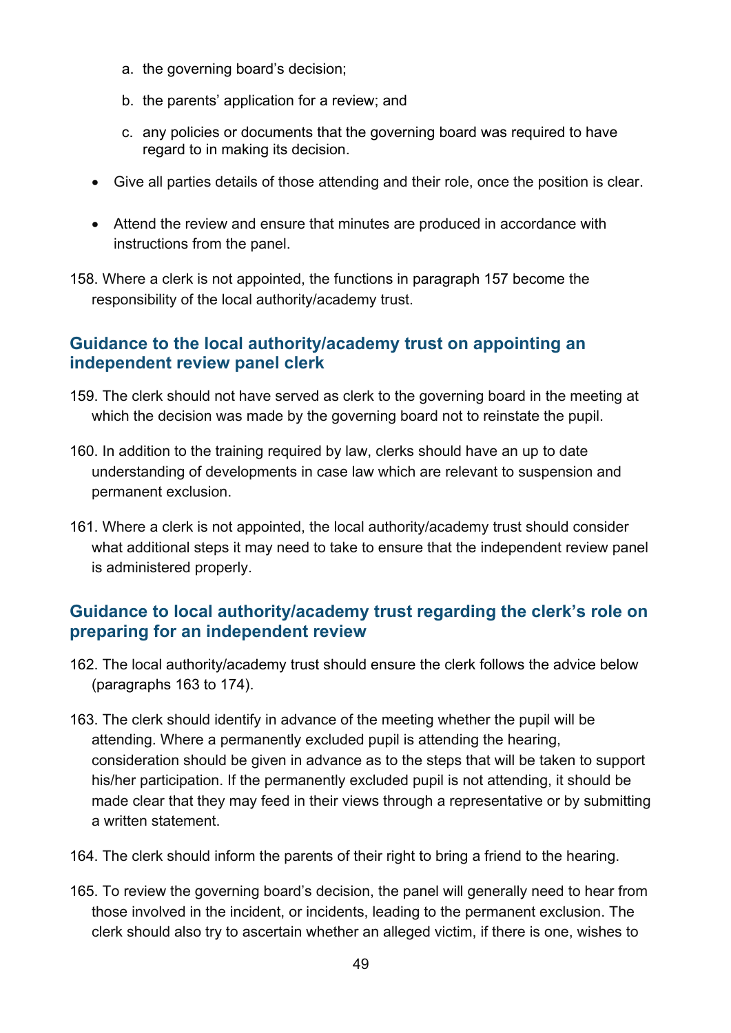a. the governing board's decision;

   b. the parents' application for a review; and

   c. any policies or documents that the governing board was required to have regard to in making its decision.

- Give all parties details of those attending and their role, once the position is clear.

- Attend the review and ensure that minutes are produced in accordance with instructions from the panel.

158. Where a clerk is not appointed, the functions in paragraph 157 become the responsibility of the local authority/academy trust.

### Guidance to the local authority/academy trust on appointing an independent review panel clerk

159. The clerk should not have served as clerk to the governing board in the meeting at which the decision was made by the governing board not to reinstate the pupil.

160. In addition to the training required by law, clerks should have an up to date understanding of developments in case law which are relevant to suspension and permanent exclusion.

161. Where a clerk is not appointed, the local authority/academy trust should consider what additional steps it may need to take to ensure that the independent review panel is administered properly.

### Guidance to local authority/academy trust regarding the clerk's role on preparing for an independent review

162. The local authority/academy trust should ensure the clerk follows the advice below (paragraphs 163 to 174).

163. The clerk should identify in advance of the meeting whether the pupil will be attending. Where a permanently excluded pupil is attending the hearing, consideration should be given in advance as to the steps that will be taken to support his/her participation. If the permanently excluded pupil is not attending, it should be made clear that they may feed in their views through a representative or by submitting a written statement.

164. The clerk should inform the parents of their right to bring a friend to the hearing.

165. To review the governing board's decision, the panel will generally need to hear from those involved in the incident, or incidents, leading to the permanent exclusion. The clerk should also try to ascertain whether an alleged victim, if there is one, wishes to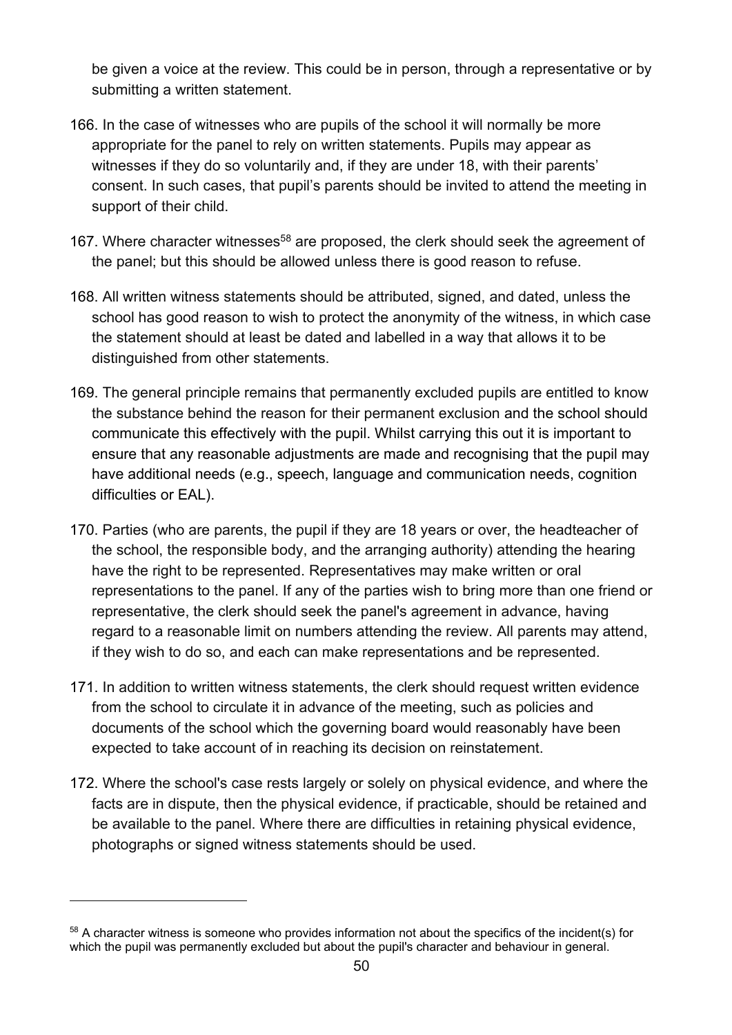be given a voice at the review. This could be in person, through a representative or by submitting a written statement.

166. In the case of witnesses who are pupils of the school it will normally be more appropriate for the panel to rely on written statements. Pupils may appear as witnesses if they do so voluntarily and, if they are under 18, with their parents' consent. In such cases, that pupil's parents should be invited to attend the meeting in support of their child.

167. Where character witnesses[58] are proposed, the clerk should seek the agreement of the panel; but this should be allowed unless there is good reason to refuse.

168. All written witness statements should be attributed, signed, and dated, unless the school has good reason to wish to protect the anonymity of the witness, in which case the statement should at least be dated and labelled in a way that allows it to be distinguished from other statements.

169. The general principle remains that permanently excluded pupils are entitled to know the substance behind the reason for their permanent exclusion and the school should communicate this effectively with the pupil. Whilst carrying this out it is important to ensure that any reasonable adjustments are made and recognising that the pupil may have additional needs (e.g., speech, language and communication needs, cognition difficulties or EAL).

170. Parties (who are parents, the pupil if they are 18 years or over, the headteacher of the school, the responsible body, and the arranging authority) attending the hearing have the right to be represented. Representatives may make written or oral representations to the panel. If any of the parties wish to bring more than one friend or representative, the clerk should seek the panel's agreement in advance, having regard to a reasonable limit on numbers attending the review. All parents may attend, if they wish to do so, and each can make representations and be represented.

171. In addition to written witness statements, the clerk should request written evidence from the school to circulate it in advance of the meeting, such as policies and documents of the school which the governing board would reasonably have been expected to take account of in reaching its decision on reinstatement.

172. Where the school's case rests largely or solely on physical evidence, and where the facts are in dispute, then the physical evidence, if practicable, should be retained and be available to the panel. Where there are difficulties in retaining physical evidence, photographs or signed witness statements should be used.

---

[58] A character witness is someone who provides information not about the specifics of the incident(s) for which the pupil was permanently excluded but about the pupil's character and behaviour in general.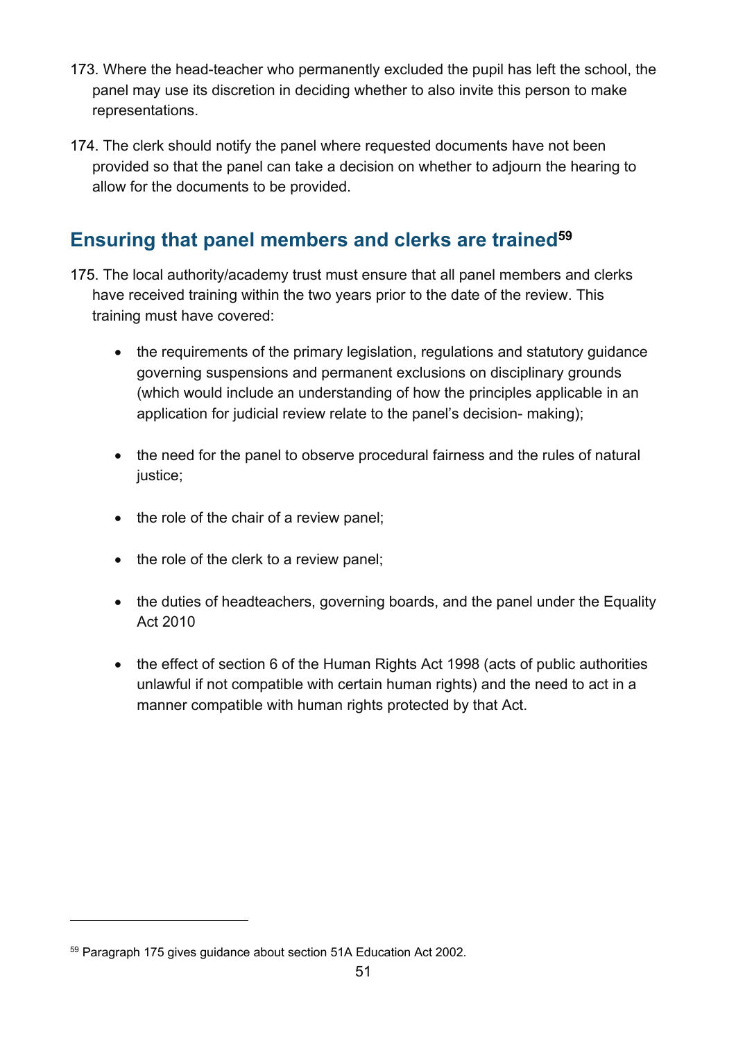173. Where the head-teacher who permanently excluded the pupil has left the school, the panel may use its discretion in deciding whether to also invite this person to make representations.

174. The clerk should notify the panel where requested documents have not been provided so that the panel can take a decision on whether to adjourn the hearing to allow for the documents to be provided.

## Ensuring that panel members and clerks are trained[59]

175. The local authority/academy trust must ensure that all panel members and clerks have received training within the two years prior to the date of the review. This training must have covered:

- the requirements of the primary legislation, regulations and statutory guidance governing suspensions and permanent exclusions on disciplinary grounds (which would include an understanding of how the principles applicable in an application for judicial review relate to the panel's decision- making);
- the need for the panel to observe procedural fairness and the rules of natural justice;
- the role of the chair of a review panel;
- the role of the clerk to a review panel;
- the duties of headteachers, governing boards, and the panel under the Equality Act 2010
- the effect of section 6 of the Human Rights Act 1998 (acts of public authorities unlawful if not compatible with certain human rights) and the need to act in a manner compatible with human rights protected by that Act.

---

[59] Paragraph 175 gives guidance about section 51A Education Act 2002.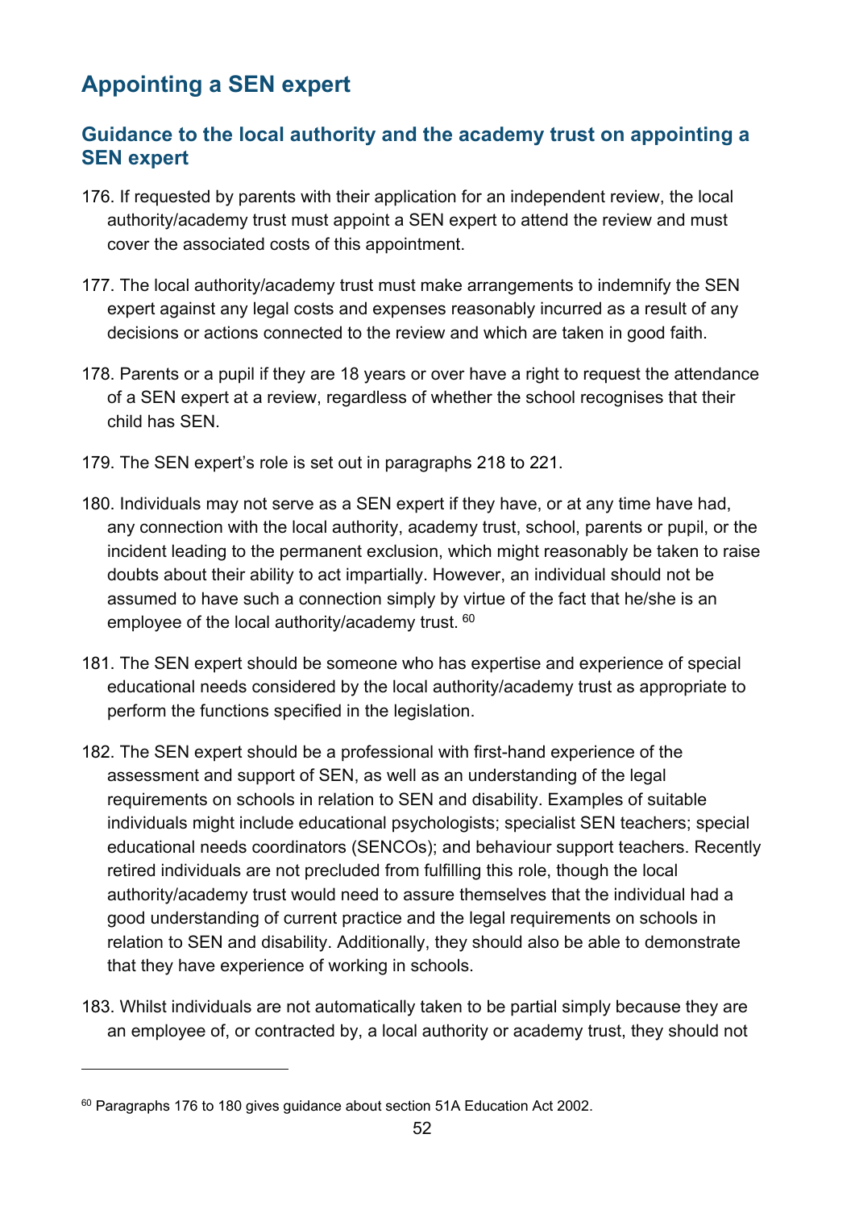## Appointing a SEN expert

### Guidance to the local authority and the academy trust on appointing a SEN expert

176. If requested by parents with their application for an independent review, the local authority/academy trust must appoint a SEN expert to attend the review and must cover the associated costs of this appointment.

177. The local authority/academy trust must make arrangements to indemnify the SEN expert against any legal costs and expenses reasonably incurred as a result of any decisions or actions connected to the review and which are taken in good faith.

178. Parents or a pupil if they are 18 years or over have a right to request the attendance of a SEN expert at a review, regardless of whether the school recognises that their child has SEN.

179. The SEN expert's role is set out in paragraphs 218 to 221.

180. Individuals may not serve as a SEN expert if they have, or at any time have had, any connection with the local authority, academy trust, school, parents or pupil, or the incident leading to the permanent exclusion, which might reasonably be taken to raise doubts about their ability to act impartially. However, an individual should not be assumed to have such a connection simply by virtue of the fact that he/she is an employee of the local authority/academy trust. [60]

181. The SEN expert should be someone who has expertise and experience of special educational needs considered by the local authority/academy trust as appropriate to perform the functions specified in the legislation.

182. The SEN expert should be a professional with first-hand experience of the assessment and support of SEN, as well as an understanding of the legal requirements on schools in relation to SEN and disability. Examples of suitable individuals might include educational psychologists; specialist SEN teachers; special educational needs coordinators (SENCOs); and behaviour support teachers. Recently retired individuals are not precluded from fulfilling this role, though the local authority/academy trust would need to assure themselves that the individual had a good understanding of current practice and the legal requirements on schools in relation to SEN and disability. Additionally, they should also be able to demonstrate that they have experience of working in schools.

183. Whilst individuals are not automatically taken to be partial simply because they are an employee of, or contracted by, a local authority or academy trust, they should not

---

[60] Paragraphs 176 to 180 gives guidance about section 51A Education Act 2002.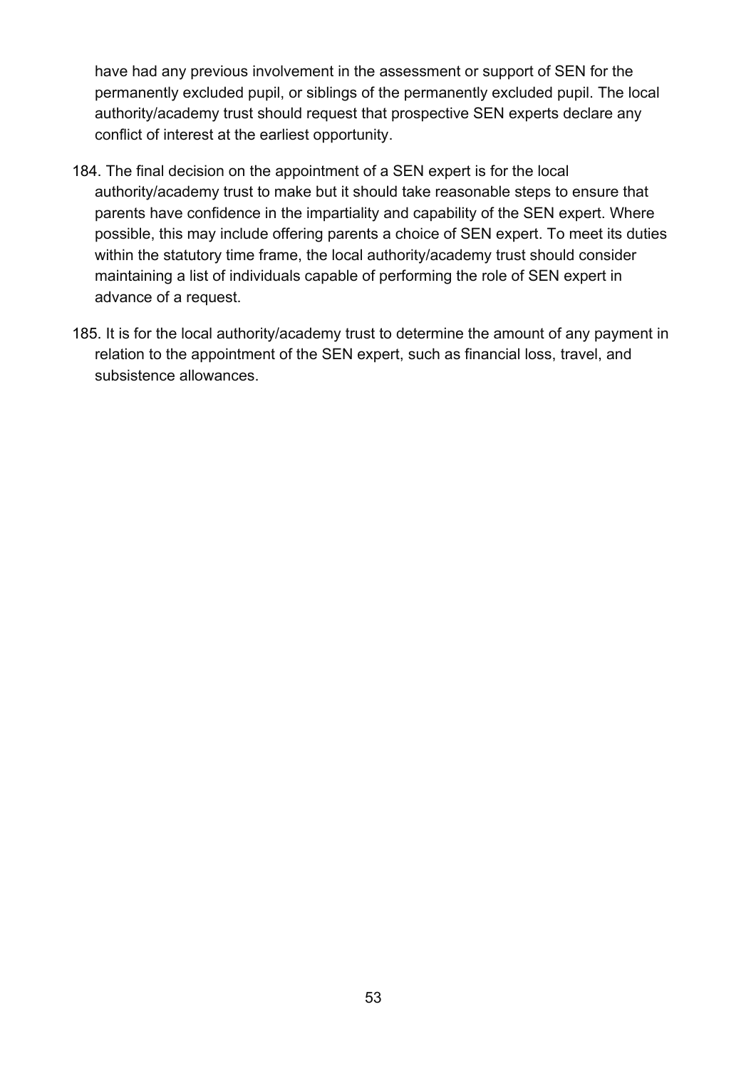have had any previous involvement in the assessment or support of SEN for the permanently excluded pupil, or siblings of the permanently excluded pupil. The local authority/academy trust should request that prospective SEN experts declare any conflict of interest at the earliest opportunity.

184. The final decision on the appointment of a SEN expert is for the local authority/academy trust to make but it should take reasonable steps to ensure that parents have confidence in the impartiality and capability of the SEN expert. Where possible, this may include offering parents a choice of SEN expert. To meet its duties within the statutory time frame, the local authority/academy trust should consider maintaining a list of individuals capable of performing the role of SEN expert in advance of a request.

185. It is for the local authority/academy trust to determine the amount of any payment in relation to the appointment of the SEN expert, such as financial loss, travel, and subsistence allowances.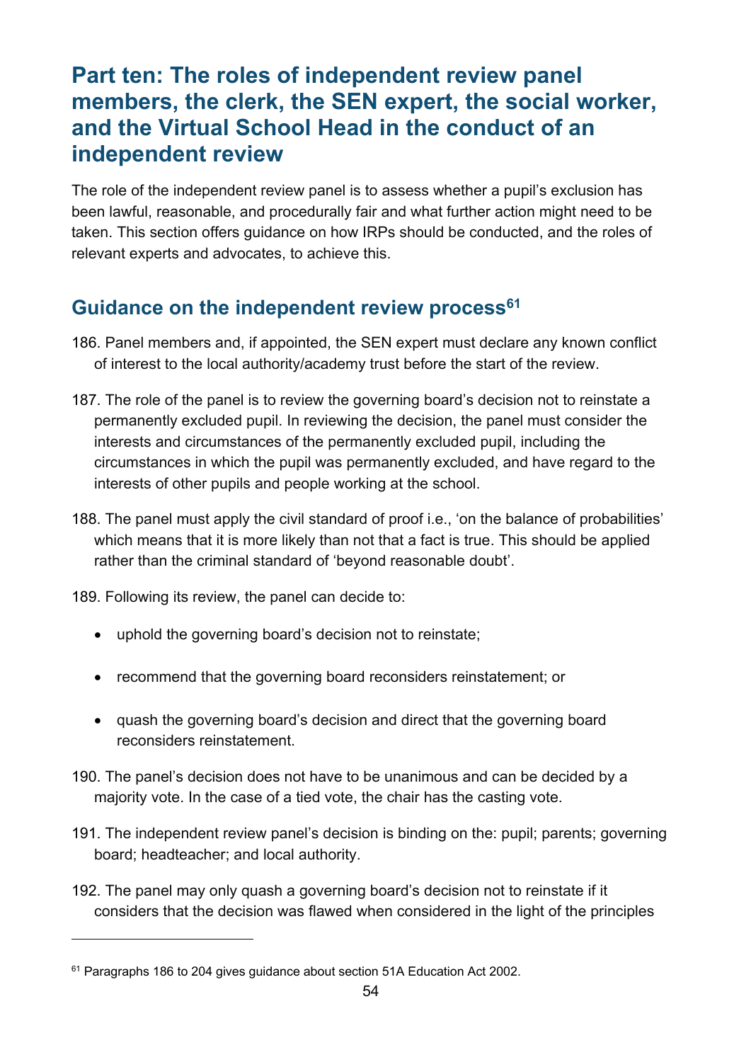# Part ten: The roles of independent review panel members, the clerk, the SEN expert, the social worker, and the Virtual School Head in the conduct of an independent review

The role of the independent review panel is to assess whether a pupil's exclusion has been lawful, reasonable, and procedurally fair and what further action might need to be taken. This section offers guidance on how IRPs should be conducted, and the roles of relevant experts and advocates, to achieve this.

## Guidance on the independent review process[61]

186. Panel members and, if appointed, the SEN expert must declare any known conflict of interest to the local authority/academy trust before the start of the review.

187. The role of the panel is to review the governing board's decision not to reinstate a permanently excluded pupil. In reviewing the decision, the panel must consider the interests and circumstances of the permanently excluded pupil, including the circumstances in which the pupil was permanently excluded, and have regard to the interests of other pupils and people working at the school.

188. The panel must apply the civil standard of proof i.e., 'on the balance of probabilities' which means that it is more likely than not that a fact is true. This should be applied rather than the criminal standard of 'beyond reasonable doubt'.

189. Following its review, the panel can decide to:

- uphold the governing board's decision not to reinstate;
- recommend that the governing board reconsiders reinstatement; or
- quash the governing board's decision and direct that the governing board reconsiders reinstatement.

190. The panel's decision does not have to be unanimous and can be decided by a majority vote. In the case of a tied vote, the chair has the casting vote.

191. The independent review panel's decision is binding on the: pupil; parents; governing board; headteacher; and local authority.

192. The panel may only quash a governing board's decision not to reinstate if it considers that the decision was flawed when considered in the light of the principles

---

[61] Paragraphs 186 to 204 gives guidance about section 51A Education Act 2002.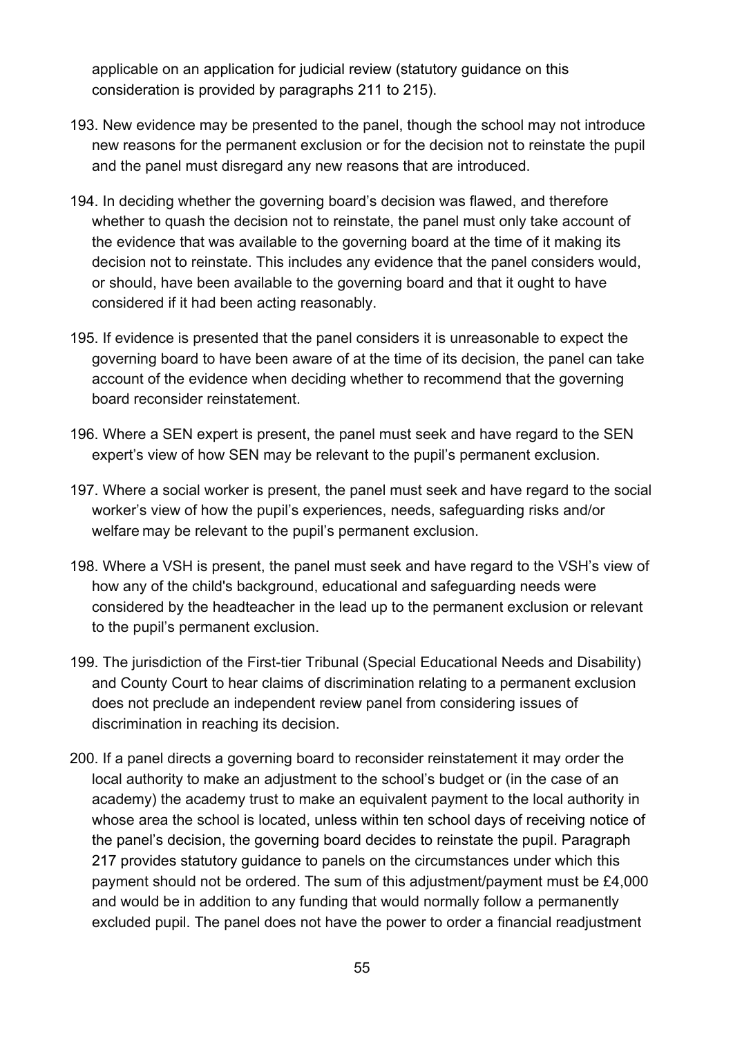applicable on an application for judicial review (statutory guidance on this consideration is provided by paragraphs 211 to 215).

193. New evidence may be presented to the panel, though the school may not introduce new reasons for the permanent exclusion or for the decision not to reinstate the pupil and the panel must disregard any new reasons that are introduced.

194. In deciding whether the governing board's decision was flawed, and therefore whether to quash the decision not to reinstate, the panel must only take account of the evidence that was available to the governing board at the time of it making its decision not to reinstate. This includes any evidence that the panel considers would, or should, have been available to the governing board and that it ought to have considered if it had been acting reasonably.

195. If evidence is presented that the panel considers it is unreasonable to expect the governing board to have been aware of at the time of its decision, the panel can take account of the evidence when deciding whether to recommend that the governing board reconsider reinstatement.

196. Where a SEN expert is present, the panel must seek and have regard to the SEN expert's view of how SEN may be relevant to the pupil's permanent exclusion.

197. Where a social worker is present, the panel must seek and have regard to the social worker's view of how the pupil's experiences, needs, safeguarding risks and/or welfare may be relevant to the pupil's permanent exclusion.

198. Where a VSH is present, the panel must seek and have regard to the VSH's view of how any of the child's background, educational and safeguarding needs were considered by the headteacher in the lead up to the permanent exclusion or relevant to the pupil's permanent exclusion.

199. The jurisdiction of the First-tier Tribunal (Special Educational Needs and Disability) and County Court to hear claims of discrimination relating to a permanent exclusion does not preclude an independent review panel from considering issues of discrimination in reaching its decision.

200. If a panel directs a governing board to reconsider reinstatement it may order the local authority to make an adjustment to the school's budget or (in the case of an academy) the academy trust to make an equivalent payment to the local authority in whose area the school is located, unless within ten school days of receiving notice of the panel's decision, the governing board decides to reinstate the pupil. Paragraph 217 provides statutory guidance to panels on the circumstances under which this payment should not be ordered. The sum of this adjustment/payment must be £4,000 and would be in addition to any funding that would normally follow a permanently excluded pupil. The panel does not have the power to order a financial readjustment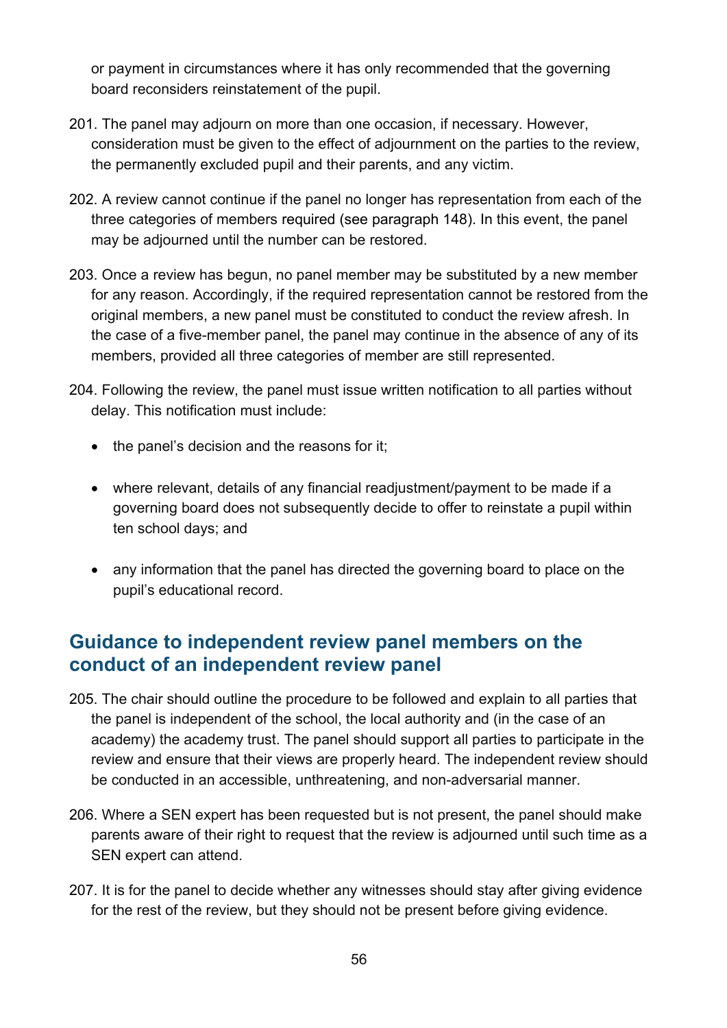or payment in circumstances where it has only recommended that the governing board reconsiders reinstatement of the pupil.

201. The panel may adjourn on more than one occasion, if necessary. However, consideration must be given to the effect of adjournment on the parties to the review, the permanently excluded pupil and their parents, and any victim.

202. A review cannot continue if the panel no longer has representation from each of the three categories of members required (see paragraph 148). In this event, the panel may be adjourned until the number can be restored.

203. Once a review has begun, no panel member may be substituted by a new member for any reason. Accordingly, if the required representation cannot be restored from the original members, a new panel must be constituted to conduct the review afresh. In the case of a five-member panel, the panel may continue in the absence of any of its members, provided all three categories of member are still represented.

204. Following the review, the panel must issue written notification to all parties without delay. This notification must include:

- the panel's decision and the reasons for it;
- where relevant, details of any financial readjustment/payment to be made if a governing board does not subsequently decide to offer to reinstate a pupil within ten school days; and
- any information that the panel has directed the governing board to place on the pupil's educational record.

## Guidance to independent review panel members on the conduct of an independent review panel

205. The chair should outline the procedure to be followed and explain to all parties that the panel is independent of the school, the local authority and (in the case of an academy) the academy trust. The panel should support all parties to participate in the review and ensure that their views are properly heard. The independent review should be conducted in an accessible, unthreatening, and non-adversarial manner.

206. Where a SEN expert has been requested but is not present, the panel should make parents aware of their right to request that the review is adjourned until such time as a SEN expert can attend.

207. It is for the panel to decide whether any witnesses should stay after giving evidence for the rest of the review, but they should not be present before giving evidence.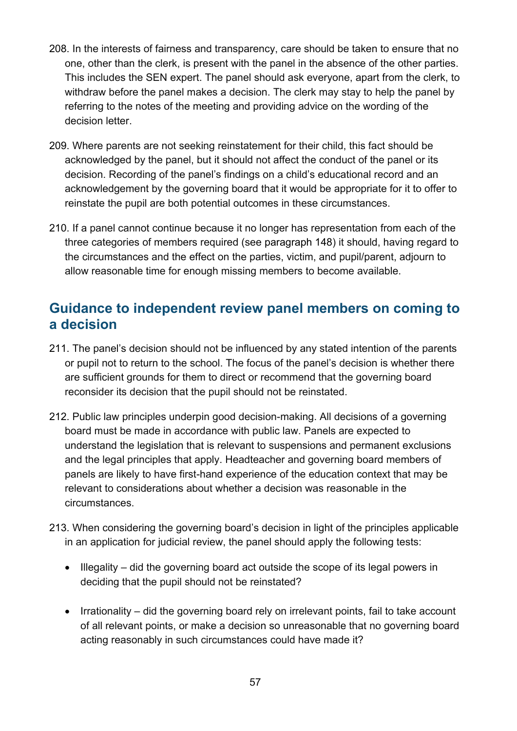208. In the interests of fairness and transparency, care should be taken to ensure that no one, other than the clerk, is present with the panel in the absence of the other parties. This includes the SEN expert. The panel should ask everyone, apart from the clerk, to withdraw before the panel makes a decision. The clerk may stay to help the panel by referring to the notes of the meeting and providing advice on the wording of the decision letter.

209. Where parents are not seeking reinstatement for their child, this fact should be acknowledged by the panel, but it should not affect the conduct of the panel or its decision. Recording of the panel's findings on a child's educational record and an acknowledgement by the governing board that it would be appropriate for it to offer to reinstate the pupil are both potential outcomes in these circumstances.

210. If a panel cannot continue because it no longer has representation from each of the three categories of members required (see paragraph 148) it should, having regard to the circumstances and the effect on the parties, victim, and pupil/parent, adjourn to allow reasonable time for enough missing members to become available.

## Guidance to independent review panel members on coming to a decision

211. The panel's decision should not be influenced by any stated intention of the parents or pupil not to return to the school. The focus of the panel's decision is whether there are sufficient grounds for them to direct or recommend that the governing board reconsider its decision that the pupil should not be reinstated.

212. Public law principles underpin good decision-making. All decisions of a governing board must be made in accordance with public law. Panels are expected to understand the legislation that is relevant to suspensions and permanent exclusions and the legal principles that apply. Headteacher and governing board members of panels are likely to have first-hand experience of the education context that may be relevant to considerations about whether a decision was reasonable in the circumstances.

213. When considering the governing board's decision in light of the principles applicable in an application for judicial review, the panel should apply the following tests:

- Illegality – did the governing board act outside the scope of its legal powers in deciding that the pupil should not be reinstated?
- Irrationality – did the governing board rely on irrelevant points, fail to take account of all relevant points, or make a decision so unreasonable that no governing board acting reasonably in such circumstances could have made it?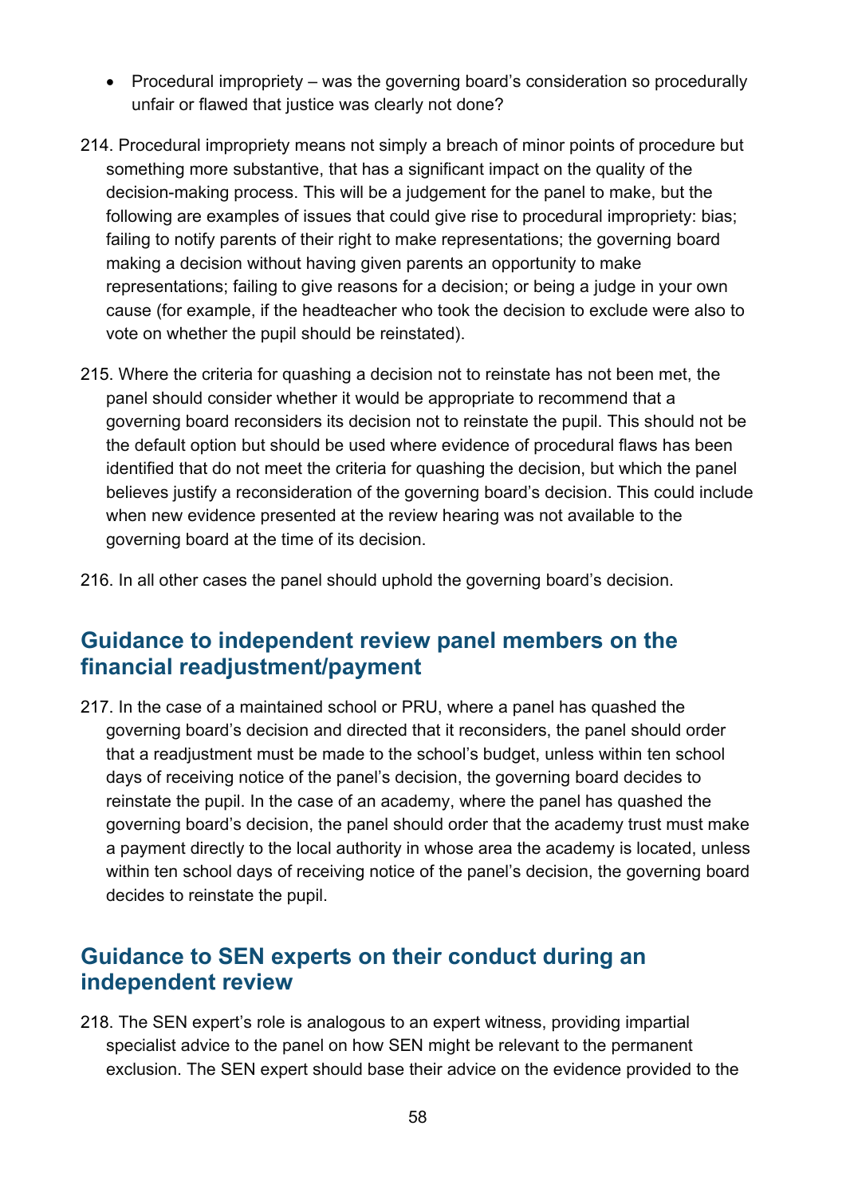- Procedural impropriety – was the governing board's consideration so procedurally unfair or flawed that justice was clearly not done?

214. Procedural impropriety means not simply a breach of minor points of procedure but something more substantive, that has a significant impact on the quality of the decision-making process. This will be a judgement for the panel to make, but the following are examples of issues that could give rise to procedural impropriety: bias; failing to notify parents of their right to make representations; the governing board making a decision without having given parents an opportunity to make representations; failing to give reasons for a decision; or being a judge in your own cause (for example, if the headteacher who took the decision to exclude were also to vote on whether the pupil should be reinstated).

215. Where the criteria for quashing a decision not to reinstate has not been met, the panel should consider whether it would be appropriate to recommend that a governing board reconsiders its decision not to reinstate the pupil. This should not be the default option but should be used where evidence of procedural flaws has been identified that do not meet the criteria for quashing the decision, but which the panel believes justify a reconsideration of the governing board's decision. This could include when new evidence presented at the review hearing was not available to the governing board at the time of its decision.

216. In all other cases the panel should uphold the governing board's decision.

## Guidance to independent review panel members on the financial readjustment/payment

217. In the case of a maintained school or PRU, where a panel has quashed the governing board's decision and directed that it reconsiders, the panel should order that a readjustment must be made to the school's budget, unless within ten school days of receiving notice of the panel's decision, the governing board decides to reinstate the pupil. In the case of an academy, where the panel has quashed the governing board's decision, the panel should order that the academy trust must make a payment directly to the local authority in whose area the academy is located, unless within ten school days of receiving notice of the panel's decision, the governing board decides to reinstate the pupil.

## Guidance to SEN experts on their conduct during an independent review

218. The SEN expert's role is analogous to an expert witness, providing impartial specialist advice to the panel on how SEN might be relevant to the permanent exclusion. The SEN expert should base their advice on the evidence provided to the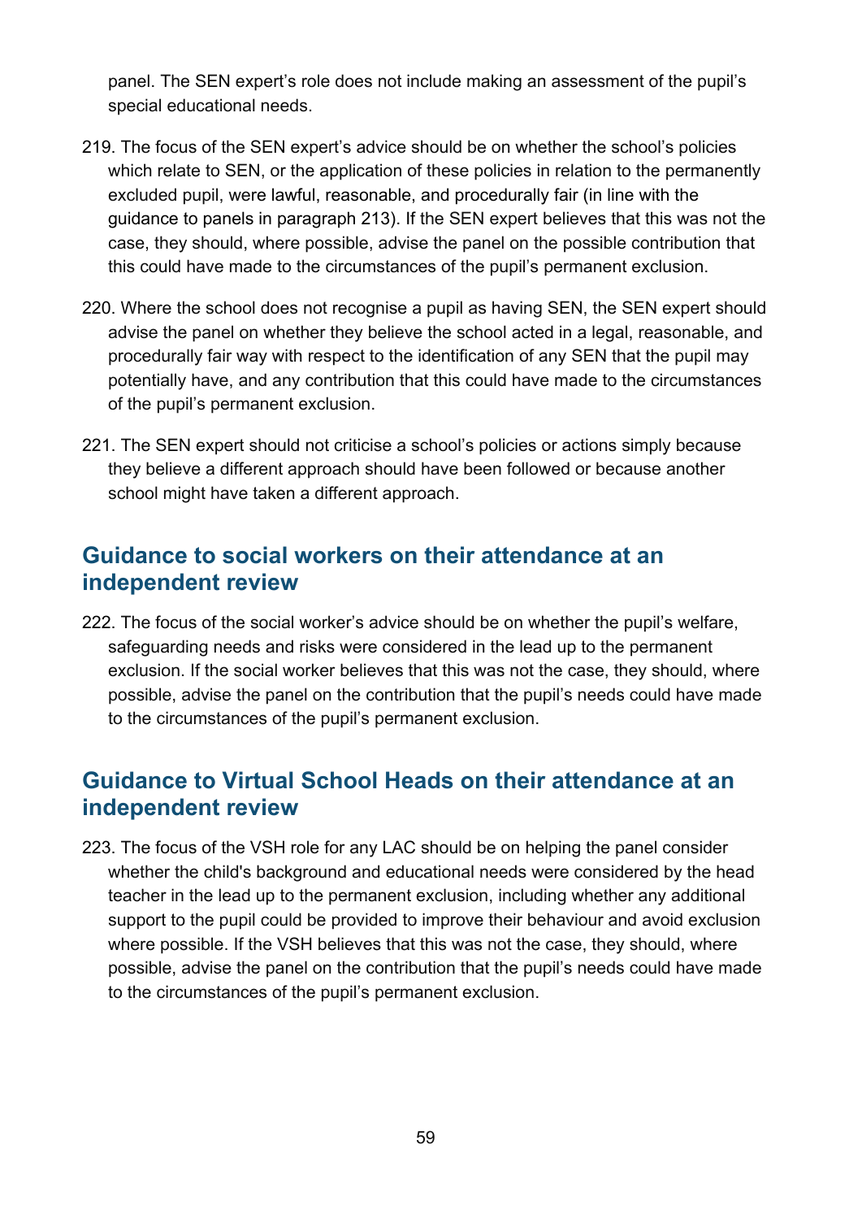panel. The SEN expert's role does not include making an assessment of the pupil's special educational needs.

219. The focus of the SEN expert's advice should be on whether the school's policies which relate to SEN, or the application of these policies in relation to the permanently excluded pupil, were lawful, reasonable, and procedurally fair (in line with the guidance to panels in paragraph 213). If the SEN expert believes that this was not the case, they should, where possible, advise the panel on the possible contribution that this could have made to the circumstances of the pupil's permanent exclusion.

220. Where the school does not recognise a pupil as having SEN, the SEN expert should advise the panel on whether they believe the school acted in a legal, reasonable, and procedurally fair way with respect to the identification of any SEN that the pupil may potentially have, and any contribution that this could have made to the circumstances of the pupil's permanent exclusion.

221. The SEN expert should not criticise a school's policies or actions simply because they believe a different approach should have been followed or because another school might have taken a different approach.

## Guidance to social workers on their attendance at an independent review

222. The focus of the social worker's advice should be on whether the pupil's welfare, safeguarding needs and risks were considered in the lead up to the permanent exclusion. If the social worker believes that this was not the case, they should, where possible, advise the panel on the contribution that the pupil's needs could have made to the circumstances of the pupil's permanent exclusion.

## Guidance to Virtual School Heads on their attendance at an independent review

223. The focus of the VSH role for any LAC should be on helping the panel consider whether the child's background and educational needs were considered by the head teacher in the lead up to the permanent exclusion, including whether any additional support to the pupil could be provided to improve their behaviour and avoid exclusion where possible. If the VSH believes that this was not the case, they should, where possible, advise the panel on the contribution that the pupil's needs could have made to the circumstances of the pupil's permanent exclusion.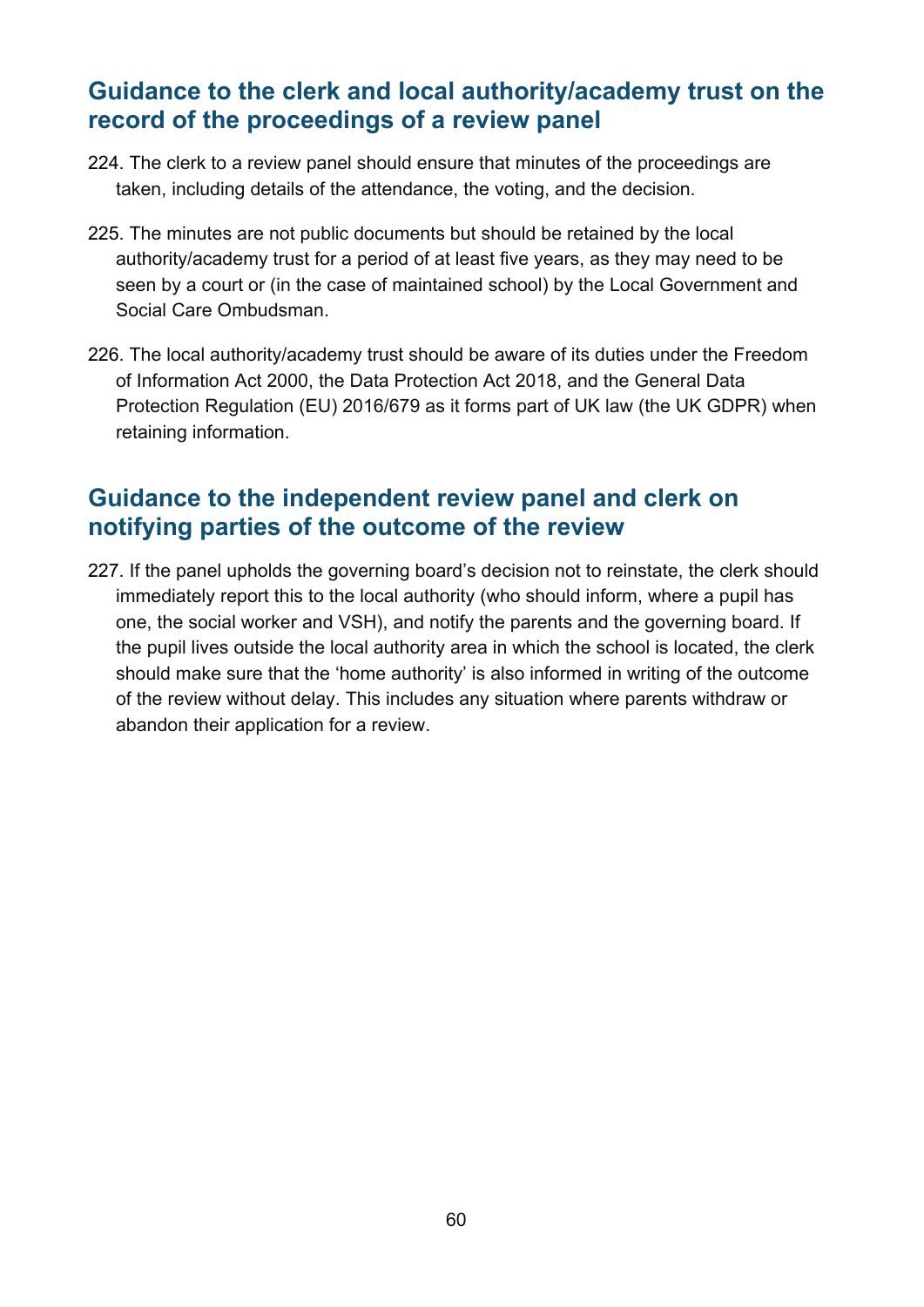## Guidance to the clerk and local authority/academy trust on the record of the proceedings of a review panel

224. The clerk to a review panel should ensure that minutes of the proceedings are taken, including details of the attendance, the voting, and the decision.

225. The minutes are not public documents but should be retained by the local authority/academy trust for a period of at least five years, as they may need to be seen by a court or (in the case of maintained school) by the Local Government and Social Care Ombudsman.

226. The local authority/academy trust should be aware of its duties under the Freedom of Information Act 2000, the Data Protection Act 2018, and the General Data Protection Regulation (EU) 2016/679 as it forms part of UK law (the UK GDPR) when retaining information.

## Guidance to the independent review panel and clerk on notifying parties of the outcome of the review

227. If the panel upholds the governing board's decision not to reinstate, the clerk should immediately report this to the local authority (who should inform, where a pupil has one, the social worker and VSH), and notify the parents and the governing board. If the pupil lives outside the local authority area in which the school is located, the clerk should make sure that the 'home authority' is also informed in writing of the outcome of the review without delay. This includes any situation where parents withdraw or abandon their application for a review.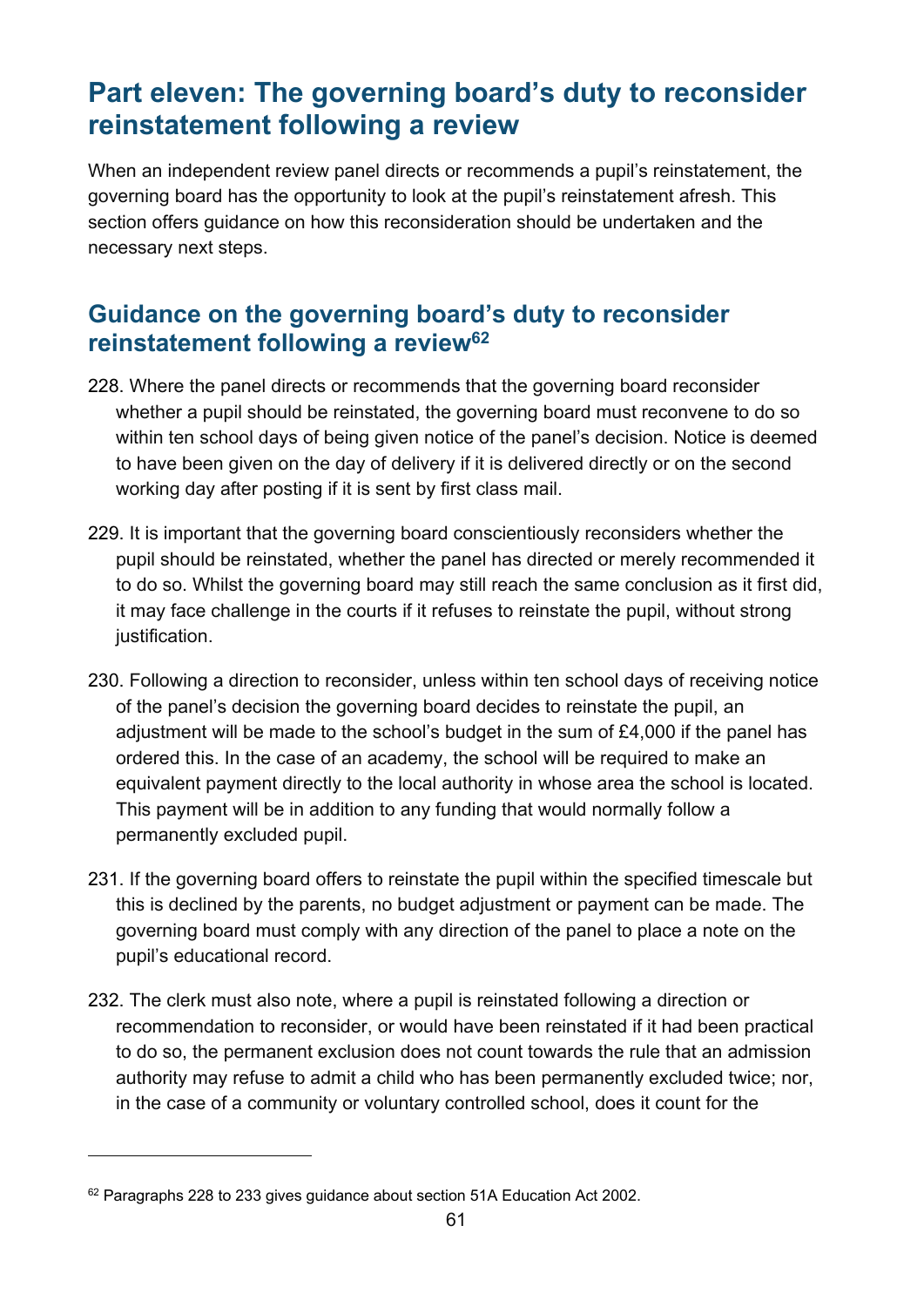# Part eleven: The governing board's duty to reconsider reinstatement following a review

When an independent review panel directs or recommends a pupil's reinstatement, the governing board has the opportunity to look at the pupil's reinstatement afresh. This section offers guidance on how this reconsideration should be undertaken and the necessary next steps.

## Guidance on the governing board's duty to reconsider reinstatement following a review[62]

228. Where the panel directs or recommends that the governing board reconsider whether a pupil should be reinstated, the governing board must reconvene to do so within ten school days of being given notice of the panel's decision. Notice is deemed to have been given on the day of delivery if it is delivered directly or on the second working day after posting if it is sent by first class mail.

229. It is important that the governing board conscientiously reconsiders whether the pupil should be reinstated, whether the panel has directed or merely recommended it to do so. Whilst the governing board may still reach the same conclusion as it first did, it may face challenge in the courts if it refuses to reinstate the pupil, without strong justification.

230. Following a direction to reconsider, unless within ten school days of receiving notice of the panel's decision the governing board decides to reinstate the pupil, an adjustment will be made to the school's budget in the sum of £4,000 if the panel has ordered this. In the case of an academy, the school will be required to make an equivalent payment directly to the local authority in whose area the school is located. This payment will be in addition to any funding that would normally follow a permanently excluded pupil.

231. If the governing board offers to reinstate the pupil within the specified timescale but this is declined by the parents, no budget adjustment or payment can be made. The governing board must comply with any direction of the panel to place a note on the pupil's educational record.

232. The clerk must also note, where a pupil is reinstated following a direction or recommendation to reconsider, or would have been reinstated if it had been practical to do so, the permanent exclusion does not count towards the rule that an admission authority may refuse to admit a child who has been permanently excluded twice; nor, in the case of a community or voluntary controlled school, does it count for the

[62] Paragraphs 228 to 233 gives guidance about section 51A Education Act 2002.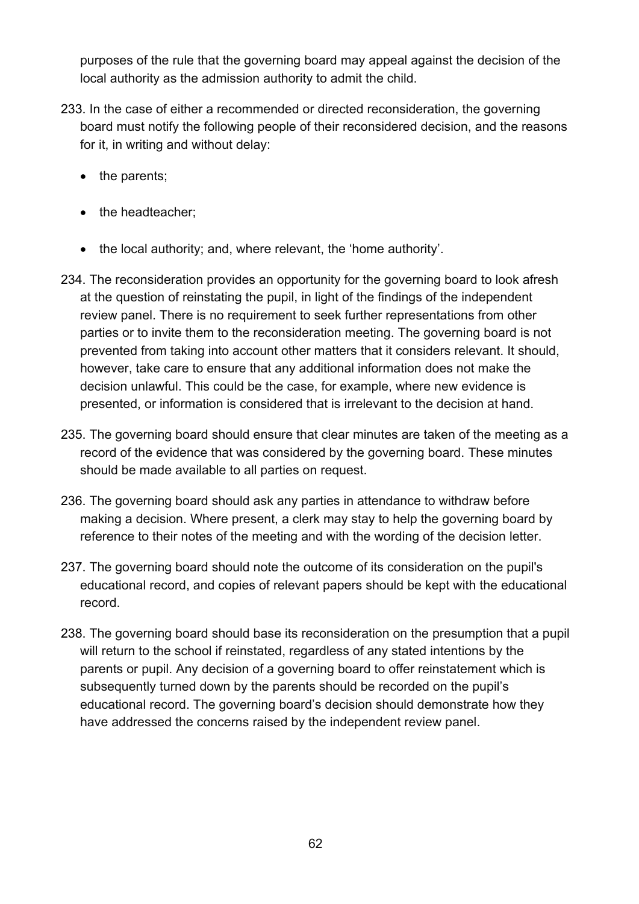purposes of the rule that the governing board may appeal against the decision of the local authority as the admission authority to admit the child.

233. In the case of either a recommended or directed reconsideration, the governing board must notify the following people of their reconsidered decision, and the reasons for it, in writing and without delay:

- the parents;
- the headteacher;
- the local authority; and, where relevant, the 'home authority'.

234. The reconsideration provides an opportunity for the governing board to look afresh at the question of reinstating the pupil, in light of the findings of the independent review panel. There is no requirement to seek further representations from other parties or to invite them to the reconsideration meeting. The governing board is not prevented from taking into account other matters that it considers relevant. It should, however, take care to ensure that any additional information does not make the decision unlawful. This could be the case, for example, where new evidence is presented, or information is considered that is irrelevant to the decision at hand.

235. The governing board should ensure that clear minutes are taken of the meeting as a record of the evidence that was considered by the governing board. These minutes should be made available to all parties on request.

236. The governing board should ask any parties in attendance to withdraw before making a decision. Where present, a clerk may stay to help the governing board by reference to their notes of the meeting and with the wording of the decision letter.

237. The governing board should note the outcome of its consideration on the pupil's educational record, and copies of relevant papers should be kept with the educational record.

238. The governing board should base its reconsideration on the presumption that a pupil will return to the school if reinstated, regardless of any stated intentions by the parents or pupil. Any decision of a governing board to offer reinstatement which is subsequently turned down by the parents should be recorded on the pupil's educational record. The governing board's decision should demonstrate how they have addressed the concerns raised by the independent review panel.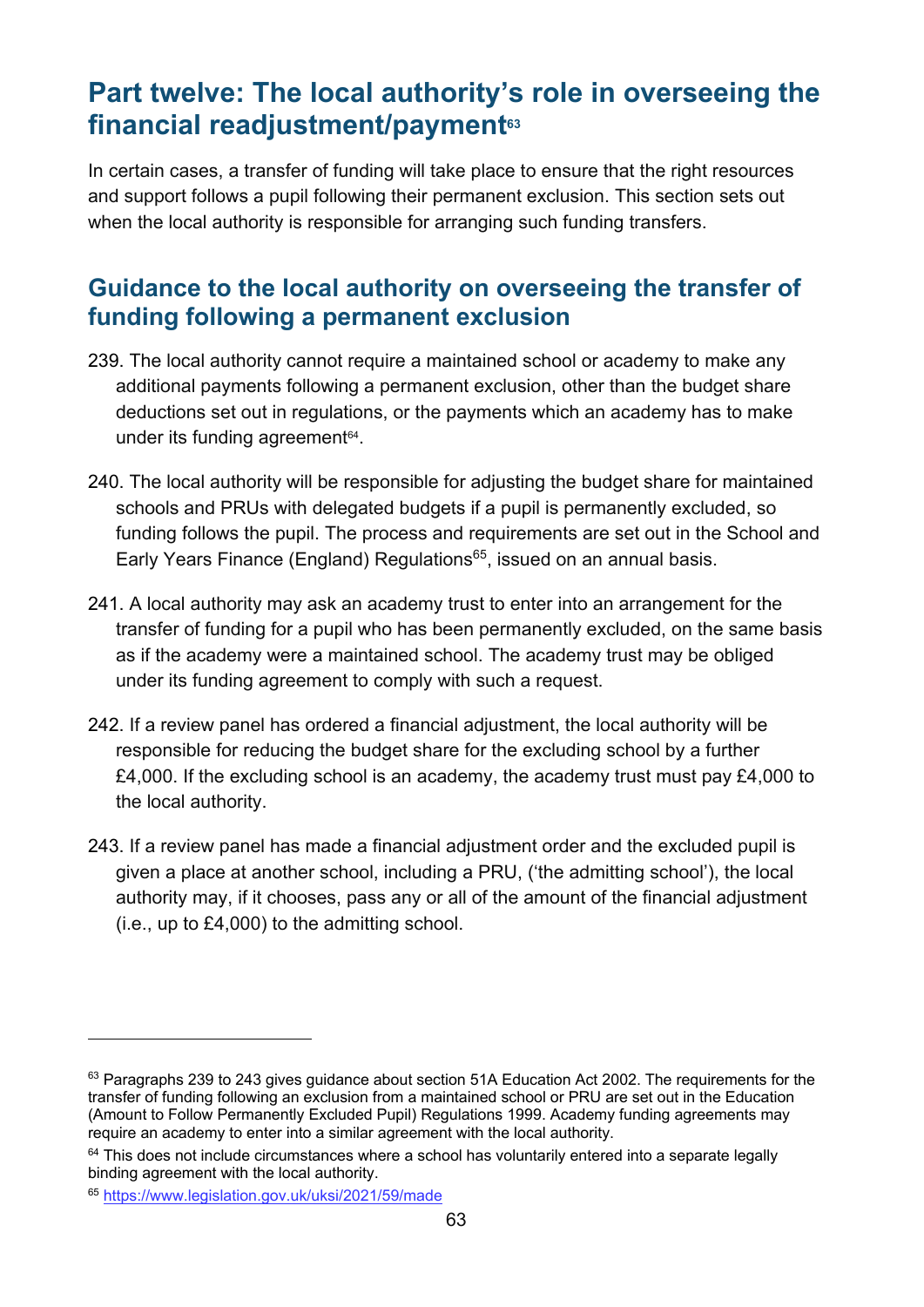# Part twelve: The local authority's role in overseeing the financial readjustment/payment[63]

In certain cases, a transfer of funding will take place to ensure that the right resources and support follows a pupil following their permanent exclusion. This section sets out when the local authority is responsible for arranging such funding transfers.

## Guidance to the local authority on overseeing the transfer of funding following a permanent exclusion

239. The local authority cannot require a maintained school or academy to make any additional payments following a permanent exclusion, other than the budget share deductions set out in regulations, or the payments which an academy has to make under its funding agreement[64].

240. The local authority will be responsible for adjusting the budget share for maintained schools and PRUs with delegated budgets if a pupil is permanently excluded, so funding follows the pupil. The process and requirements are set out in the School and Early Years Finance (England) Regulations[65], issued on an annual basis.

241. A local authority may ask an academy trust to enter into an arrangement for the transfer of funding for a pupil who has been permanently excluded, on the same basis as if the academy were a maintained school. The academy trust may be obliged under its funding agreement to comply with such a request.

242. If a review panel has ordered a financial adjustment, the local authority will be responsible for reducing the budget share for the excluding school by a further £4,000. If the excluding school is an academy, the academy trust must pay £4,000 to the local authority.

243. If a review panel has made a financial adjustment order and the excluded pupil is given a place at another school, including a PRU, ('the admitting school'), the local authority may, if it chooses, pass any or all of the amount of the financial adjustment (i.e., up to £4,000) to the admitting school.

---

[63] Paragraphs 239 to 243 gives guidance about section 51A Education Act 2002. The requirements for the transfer of funding following an exclusion from a maintained school or PRU are set out in the Education (Amount to Follow Permanently Excluded Pupil) Regulations 1999. Academy funding agreements may require an academy to enter into a similar agreement with the local authority.

[64] This does not include circumstances where a school has voluntarily entered into a separate legally binding agreement with the local authority.

[65] https://www.legislation.gov.uk/uksi/2021/59/made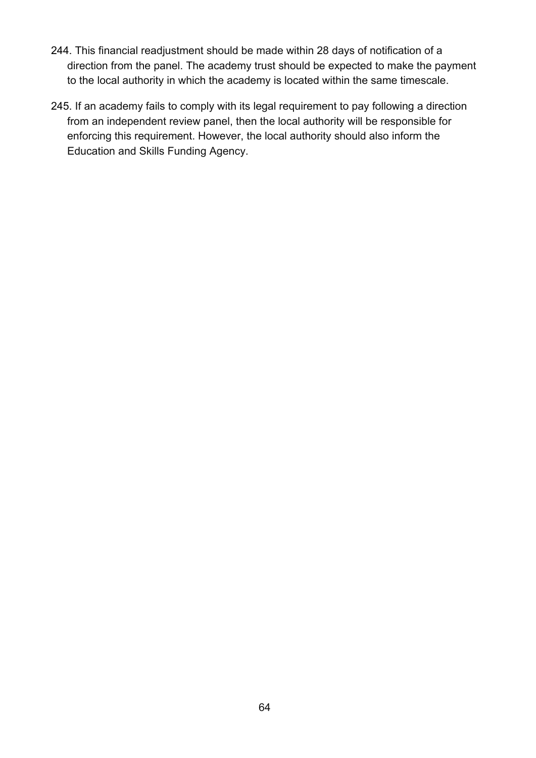244. This financial readjustment should be made within 28 days of notification of a direction from the panel. The academy trust should be expected to make the payment to the local authority in which the academy is located within the same timescale.

245. If an academy fails to comply with its legal requirement to pay following a direction from an independent review panel, then the local authority will be responsible for enforcing this requirement. However, the local authority should also inform the Education and Skills Funding Agency.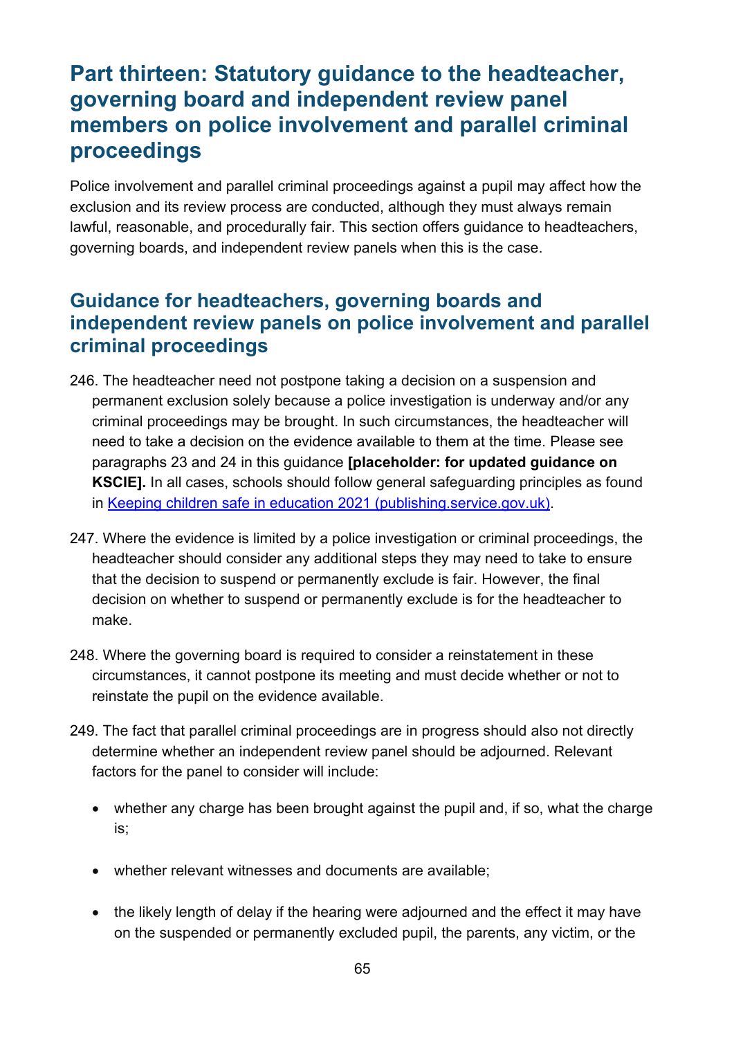# Part thirteen: Statutory guidance to the headteacher, governing board and independent review panel members on police involvement and parallel criminal proceedings

Police involvement and parallel criminal proceedings against a pupil may affect how the exclusion and its review process are conducted, although they must always remain lawful, reasonable, and procedurally fair. This section offers guidance to headteachers, governing boards, and independent review panels when this is the case.

## Guidance for headteachers, governing boards and independent review panels on police involvement and parallel criminal proceedings

246. The headteacher need not postpone taking a decision on a suspension and permanent exclusion solely because a police investigation is underway and/or any criminal proceedings may be brought. In such circumstances, the headteacher will need to take a decision on the evidence available to them at the time. Please see paragraphs 23 and 24 in this guidance **[placeholder: for updated guidance on KSCIE].** In all cases, schools should follow general safeguarding principles as found in [Keeping children safe in education 2021 (publishing.service.gov.uk)](publishing.service.gov.uk).

247. Where the evidence is limited by a police investigation or criminal proceedings, the headteacher should consider any additional steps they may need to take to ensure that the decision to suspend or permanently exclude is fair. However, the final decision on whether to suspend or permanently exclude is for the headteacher to make.

248. Where the governing board is required to consider a reinstatement in these circumstances, it cannot postpone its meeting and must decide whether or not to reinstate the pupil on the evidence available.

249. The fact that parallel criminal proceedings are in progress should also not directly determine whether an independent review panel should be adjourned. Relevant factors for the panel to consider will include:

- whether any charge has been brought against the pupil and, if so, what the charge is;
- whether relevant witnesses and documents are available;
- the likely length of delay if the hearing were adjourned and the effect it may have on the suspended or permanently excluded pupil, the parents, any victim, or the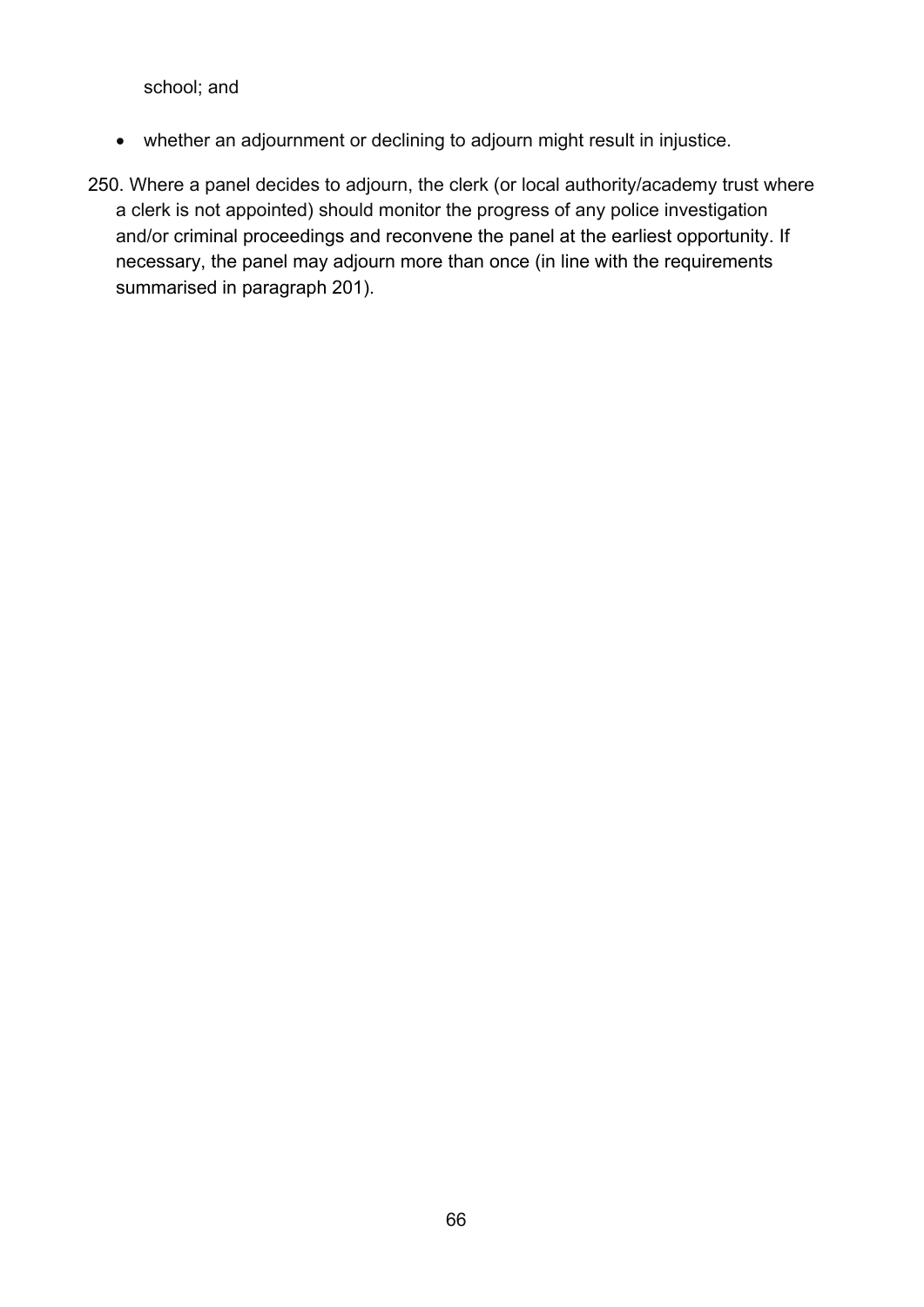school; and

- whether an adjournment or declining to adjourn might result in injustice.

250. Where a panel decides to adjourn, the clerk (or local authority/academy trust where a clerk is not appointed) should monitor the progress of any police investigation and/or criminal proceedings and reconvene the panel at the earliest opportunity. If necessary, the panel may adjourn more than once (in line with the requirements summarised in paragraph 201).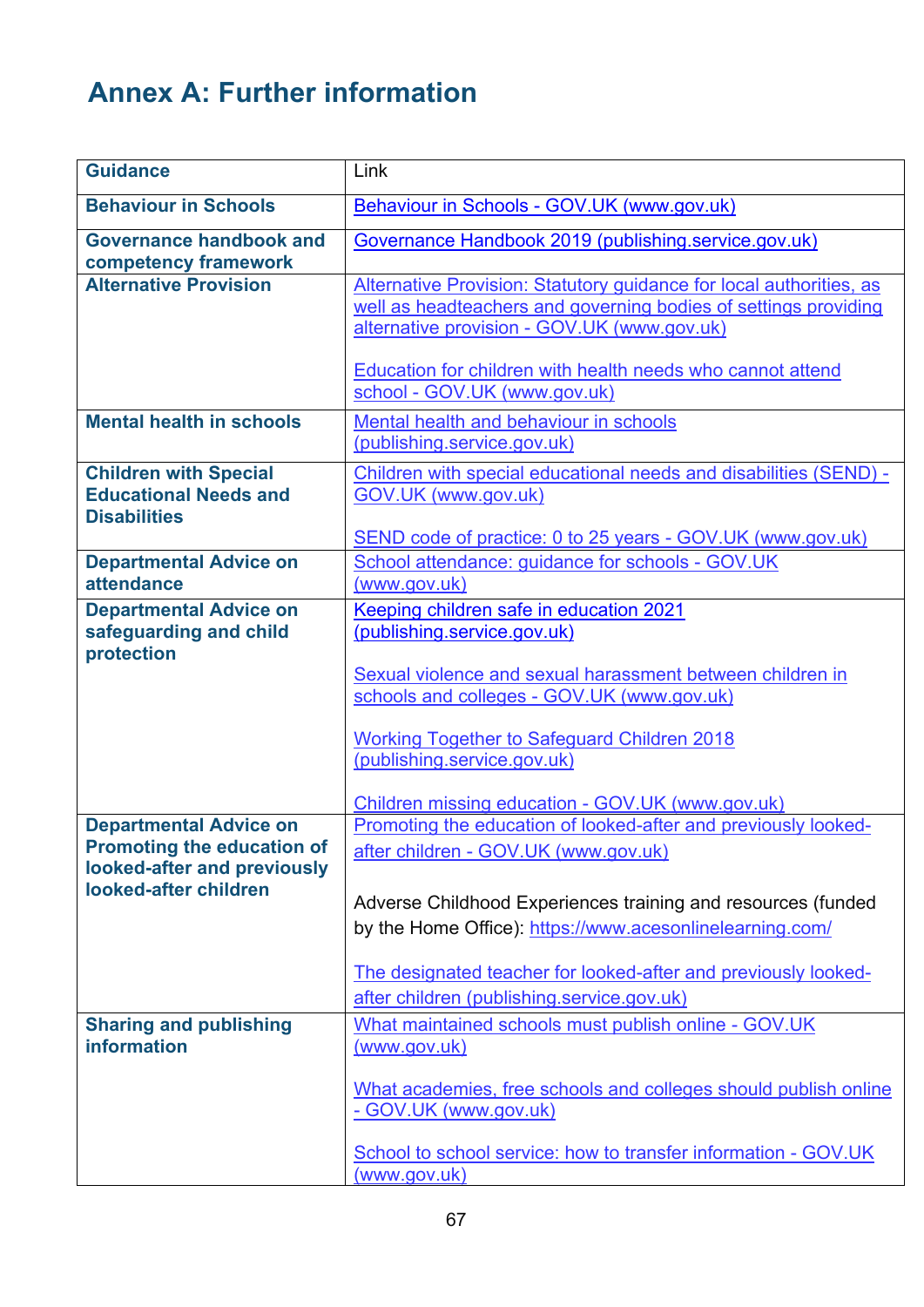# Annex A: Further information

| **Guidance** | Link |
| --- | --- |
| **Behaviour in Schools** | Behaviour in Schools - GOV.UK (www.gov.uk) |
| **Governance handbook and competency framework** | Governance Handbook 2019 (publishing.service.gov.uk) |
| **Alternative Provision** | Alternative Provision: Statutory guidance for local authorities, as well as headteachers and governing bodies of settings providing alternative provision - GOV.UK (www.gov.uk)<br><br>Education for children with health needs who cannot attend school - GOV.UK (www.gov.uk) |
| **Mental health in schools** | Mental health and behaviour in schools (publishing.service.gov.uk) |
| **Children with Special Educational Needs and Disabilities** | Children with special educational needs and disabilities (SEND) - GOV.UK (www.gov.uk)<br><br>SEND code of practice: 0 to 25 years - GOV.UK (www.gov.uk) |
| **Departmental Advice on attendance** | School attendance: guidance for schools - GOV.UK (www.gov.uk) |
| **Departmental Advice on safeguarding and child protection** | Keeping children safe in education 2021 (publishing.service.gov.uk)<br><br>Sexual violence and sexual harassment between children in schools and colleges - GOV.UK (www.gov.uk)<br><br>Working Together to Safeguard Children 2018 (publishing.service.gov.uk)<br><br>Children missing education - GOV.UK (www.gov.uk) |
| **Departmental Advice on Promoting the education of looked-after and previously looked-after children** | Promoting the education of looked-after and previously looked-after children - GOV.UK (www.gov.uk)<br><br>Adverse Childhood Experiences training and resources (funded by the Home Office): https://www.acesonlinelearning.com/<br><br>The designated teacher for looked-after and previously looked-after children (publishing.service.gov.uk) |
| **Sharing and publishing information** | What maintained schools must publish online - GOV.UK (www.gov.uk)<br><br>What academies, free schools and colleges should publish online - GOV.UK (www.gov.uk)<br><br>School to school service: how to transfer information - GOV.UK (www.gov.uk) |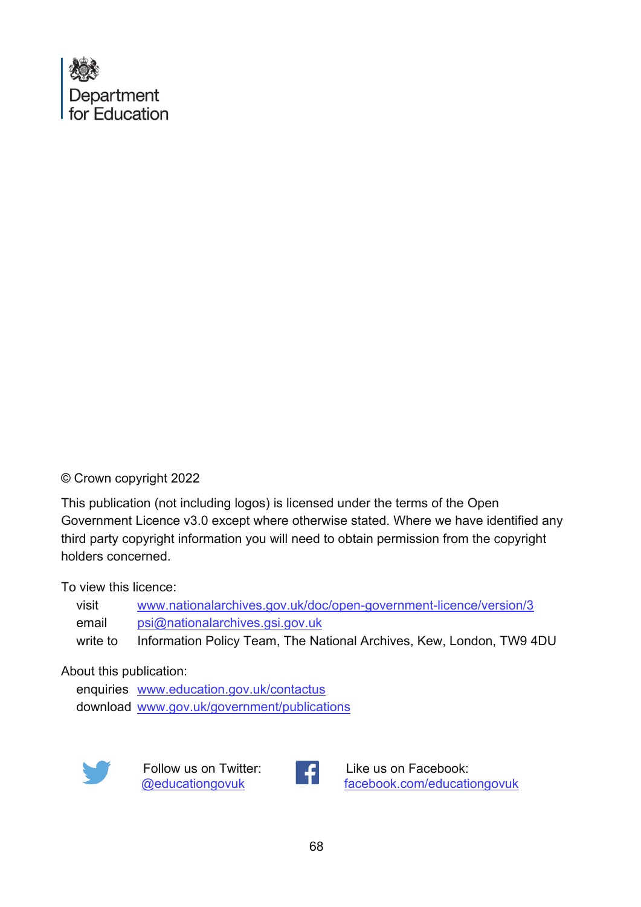Department for Education

© Crown copyright 2022

This publication (not including logos) is licensed under the terms of the Open Government Licence v3.0 except where otherwise stated. Where we have identified any third party copyright information you will need to obtain permission from the copyright holders concerned.

To view this licence:

visit www.nationalarchives.gov.uk/doc/open-government-licence/version/3
email psi@nationalarchives.gsi.gov.uk
write to Information Policy Team, The National Archives, Kew, London, TW9 4DU

About this publication:

enquiries www.education.gov.uk/contactus
download www.gov.uk/government/publications

Follow us on Twitter: @educationgovuk

Like us on Facebook: facebook.com/educationgovuk